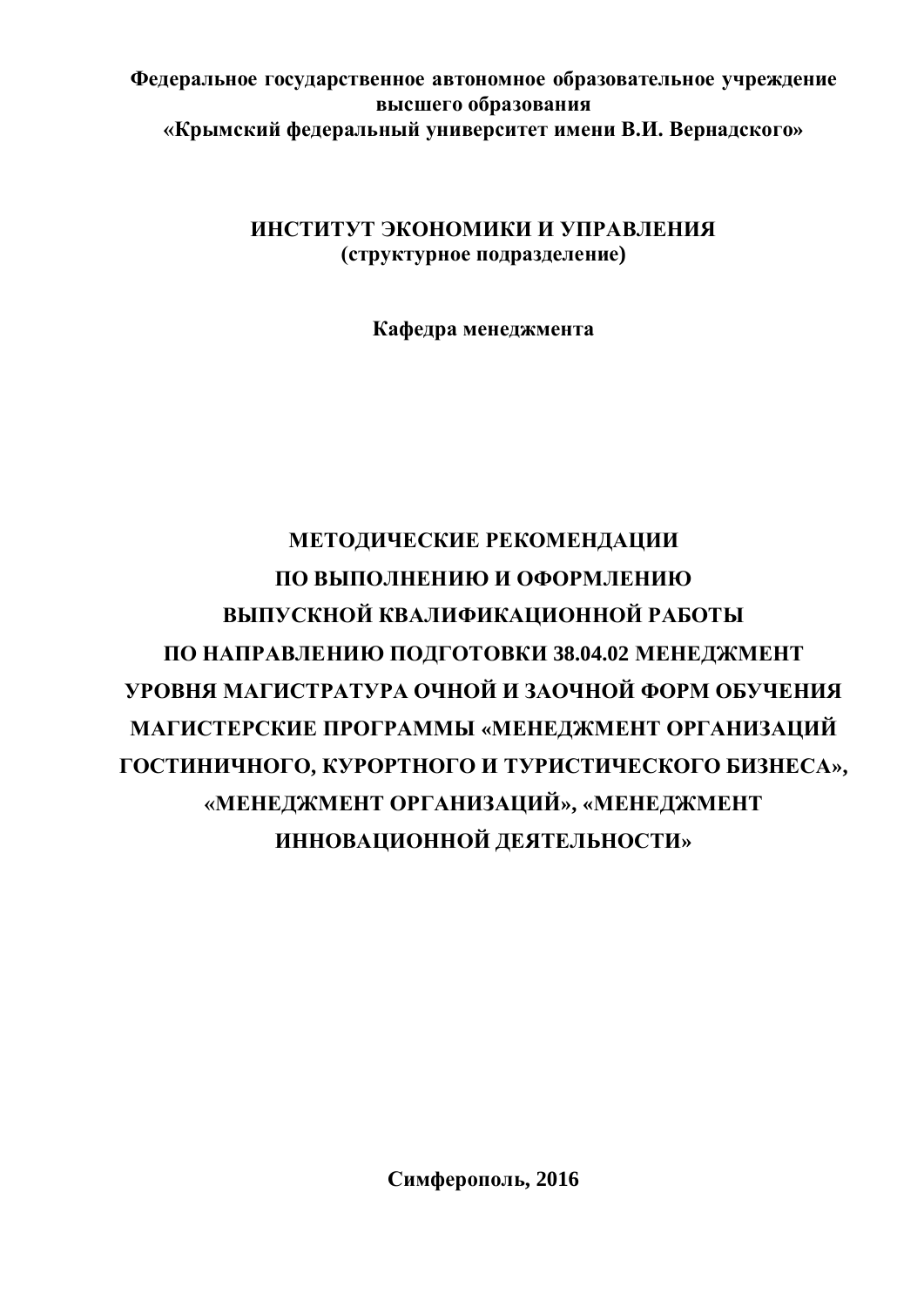**Федеральное государственное автономное образовательное учреждение высшего образования**
**«Крымский федеральный университет имени В.И. Вернадского»**

**ИНСТИТУТ ЭКОНОМИКИ И УПРАВЛЕНИЯ**
**(структурное подразделение)**

**Кафедра менеджмента**

# МЕТОДИЧЕСКИЕ РЕКОМЕНДАЦИИ ПО ВЫПОЛНЕНИЮ И ОФОРМЛЕНИЮ ВЫПУСКНОЙ КВАЛИФИКАЦИОННОЙ РАБОТЫ ПО НАПРАВЛЕНИЮ ПОДГОТОВКИ 38.04.02 МЕНЕДЖМЕНТ УРОВНЯ МАГИСТРАТУРА ОЧНОЙ И ЗАОЧНОЙ ФОРМ ОБУЧЕНИЯ МАГИСТЕРСКИЕ ПРОГРАММЫ «МЕНЕДЖМЕНТ ОРГАНИЗАЦИЙ ГОСТИНИЧНОГО, КУРОРТНОГО И ТУРИСТИЧЕСКОГО БИЗНЕСА», «МЕНЕДЖМЕНТ ОРГАНИЗАЦИЙ», «МЕНЕДЖМЕНТ ИННОВАЦИОННОЙ ДЕЯТЕЛЬНОСТИ»

**Симферополь, 2016**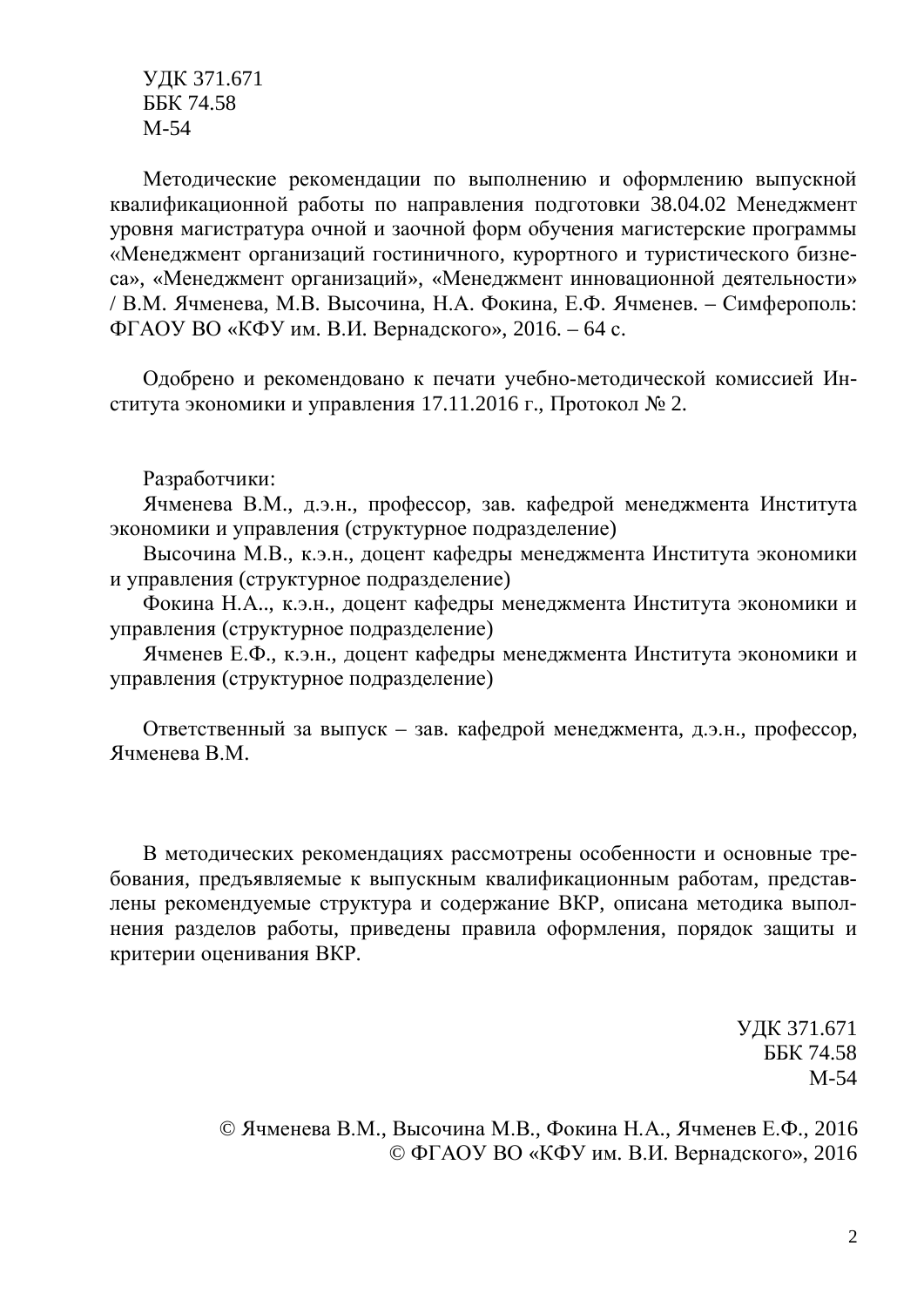УДК 371.671
ББК 74.58
М-54

Методические рекомендации по выполнению и оформлению выпускной квалификационной работы по направления подготовки 38.04.02 Менеджмент уровня магистратура очной и заочной форм обучения магистерские программы «Менеджмент организаций гостиничного, курортного и туристического бизнеса», «Менеджмент организаций», «Менеджмент инновационной деятельности» / В.М. Ячменева, М.В. Высочина, Н.А. Фокина, Е.Ф. Ячменев. – Симферополь: ФГАОУ ВО «КФУ им. В.И. Вернадского», 2016. – 64 с.

Одобрено и рекомендовано к печати учебно-методической комиссией Института экономики и управления 17.11.2016 г., Протокол № 2.

Разработчики:

Ячменева В.М., д.э.н., профессор, зав. кафедрой менеджмента Института экономики и управления (структурное подразделение)

Высочина М.В., к.э.н., доцент кафедры менеджмента Института экономики и управления (структурное подразделение)

Фокина Н.А.., к.э.н., доцент кафедры менеджмента Института экономики и управления (структурное подразделение)

Ячменев Е.Ф., к.э.н., доцент кафедры менеджмента Института экономики и управления (структурное подразделение)

Ответственный за выпуск – зав. кафедрой менеджмента, д.э.н., профессор, Ячменева В.М.

В методических рекомендациях рассмотрены особенности и основные требования, предъявляемые к выпускным квалификационным работам, представлены рекомендуемые структура и содержание ВКР, описана методика выполнения разделов работы, приведены правила оформления, порядок защиты и критерии оценивания ВКР.

УДК 371.671
ББК 74.58
М-54

© Ячменева В.М., Высочина М.В., Фокина Н.А., Ячменев Е.Ф., 2016
© ФГАОУ ВО «КФУ им. В.И. Вернадского», 2016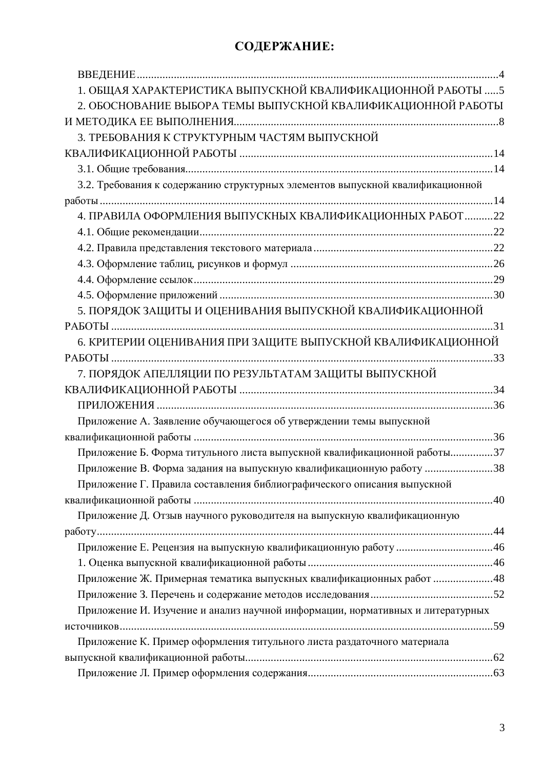# СОДЕРЖАНИЕ:

ВВЕДЕНИЕ ....................................................................................................................4

1. ОБЩАЯ ХАРАКТЕРИСТИКА ВЫПУСКНОЙ КВАЛИФИКАЦИОННОЙ РАБОТЫ .....5

2. ОБОСНОВАНИЕ ВЫБОРА ТЕМЫ ВЫПУСКНОЙ КВАЛИФИКАЦИОННОЙ РАБОТЫ И МЕТОДИКА ЕЕ ВЫПОЛНЕНИЯ ....................................................................................8

3. ТРЕБОВАНИЯ К СТРУКТУРНЫМ ЧАСТЯМ ВЫПУСКНОЙ КВАЛИФИКАЦИОННОЙ РАБОТЫ ....................................................................................14

3.1. Общие требования ....................................................................................................14

3.2. Требования к содержанию структурных элементов выпускной квалификационной работы ..........................................................................................................................14

4. ПРАВИЛА ОФОРМЛЕНИЯ ВЫПУСКНЫХ КВАЛИФИКАЦИОННЫХ РАБОТ ..........22

4.1. Общие рекомендации ...............................................................................................22

4.2. Правила представления текстового материала .......................................................22

4.3. Оформление таблиц, рисунков и формул ................................................................26

4.4. Оформление ссылок ..................................................................................................29

4.5. Оформление приложений .........................................................................................30

5. ПОРЯДОК ЗАЩИТЫ И ОЦЕНИВАНИЯ ВЫПУСКНОЙ КВАЛИФИКАЦИОННОЙ РАБОТЫ ..........................................................................................................................31

6. КРИТЕРИИ ОЦЕНИВАНИЯ ПРИ ЗАЩИТЕ ВЫПУСКНОЙ КВАЛИФИКАЦИОННОЙ РАБОТЫ ..........................................................................................................................33

7. ПОРЯДОК АПЕЛЛЯЦИИ ПО РЕЗУЛЬТАТАМ ЗАЩИТЫ ВЫПУСКНОЙ КВАЛИФИКАЦИОННОЙ РАБОТЫ ....................................................................................34

ПРИЛОЖЕНИЯ ................................................................................................................36

Приложение А. Заявление обучающегося об утверждении темы выпускной квалификационной работы ............................................................................................36

Приложение Б. Форма титульного листа выпускной квалификационной работы...............37

Приложение В. Форма задания на выпускную квалификационную работу ........................38

Приложение Г. Правила составления библиографического описания выпускной квалификационной работы ............................................................................................40

Приложение Д. Отзыв научного руководителя на выпускную квалификационную работу..............................................................................................................................44

Приложение Е. Рецензия на выпускную квалификационную работу .................................46

1. Оценка выпускной квалификационной работы ..............................................................46

Приложение Ж. Примерная тематика выпускных квалификационных работ .....................48

Приложение З. Перечень и содержание методов исследования ..........................................52

Приложение И. Изучение и анализ научной информации, нормативных и литературных источников.......................................................................................................................59

Приложение К. Пример оформления титульного листа раздаточного материала выпускной квалификационной работы...........................................................................62

Приложение Л. Пример оформления содержания...............................................................63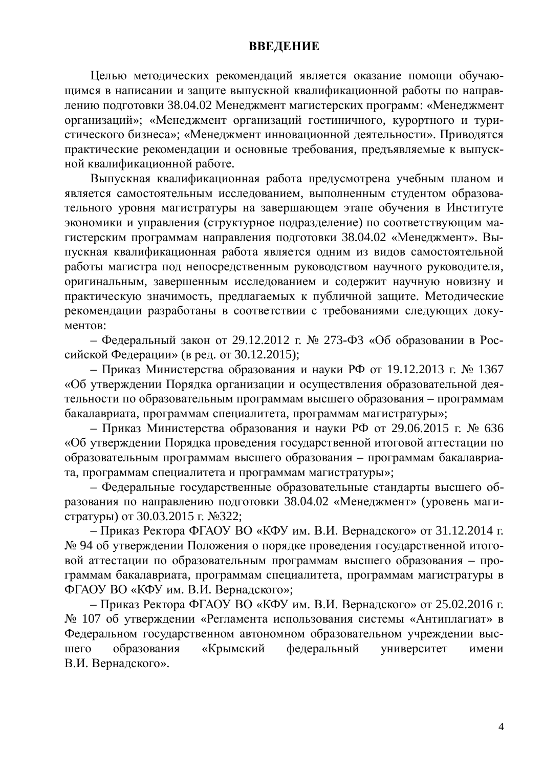# ВВЕДЕНИЕ

Целью методических рекомендаций является оказание помощи обучающимся в написании и защите выпускной квалификационной работы по направлению подготовки 38.04.02 Менеджмент магистерских программ: «Менеджмент организаций»; «Менеджмент организаций гостиничного, курортного и туристического бизнеса»; «Менеджмент инновационной деятельности». Приводятся практические рекомендации и основные требования, предъявляемые к выпускной квалификационной работе.

Выпускная квалификационная работа предусмотрена учебным планом и является самостоятельным исследованием, выполненным студентом образовательного уровня магистратуры на завершающем этапе обучения в Институте экономики и управления (структурное подразделение) по соответствующим магистерским программам направления подготовки 38.04.02 «Менеджмент». Выпускная квалификационная работа является одним из видов самостоятельной работы магистра под непосредственным руководством научного руководителя, оригинальным, завершенным исследованием и содержит научную новизну и практическую значимость, предлагаемых к публичной защите. Методические рекомендации разработаны в соответствии с требованиями следующих документов:

– Федеральный закон от 29.12.2012 г. № 273-ФЗ «Об образовании в Российской Федерации» (в ред. от 30.12.2015);

– Приказ Министерства образования и науки РФ от 19.12.2013 г. № 1367 «Об утверждении Порядка организации и осуществления образовательной деятельности по образовательным программам высшего образования – программам бакалавриата, программам специалитета, программам магистратуры»;

– Приказ Министерства образования и науки РФ от 29.06.2015 г. № 636 «Об утверждении Порядка проведения государственной итоговой аттестации по образовательным программам высшего образования – программам бакалавриата, программам специалитета и программам магистратуры»;

– Федеральные государственные образовательные стандарты высшего образования по направлению подготовки 38.04.02 «Менеджмент» (уровень магистратуры) от 30.03.2015 г. №322;

– Приказ Ректора ФГАОУ ВО «КФУ им. В.И. Вернадского» от 31.12.2014 г. № 94 об утверждении Положения о порядке проведения государственной итоговой аттестации по образовательным программам высшего образования – программам бакалавриата, программам специалитета, программам магистратуры в ФГАОУ ВО «КФУ им. В.И. Вернадского»;

– Приказ Ректора ФГАОУ ВО «КФУ им. В.И. Вернадского» от 25.02.2016 г. № 107 об утверждении «Регламента использования системы «Антиплагиат» в Федеральном государственном автономном образовательном учреждении высшего образования «Крымский федеральный университет имени В.И. Вернадского».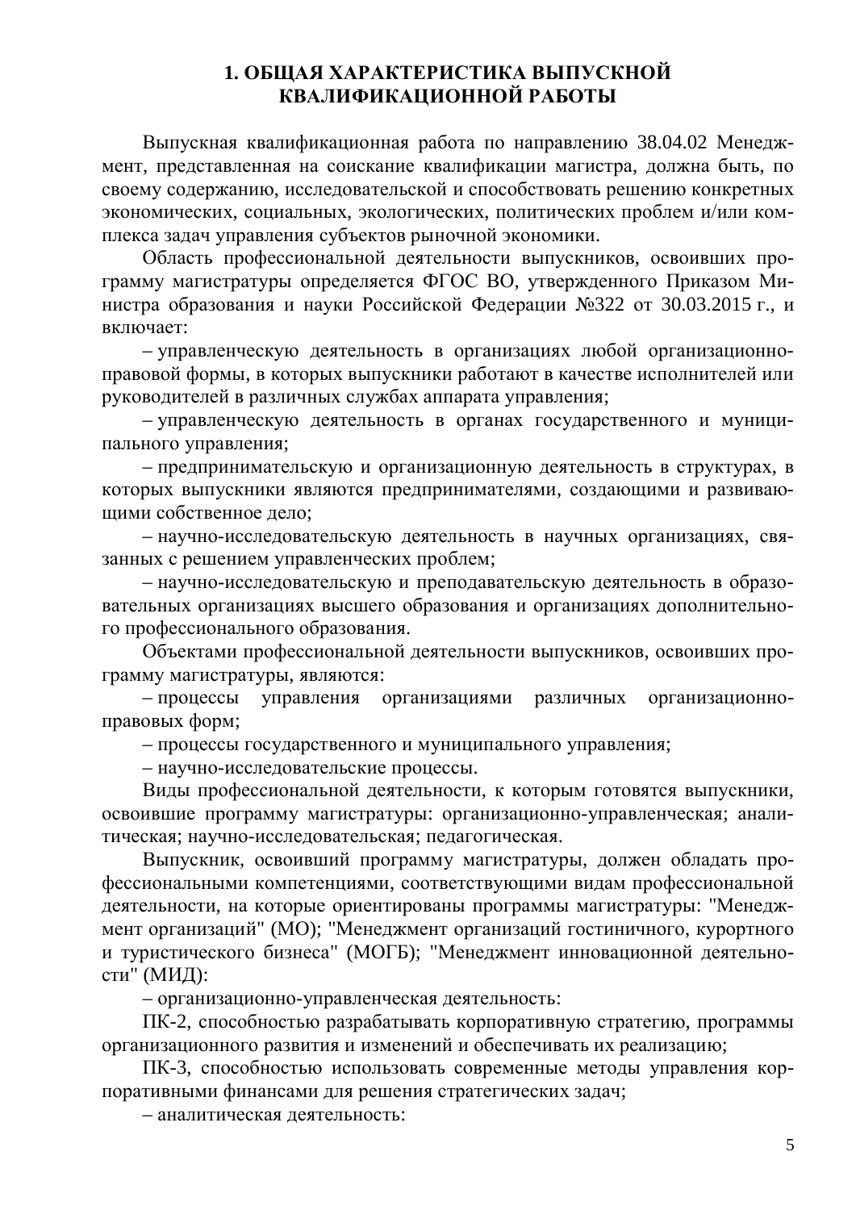# 1. ОБЩАЯ ХАРАКТЕРИСТИКА ВЫПУСКНОЙ КВАЛИФИКАЦИОННОЙ РАБОТЫ

Выпускная квалификационная работа по направлению 38.04.02 Менеджмент, представленная на соискание квалификации магистра, должна быть, по своему содержанию, исследовательской и способствовать решению конкретных экономических, социальных, экологических, политических проблем и/или комплекса задач управления субъектов рыночной экономики.

Область профессиональной деятельности выпускников, освоивших программу магистратуры определяется ФГОС ВО, утвержденного Приказом Министра образования и науки Российской Федерации №322 от 30.03.2015 г., и включает:

– управленческую деятельность в организациях любой организационно-правовой формы, в которых выпускники работают в качестве исполнителей или руководителей в различных службах аппарата управления;

– управленческую деятельность в органах государственного и муниципального управления;

– предпринимательскую и организационную деятельность в структурах, в которых выпускники являются предпринимателями, создающими и развивающими собственное дело;

– научно-исследовательскую деятельность в научных организациях, связанных с решением управленческих проблем;

– научно-исследовательскую и преподавательскую деятельность в образовательных организациях высшего образования и организациях дополнительного профессионального образования.

Объектами профессиональной деятельности выпускников, освоивших программу магистратуры, являются:

– процессы управления организациями различных организационно-правовых форм;

– процессы государственного и муниципального управления;

– научно-исследовательские процессы.

Виды профессиональной деятельности, к которым готовятся выпускники, освоившие программу магистратуры: организационно-управленческая; аналитическая; научно-исследовательская; педагогическая.

Выпускник, освоивший программу магистратуры, должен обладать профессиональными компетенциями, соответствующими видам профессиональной деятельности, на которые ориентированы программы магистратуры: "Менеджмент организаций" (МО); "Менеджмент организаций гостиничного, курортного и туристического бизнеса" (МОГБ); "Менеджмент инновационной деятельности" (МИД):

– организационно-управленческая деятельность:

ПК-2, способностью разрабатывать корпоративную стратегию, программы организационного развития и изменений и обеспечивать их реализацию;

ПК-3, способностью использовать современные методы управления корпоративными финансами для решения стратегических задач;

– аналитическая деятельность: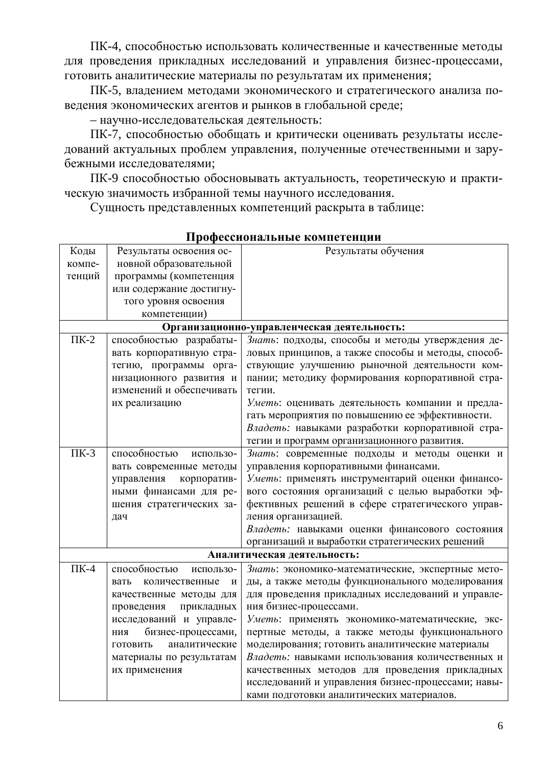ПК-4, способностью использовать количественные и качественные методы для проведения прикладных исследований и управления бизнес-процессами, готовить аналитические материалы по результатам их применения;

ПК-5, владением методами экономического и стратегического анализа поведения экономических агентов и рынков в глобальной среде;

– научно-исследовательская деятельность:

ПК-7, способностью обобщать и критически оценивать результаты исследований актуальных проблем управления, полученные отечественными и зарубежными исследователями;

ПК-9 способностью обосновывать актуальность, теоретическую и практическую значимость избранной темы научного исследования.

Сущность представленных компетенций раскрыта в таблице:

**Профессиональные компетенции**

| Коды компетенций | Результаты освоения основной образовательной программы (компетенция или содержание достигнутого уровня освоения компетенции) | Результаты обучения |
|---|---|---|
| **Организационно-управленческая деятельность:** | | |
| ПК-2 | способностью разрабатывать корпоративную стратегию, программы организационного развития и изменений и обеспечивать их реализацию | *Знать*: подходы, способы и методы утверждения деловых принципов, а также способы и методы, способствующие улучшению рыночной деятельности компании; методику формирования корпоративной стратегии.<br>*Уметь*: оценивать деятельность компании и предлагать мероприятия по повышению ее эффективности.<br>*Владеть:* навыками разработки корпоративной стратегии и программ организационного развития. |
| ПК-3 | способностью использовать современные методы управления корпоративными финансами для решения стратегических задач | *Знать*: современные подходы и методы оценки и управления корпоративными финансами.<br>*Уметь*: применять инструментарий оценки финансового состояния организаций с целью выработки эффективных решений в сфере стратегического управления организацией.<br>*Владеть:* навыками оценки финансового состояния организаций и выработки стратегических решений |
| **Аналитическая деятельность:** | | |
| ПК-4 | способностью использовать количественные и качественные методы для проведения прикладных исследований и управления бизнес-процессами, готовить аналитические материалы по результатам их применения | *Знать*: экономико-математические, экспертные методы, а также методы функционального моделирования для проведения прикладных исследований и управления бизнес-процессами.<br>*Уметь*: применять экономико-математические, экспертные методы, а также методы функционального моделирования; готовить аналитические материалы<br>*Владеть:* навыками использования количественных и качественных методов для проведения прикладных исследований и управления бизнес-процессами; навыками подготовки аналитических материалов. |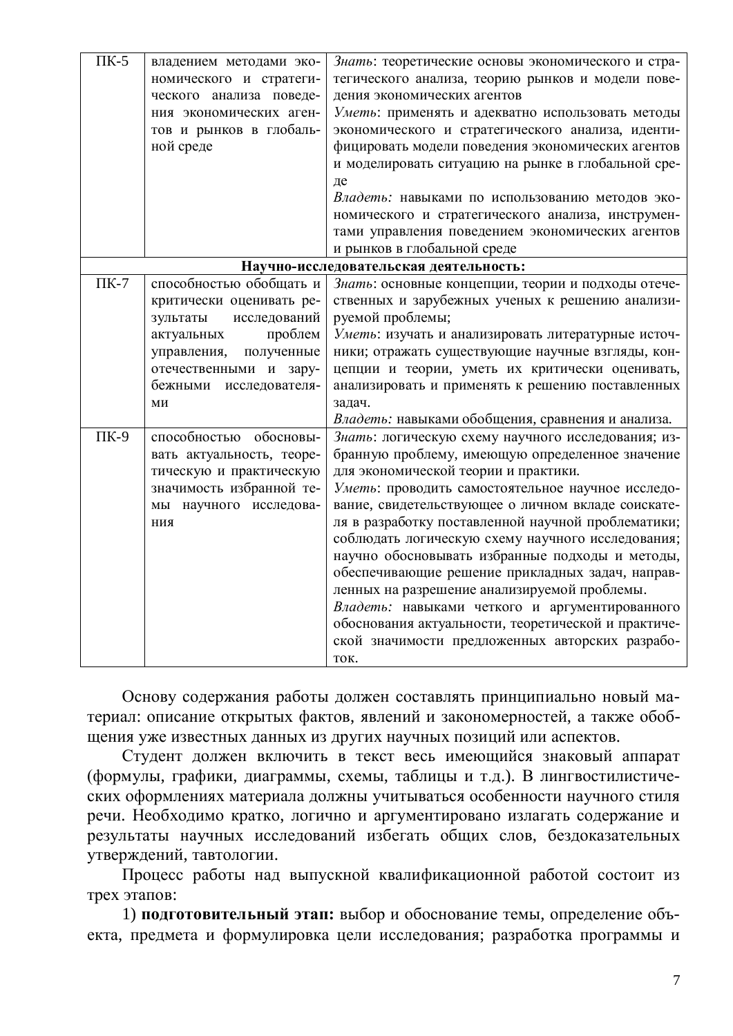| | | |
|---|---|---|
| ПК-5 | владением методами экономического и стратегического анализа поведения экономических агентов и рынков в глобальной среде | *Знать*: теоретические основы экономического и стратегического анализа, теорию рынков и модели поведения экономических агентов<br>*Уметь*: применять и адекватно использовать методы экономического и стратегического анализа, идентифицировать модели поведения экономических агентов и моделировать ситуацию на рынке в глобальной среде<br>*Владеть:* навыками по использованию методов экономического и стратегического анализа, инструментами управления поведением экономических агентов и рынков в глобальной среде |
| **Научно-исследовательская деятельность:** | | |
| ПК-7 | способностью обобщать и критически оценивать результаты исследований актуальных проблем управления, полученные отечественными и зарубежными исследователями | *Знать*: основные концепции, теории и подходы отечественных и зарубежных ученых к решению анализируемой проблемы;<br>*Уметь*: изучать и анализировать литературные источники; отражать существующие научные взгляды, концепции и теории, уметь их критически оценивать, анализировать и применять к решению поставленных задач.<br>*Владеть:* навыками обобщения, сравнения и анализа. |
| ПК-9 | способностью обосновывать актуальность, теоретическую и практическую значимость избранной темы научного исследования | *Знать*: логическую схему научного исследования; избранную проблему, имеющую определенное значение для экономической теории и практики.<br>*Уметь*: проводить самостоятельное научное исследование, свидетельствующее о личном вкладе соискателя в разработку поставленной научной проблематики; соблюдать логическую схему научного исследования; научно обосновывать избранные подходы и методы, обеспечивающие решение прикладных задач, направленных на разрешение анализируемой проблемы.<br>*Владеть:* навыками четкого и аргументированного обоснования актуальности, теоретической и практической значимости предложенных авторских разработок. |

Основу содержания работы должен составлять принципиально новый материал: описание открытых фактов, явлений и закономерностей, а также обобщения уже известных данных из других научных позиций или аспектов.

Студент должен включить в текст весь имеющийся знаковый аппарат (формулы, графики, диаграммы, схемы, таблицы и т.д.). В лингвостилистических оформлениях материала должны учитываться особенности научного стиля речи. Необходимо кратко, логично и аргументировано излагать содержание и результаты научных исследований избегать общих слов, бездоказательных утверждений, тавтологии.

Процесс работы над выпускной квалификационной работой состоит из трех этапов:

1) **подготовительный этап:** выбор и обоснование темы, определение объекта, предмета и формулировка цели исследования; разработка программы и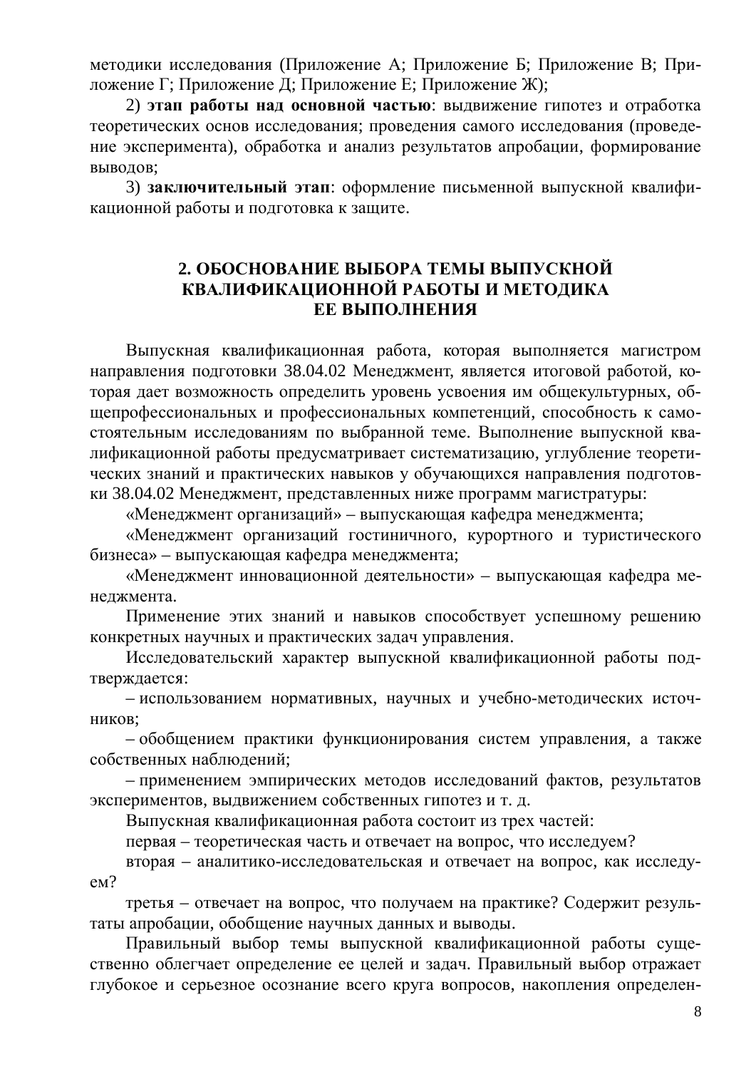методики исследования (Приложение А; Приложение Б; Приложение В; Приложение Г; Приложение Д; Приложение Е; Приложение Ж);

2) **этап работы над основной частью**: выдвижение гипотез и отработка теоретических основ исследования; проведения самого исследования (проведение эксперимента), обработка и анализ результатов апробации, формирование выводов;

3) **заключительный этап**: оформление письменной выпускной квалификационной работы и подготовка к защите.

## 2. ОБОСНОВАНИЕ ВЫБОРА ТЕМЫ ВЫПУСКНОЙ КВАЛИФИКАЦИОННОЙ РАБОТЫ И МЕТОДИКА ЕЕ ВЫПОЛНЕНИЯ

Выпускная квалификационная работа, которая выполняется магистром направления подготовки 38.04.02 Менеджмент, является итоговой работой, которая дает возможность определить уровень усвоения им общекультурных, общепрофессиональных и профессиональных компетенций, способность к самостоятельным исследованиям по выбранной теме. Выполнение выпускной квалификационной работы предусматривает систематизацию, углубление теоретических знаний и практических навыков у обучающихся направления подготовки 38.04.02 Менеджмент, представленных ниже программ магистратуры:

«Менеджмент организаций» – выпускающая кафедра менеджмента;

«Менеджмент организаций гостиничного, курортного и туристического бизнеса» – выпускающая кафедра менеджмента;

«Менеджмент инновационной деятельности» – выпускающая кафедра менеджмента.

Применение этих знаний и навыков способствует успешному решению конкретных научных и практических задач управления.

Исследовательский характер выпускной квалификационной работы подтверждается:

– использованием нормативных, научных и учебно-методических источников;

– обобщением практики функционирования систем управления, а также собственных наблюдений;

– применением эмпирических методов исследований фактов, результатов экспериментов, выдвижением собственных гипотез и т. д.

Выпускная квалификационная работа состоит из трех частей:

первая – теоретическая часть и отвечает на вопрос, что исследуем?

вторая – аналитико-исследовательская и отвечает на вопрос, как исследуем?

третья – отвечает на вопрос, что получаем на практике? Содержит результаты апробации, обобщение научных данных и выводы.

Правильный выбор темы выпускной квалификационной работы существенно облегчает определение ее целей и задач. Правильный выбор отражает глубокое и серьезное осознание всего круга вопросов, накопления определен-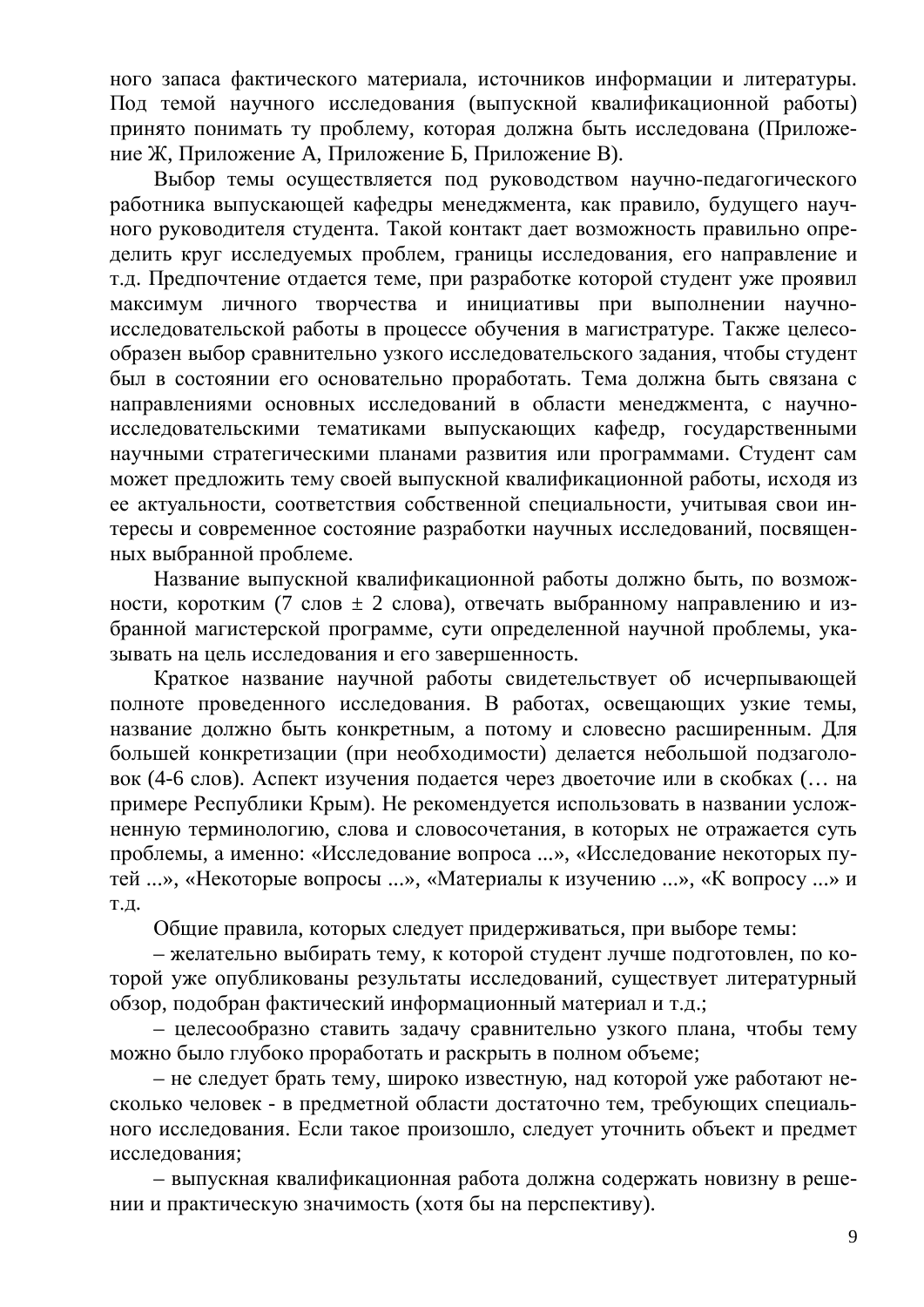ного запаса фактического материала, источников информации и литературы. Под темой научного исследования (выпускной квалификационной работы) принято понимать ту проблему, которая должна быть исследована (Приложение Ж, Приложение А, Приложение Б, Приложение В).

Выбор темы осуществляется под руководством научно-педагогического работника выпускающей кафедры менеджмента, как правило, будущего научного руководителя студента. Такой контакт дает возможность правильно определить круг исследуемых проблем, границы исследования, его направление и т.д. Предпочтение отдается теме, при разработке которой студент уже проявил максимум личного творчества и инициативы при выполнении научно-исследовательской работы в процессе обучения в магистратуре. Также целесообразен выбор сравнительно узкого исследовательского задания, чтобы студент был в состоянии его основательно проработать. Тема должна быть связана с направлениями основных исследований в области менеджмента, с научно-исследовательскими тематиками выпускающих кафедр, государственными научными стратегическими планами развития или программами. Студент сам может предложить тему своей выпускной квалификационной работы, исходя из ее актуальности, соответствия собственной специальности, учитывая свои интересы и современное состояние разработки научных исследований, посвященных выбранной проблеме.

Название выпускной квалификационной работы должно быть, по возможности, коротким (7 слов ± 2 слова), отвечать выбранному направлению и избранной магистерской программе, сути определенной научной проблемы, указывать на цель исследования и его завершенность.

Краткое название научной работы свидетельствует об исчерпывающей полноте проведенного исследования. В работах, освещающих узкие темы, название должно быть конкретным, а потому и словесно расширенным. Для большей конкретизации (при необходимости) делается небольшой подзаголовок (4-6 слов). Аспект изучения подается через двоеточие или в скобках (… на примере Республики Крым). Не рекомендуется использовать в названии усложненную терминологию, слова и словосочетания, в которых не отражается суть проблемы, а именно: «Исследование вопроса ...», «Исследование некоторых путей ...», «Некоторые вопросы ...», «Материалы к изучению ...», «К вопросу ...» и т.д.

Общие правила, которых следует придерживаться, при выборе темы:

– желательно выбирать тему, к которой студент лучше подготовлен, по которой уже опубликованы результаты исследований, существует литературный обзор, подобран фактический информационный материал и т.д.;

– целесообразно ставить задачу сравнительно узкого плана, чтобы тему можно было глубоко проработать и раскрыть в полном объеме;

– не следует брать тему, широко известную, над которой уже работают несколько человек - в предметной области достаточно тем, требующих специального исследования. Если такое произошло, следует уточнить объект и предмет исследования;

– выпускная квалификационная работа должна содержать новизну в решении и практическую значимость (хотя бы на перспективу).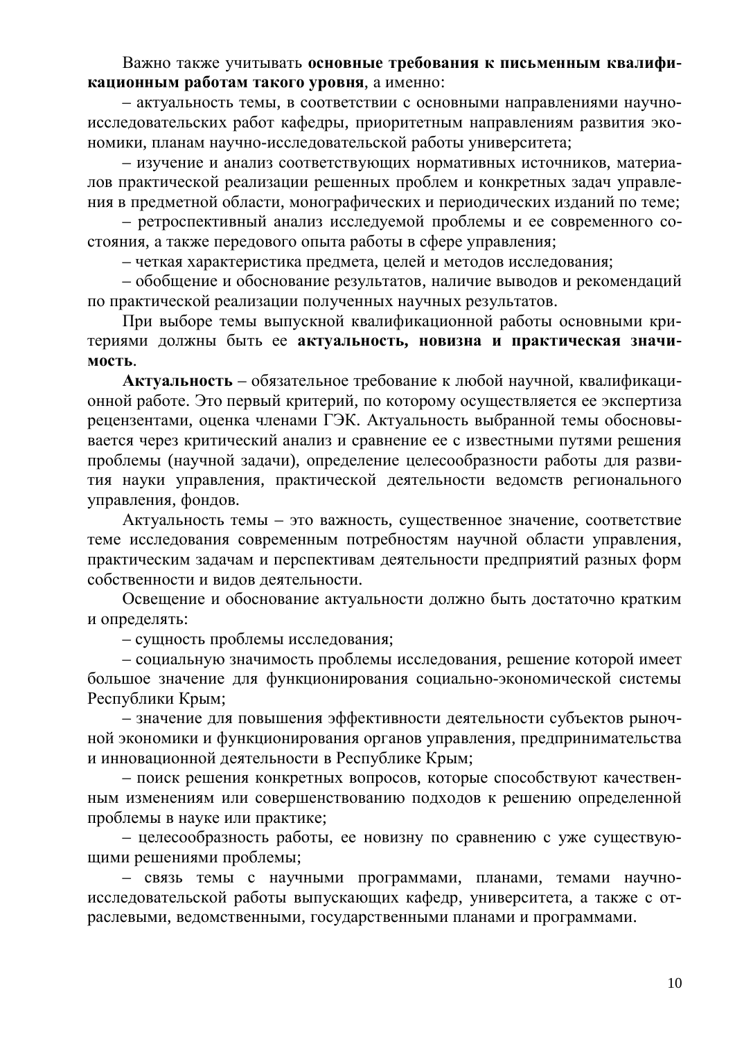Важно также учитывать **основные требования к письменным квалификационным работам такого уровня**, а именно:

– актуальность темы, в соответствии с основными направлениями научно-исследовательских работ кафедры, приоритетным направлениям развития экономики, планам научно-исследовательской работы университета;

– изучение и анализ соответствующих нормативных источников, материалов практической реализации решенных проблем и конкретных задач управления в предметной области, монографических и периодических изданий по теме;

– ретроспективный анализ исследуемой проблемы и ее современного состояния, а также передового опыта работы в сфере управления;

– четкая характеристика предмета, целей и методов исследования;

– обобщение и обоснование результатов, наличие выводов и рекомендаций по практической реализации полученных научных результатов.

При выборе темы выпускной квалификационной работы основными критериями должны быть ее **актуальность, новизна и практическая значимость**.

**Актуальность** – обязательное требование к любой научной, квалификационной работе. Это первый критерий, по которому осуществляется ее экспертиза рецензентами, оценка членами ГЭК. Актуальность выбранной темы обосновывается через критический анализ и сравнение ее с известными путями решения проблемы (научной задачи), определение целесообразности работы для развития науки управления, практической деятельности ведомств регионального управления, фондов.

Актуальность темы – это важность, существенное значение, соответствие теме исследования современным потребностям научной области управления, практическим задачам и перспективам деятельности предприятий разных форм собственности и видов деятельности.

Освещение и обоснование актуальности должно быть достаточно кратким и определять:

– сущность проблемы исследования;

– социальную значимость проблемы исследования, решение которой имеет большое значение для функционирования социально-экономической системы Республики Крым;

– значение для повышения эффективности деятельности субъектов рыночной экономики и функционирования органов управления, предпринимательства и инновационной деятельности в Республике Крым;

– поиск решения конкретных вопросов, которые способствуют качественным изменениям или совершенствованию подходов к решению определенной проблемы в науке или практике;

– целесообразность работы, ее новизну по сравнению с уже существующими решениями проблемы;

– связь темы с научными программами, планами, темами научно-исследовательской работы выпускающих кафедр, университета, а также с отраслевыми, ведомственными, государственными планами и программами.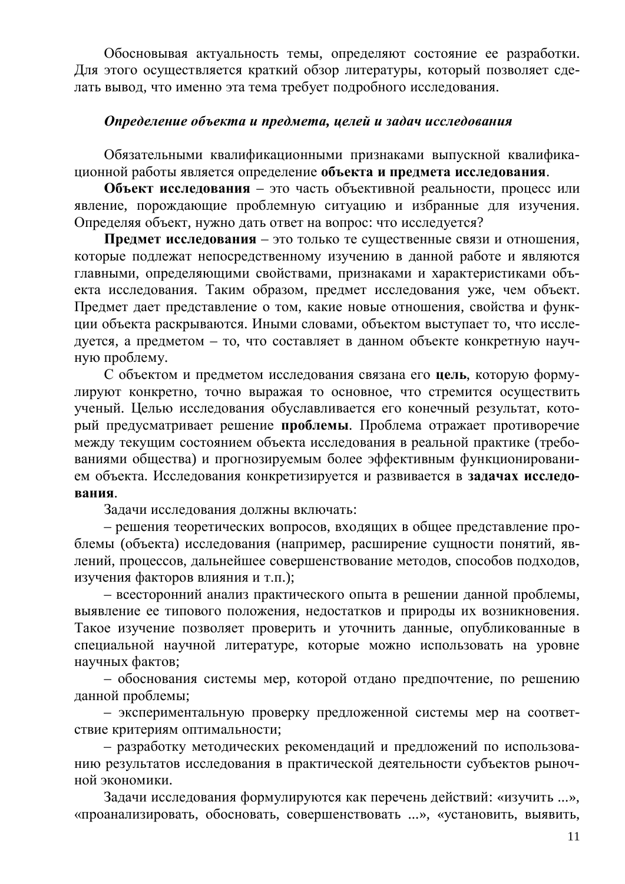Обосновывая актуальность темы, определяют состояние ее разработки. Для этого осуществляется краткий обзор литературы, который позволяет сделать вывод, что именно эта тема требует подробного исследования.

### *Определение объекта и предмета, целей и задач исследования*

Обязательными квалификационными признаками выпускной квалификационной работы является определение **объекта и предмета исследования**.

**Объект исследования** – это часть объективной реальности, процесс или явление, порождающие проблемную ситуацию и избранные для изучения. Определяя объект, нужно дать ответ на вопрос: что исследуется?

**Предмет исследования** – это только те существенные связи и отношения, которые подлежат непосредственному изучению в данной работе и являются главными, определяющими свойствами, признаками и характеристиками объекта исследования. Таким образом, предмет исследования уже, чем объект. Предмет дает представление о том, какие новые отношения, свойства и функции объекта раскрываются. Иными словами, объектом выступает то, что исследуется, а предметом – то, что составляет в данном объекте конкретную научную проблему.

С объектом и предметом исследования связана его **цель**, которую формулируют конкретно, точно выражая то основное, что стремится осуществить ученый. Целью исследования обуславливается его конечный результат, который предусматривает решение **проблемы**. Проблема отражает противоречие между текущим состоянием объекта исследования в реальной практике (требованиями общества) и прогнозируемым более эффективным функционированием объекта. Исследования конкретизируется и развивается в **задачах исследования**.

Задачи исследования должны включать:

– решения теоретических вопросов, входящих в общее представление проблемы (объекта) исследования (например, расширение сущности понятий, явлений, процессов, дальнейшее совершенствование методов, способов подходов, изучения факторов влияния и т.п.);

– всесторонний анализ практического опыта в решении данной проблемы, выявление ее типового положения, недостатков и природы их возникновения. Такое изучение позволяет проверить и уточнить данные, опубликованные в специальной научной литературе, которые можно использовать на уровне научных фактов;

– обоснования системы мер, которой отдано предпочтение, по решению данной проблемы;

– экспериментальную проверку предложенной системы мер на соответствие критериям оптимальности;

– разработку методических рекомендаций и предложений по использованию результатов исследования в практической деятельности субъектов рыночной экономики.

Задачи исследования формулируются как перечень действий: «изучить ...», «проанализировать, обосновать, совершенствовать ...», «установить, выявить,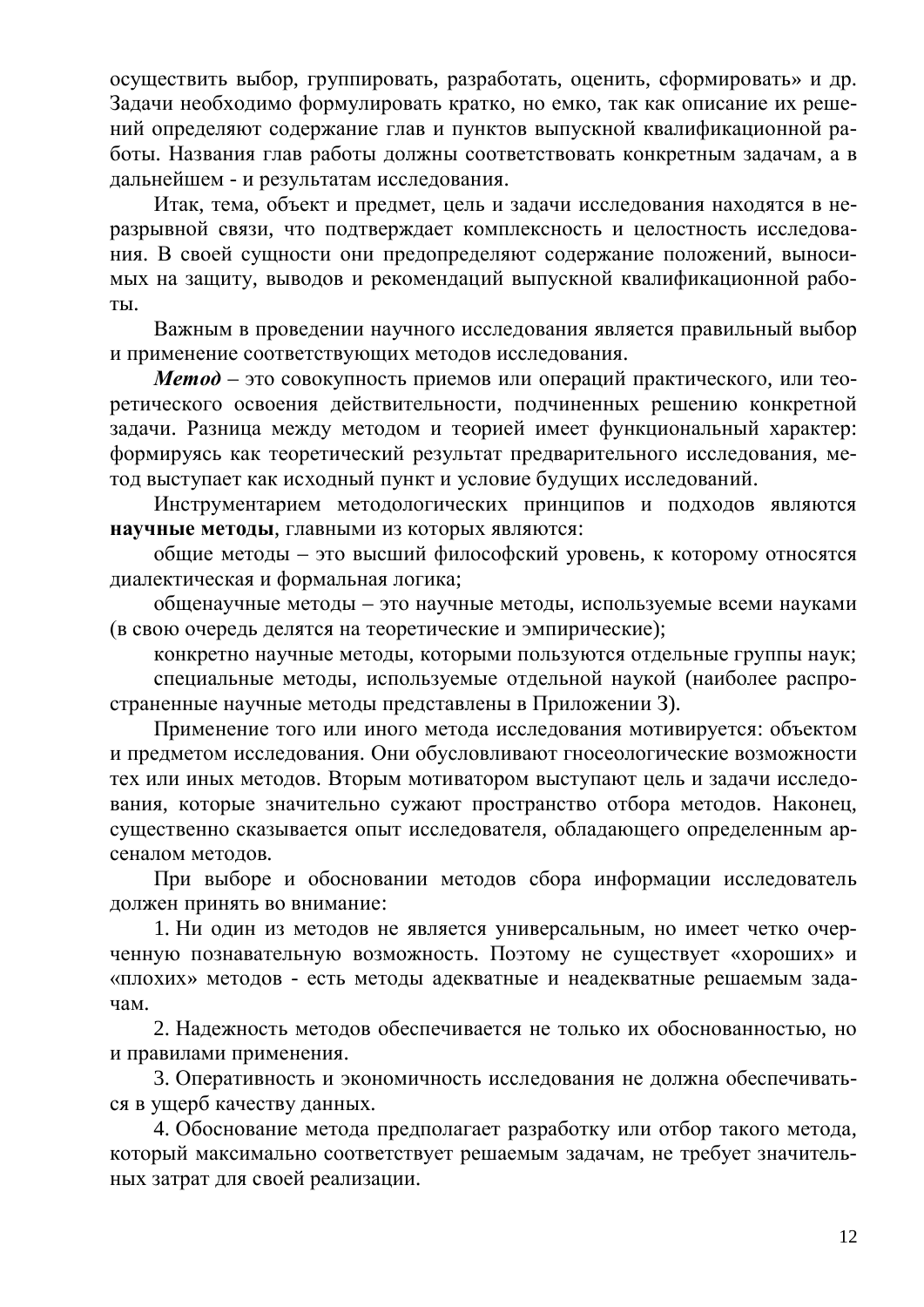осуществить выбор, группировать, разработать, оценить, сформировать» и др. Задачи необходимо формулировать кратко, но емко, так как описание их решений определяют содержание глав и пунктов выпускной квалификационной работы. Названия глав работы должны соответствовать конкретным задачам, а в дальнейшем - и результатам исследования.

Итак, тема, объект и предмет, цель и задачи исследования находятся в неразрывной связи, что подтверждает комплексность и целостность исследования. В своей сущности они предопределяют содержание положений, выносимых на защиту, выводов и рекомендаций выпускной квалификационной работы.

Важным в проведении научного исследования является правильный выбор и применение соответствующих методов исследования.

***Метод*** – это совокупность приемов или операций практического, или теоретического освоения действительности, подчиненных решению конкретной задачи. Разница между методом и теорией имеет функциональный характер: формируясь как теоретический результат предварительного исследования, метод выступает как исходный пункт и условие будущих исследований.

Инструментарием методологических принципов и подходов являются **научные методы**, главными из которых являются:

общие методы – это высший философский уровень, к которому относятся диалектическая и формальная логика;

общенаучные методы – это научные методы, используемые всеми науками (в свою очередь делятся на теоретические и эмпирические);

конкретно научные методы, которыми пользуются отдельные группы наук;

специальные методы, используемые отдельной наукой (наиболее распространенные научные методы представлены в Приложении З).

Применение того или иного метода исследования мотивируется: объектом и предметом исследования. Они обусловливают гносеологические возможности тех или иных методов. Вторым мотиватором выступают цель и задачи исследования, которые значительно сужают пространство отбора методов. Наконец, существенно сказывается опыт исследователя, обладающего определенным арсеналом методов.

При выборе и обосновании методов сбора информации исследователь должен принять во внимание:

1. Ни один из методов не является универсальным, но имеет четко очерченную познавательную возможность. Поэтому не существует «хороших» и «плохих» методов - есть методы адекватные и неадекватные решаемым задачам.

2. Надежность методов обеспечивается не только их обоснованностью, но и правилами применения.

3. Оперативность и экономичность исследования не должна обеспечиваться в ущерб качеству данных.

4. Обоснование метода предполагает разработку или отбор такого метода, который максимально соответствует решаемым задачам, не требует значительных затрат для своей реализации.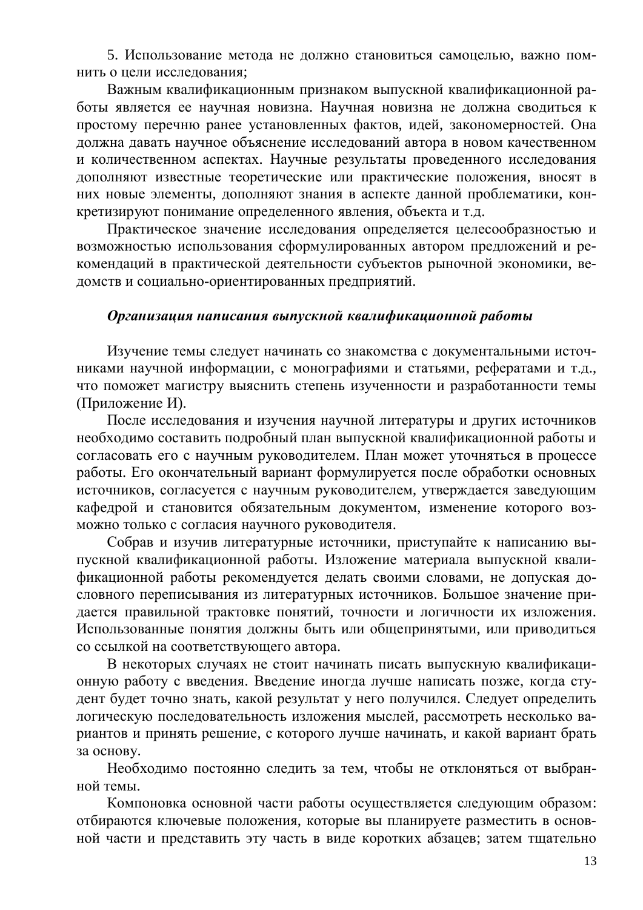5. Использование метода не должно становиться самоцелью, важно помнить о цели исследования;

Важным квалификационным признаком выпускной квалификационной работы является ее научная новизна. Научная новизна не должна сводиться к простому перечню ранее установленных фактов, идей, закономерностей. Она должна давать научное объяснение исследований автора в новом качественном и количественном аспектах. Научные результаты проведенного исследования дополняют известные теоретические или практические положения, вносят в них новые элементы, дополняют знания в аспекте данной проблематики, конкретизируют понимание определенного явления, объекта и т.д.

Практическое значение исследования определяется целесообразностью и возможностью использования сформулированных автором предложений и рекомендаций в практической деятельности субъектов рыночной экономики, ведомств и социально-ориентированных предприятий.

### ***Организация написания выпускной квалификационной работы***

Изучение темы следует начинать со знакомства с документальными источниками научной информации, с монографиями и статьями, рефератами и т.д., что поможет магистру выяснить степень изученности и разработанности темы (Приложение И).

После исследования и изучения научной литературы и других источников необходимо составить подробный план выпускной квалификационной работы и согласовать его с научным руководителем. План может уточняться в процессе работы. Его окончательный вариант формулируется после обработки основных источников, согласуется с научным руководителем, утверждается заведующим кафедрой и становится обязательным документом, изменение которого возможно только с согласия научного руководителя.

Собрав и изучив литературные источники, приступайте к написанию выпускной квалификационной работы. Изложение материала выпускной квалификационной работы рекомендуется делать своими словами, не допуская дословного переписывания из литературных источников. Большое значение придается правильной трактовке понятий, точности и логичности их изложения. Использованные понятия должны быть или общепринятыми, или приводиться со ссылкой на соответствующего автора.

В некоторых случаях не стоит начинать писать выпускную квалификационную работу с введения. Введение иногда лучше написать позже, когда студент будет точно знать, какой результат у него получился. Следует определить логическую последовательность изложения мыслей, рассмотреть несколько вариантов и принять решение, с которого лучше начинать, и какой вариант брать за основу.

Необходимо постоянно следить за тем, чтобы не отклоняться от выбранной темы.

Компоновка основной части работы осуществляется следующим образом: отбираются ключевые положения, которые вы планируете разместить в основной части и представить эту часть в виде коротких абзацев; затем тщательно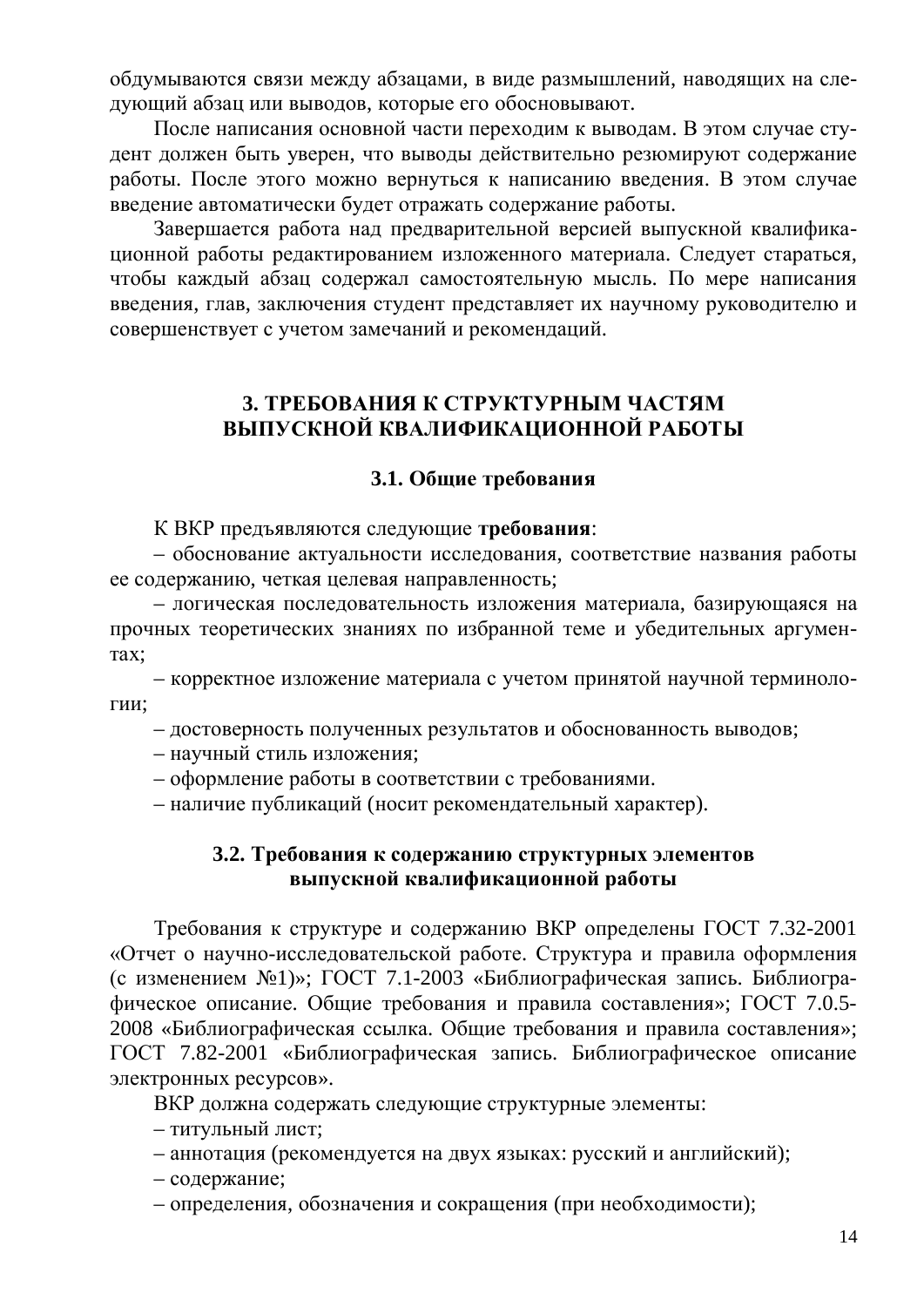обдумываются связи между абзацами, в виде размышлений, наводящих на следующий абзац или выводов, которые его обосновывают.

После написания основной части переходим к выводам. В этом случае студент должен быть уверен, что выводы действительно резюмируют содержание работы. После этого можно вернуться к написанию введения. В этом случае введение автоматически будет отражать содержание работы.

Завершается работа над предварительной версией выпускной квалификационной работы редактированием изложенного материала. Следует стараться, чтобы каждый абзац содержал самостоятельную мысль. По мере написания введения, глав, заключения студент представляет их научному руководителю и совершенствует с учетом замечаний и рекомендаций.

## 3. ТРЕБОВАНИЯ К СТРУКТУРНЫМ ЧАСТЯМ ВЫПУСКНОЙ КВАЛИФИКАЦИОННОЙ РАБОТЫ

### 3.1. Общие требования

К ВКР предъявляются следующие **требования**:

– обоснование актуальности исследования, соответствие названия работы ее содержанию, четкая целевая направленность;

– логическая последовательность изложения материала, базирующаяся на прочных теоретических знаниях по избранной теме и убедительных аргументах;

– корректное изложение материала с учетом принятой научной терминологии;

– достоверность полученных результатов и обоснованность выводов;

– научный стиль изложения;

– оформление работы в соответствии с требованиями.

– наличие публикаций (носит рекомендательный характер).

### 3.2. Требования к содержанию структурных элементов выпускной квалификационной работы

Требования к структуре и содержанию ВКР определены ГОСТ 7.32-2001 «Отчет о научно-исследовательской работе. Структура и правила оформления (с изменением №1)»; ГОСТ 7.1-2003 «Библиографическая запись. Библиографическое описание. Общие требования и правила составления»; ГОСТ 7.0.5-2008 «Библиографическая ссылка. Общие требования и правила составления»; ГОСТ 7.82-2001 «Библиографическая запись. Библиографическое описание электронных ресурсов».

ВКР должна содержать следующие структурные элементы:

– титульный лист;

– аннотация (рекомендуется на двух языках: русский и английский);

– содержание;

– определения, обозначения и сокращения (при необходимости);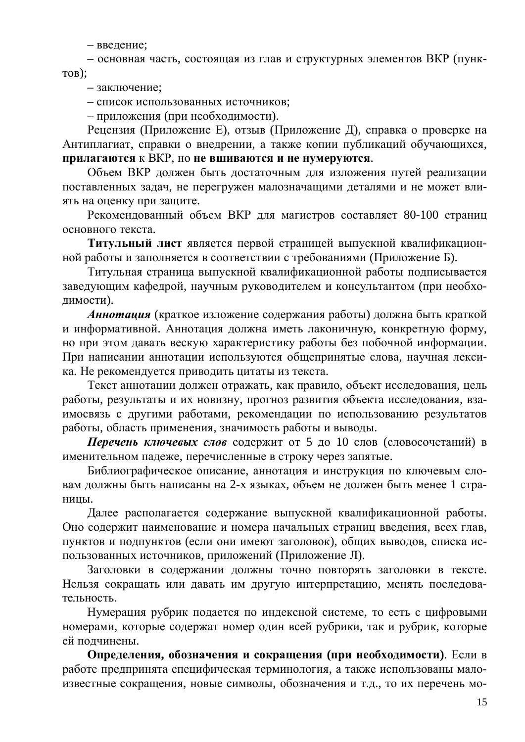– введение;

– основная часть, состоящая из глав и структурных элементов ВКР (пунктов);

– заключение;

– список использованных источников;

– приложения (при необходимости).

Рецензия (Приложение Е), отзыв (Приложение Д), справка о проверке на Антиплагиат, справки о внедрении, а также копии публикаций обучающихся, **прилагаются** к ВКР, но **не вшиваются и не нумеруются**.

Объем ВКР должен быть достаточным для изложения путей реализации поставленных задач, не перегружен малозначащими деталями и не может влиять на оценку при защите.

Рекомендованный объем ВКР для магистров составляет 80-100 страниц основного текста.

**Титульный лист** является первой страницей выпускной квалификационной работы и заполняется в соответствии с требованиями (Приложение Б).

Титульная страница выпускной квалификационной работы подписывается заведующим кафедрой, научным руководителем и консультантом (при необходимости).

***Аннотация*** (краткое изложение содержания работы) должна быть краткой и информативной. Аннотация должна иметь лаконичную, конкретную форму, но при этом давать вескую характеристику работы без побочной информации. При написании аннотации используются общепринятые слова, научная лексика. Не рекомендуется приводить цитаты из текста.

Текст аннотации должен отражать, как правило, объект исследования, цель работы, результаты и их новизну, прогноз развития объекта исследования, взаимосвязь с другими работами, рекомендации по использованию результатов работы, область применения, значимость работы и выводы.

***Перечень ключевых слов*** содержит от 5 до 10 слов (словосочетаний) в именительном падеже, перечисленные в строку через запятые.

Библиографическое описание, аннотация и инструкция по ключевым словам должны быть написаны на 2-х языках, объем не должен быть менее 1 страницы.

Далее располагается содержание выпускной квалификационной работы. Оно содержит наименование и номера начальных страниц введения, всех глав, пунктов и подпунктов (если они имеют заголовок), общих выводов, списка использованных источников, приложений (Приложение Л).

Заголовки в содержании должны точно повторять заголовки в тексте. Нельзя сокращать или давать им другую интерпретацию, менять последовательность.

Нумерация рубрик подается по индексной системе, то есть с цифровыми номерами, которые содержат номер один всей рубрики, так и рубрик, которые ей подчинены.

**Определения, обозначения и сокращения (при необходимости)**. Если в работе предпринята специфическая терминология, а также использованы малоизвестные сокращения, новые символы, обозначения и т.д., то их перечень мо-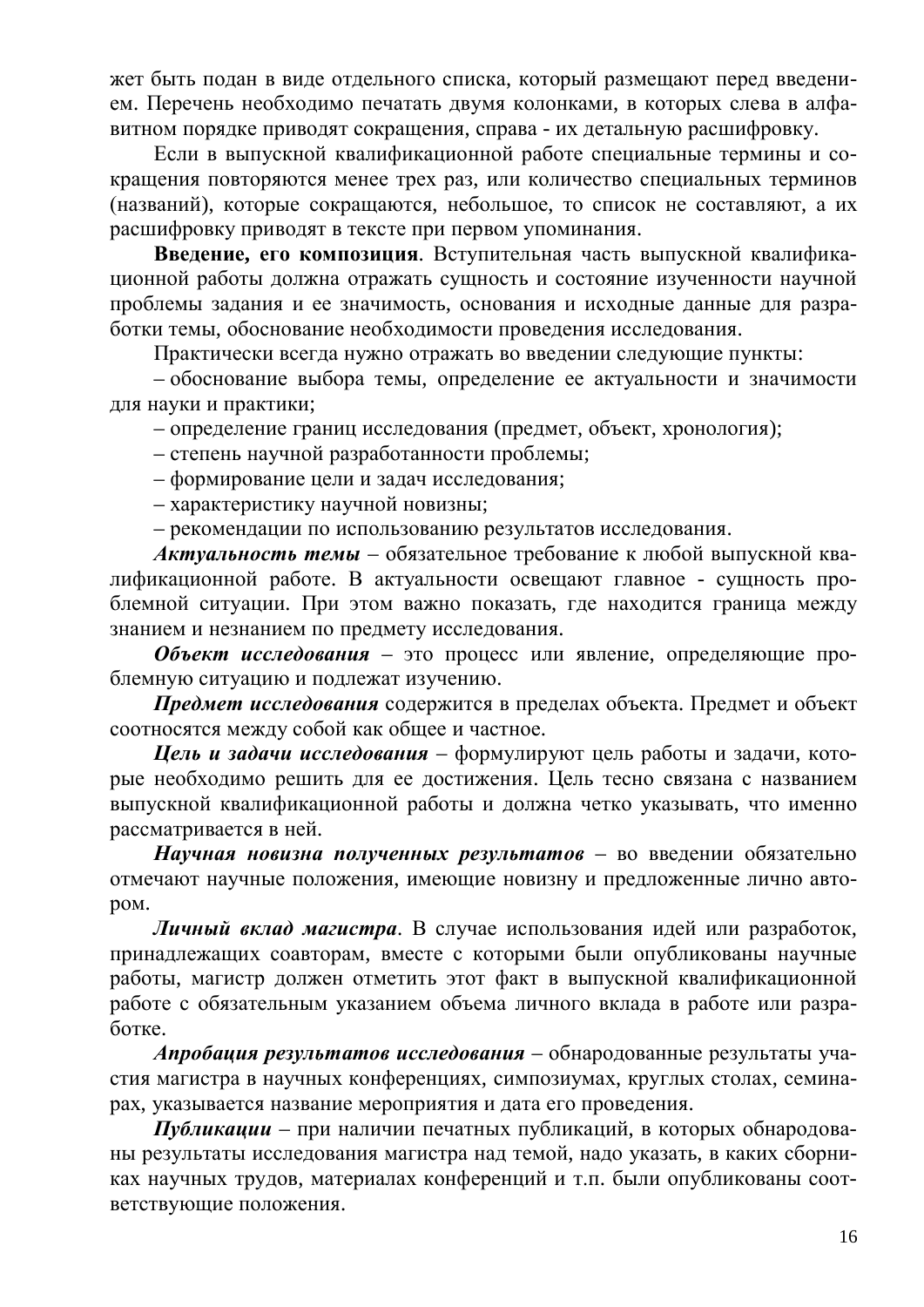жет быть подан в виде отдельного списка, который размещают перед введением. Перечень необходимо печатать двумя колонками, в которых слева в алфавитном порядке приводят сокращения, справа - их детальную расшифровку.

Если в выпускной квалификационной работе специальные термины и сокращения повторяются менее трех раз, или количество специальных терминов (названий), которые сокращаются, небольшое, то список не составляют, а их расшифровку приводят в тексте при первом упоминания.

**Введение, его композиция**. Вступительная часть выпускной квалификационной работы должна отражать сущность и состояние изученности научной проблемы задания и ее значимость, основания и исходные данные для разработки темы, обоснование необходимости проведения исследования.

Практически всегда нужно отражать во введении следующие пункты:

– обоснование выбора темы, определение ее актуальности и значимости для науки и практики;

– определение границ исследования (предмет, объект, хронология);

– степень научной разработанности проблемы;

– формирование цели и задач исследования;

– характеристику научной новизны;

– рекомендации по использованию результатов исследования.

***Актуальность темы*** – обязательное требование к любой выпускной квалификационной работе. В актуальности освещают главное - сущность проблемной ситуации. При этом важно показать, где находится граница между знанием и незнанием по предмету исследования.

***Объект исследования*** – это процесс или явление, определяющие проблемную ситуацию и подлежат изучению.

***Предмет исследования*** содержится в пределах объекта. Предмет и объект соотносятся между собой как общее и частное.

***Цель и задачи исследования*** – формулируют цель работы и задачи, которые необходимо решить для ее достижения. Цель тесно связана с названием выпускной квалификационной работы и должна четко указывать, что именно рассматривается в ней.

***Научная новизна полученных результатов*** – во введении обязательно отмечают научные положения, имеющие новизну и предложенные лично автором.

***Личный вклад магистра***. В случае использования идей или разработок, принадлежащих соавторам, вместе с которыми были опубликованы научные работы, магистр должен отметить этот факт в выпускной квалификационной работе с обязательным указанием объема личного вклада в работе или разработке.

***Апробация результатов исследования*** – обнародованные результаты участия магистра в научных конференциях, симпозиумах, круглых столах, семинарах, указывается название мероприятия и дата его проведения.

***Публикации*** – при наличии печатных публикаций, в которых обнародованы результаты исследования магистра над темой, надо указать, в каких сборниках научных трудов, материалах конференций и т.п. были опубликованы соответствующие положения.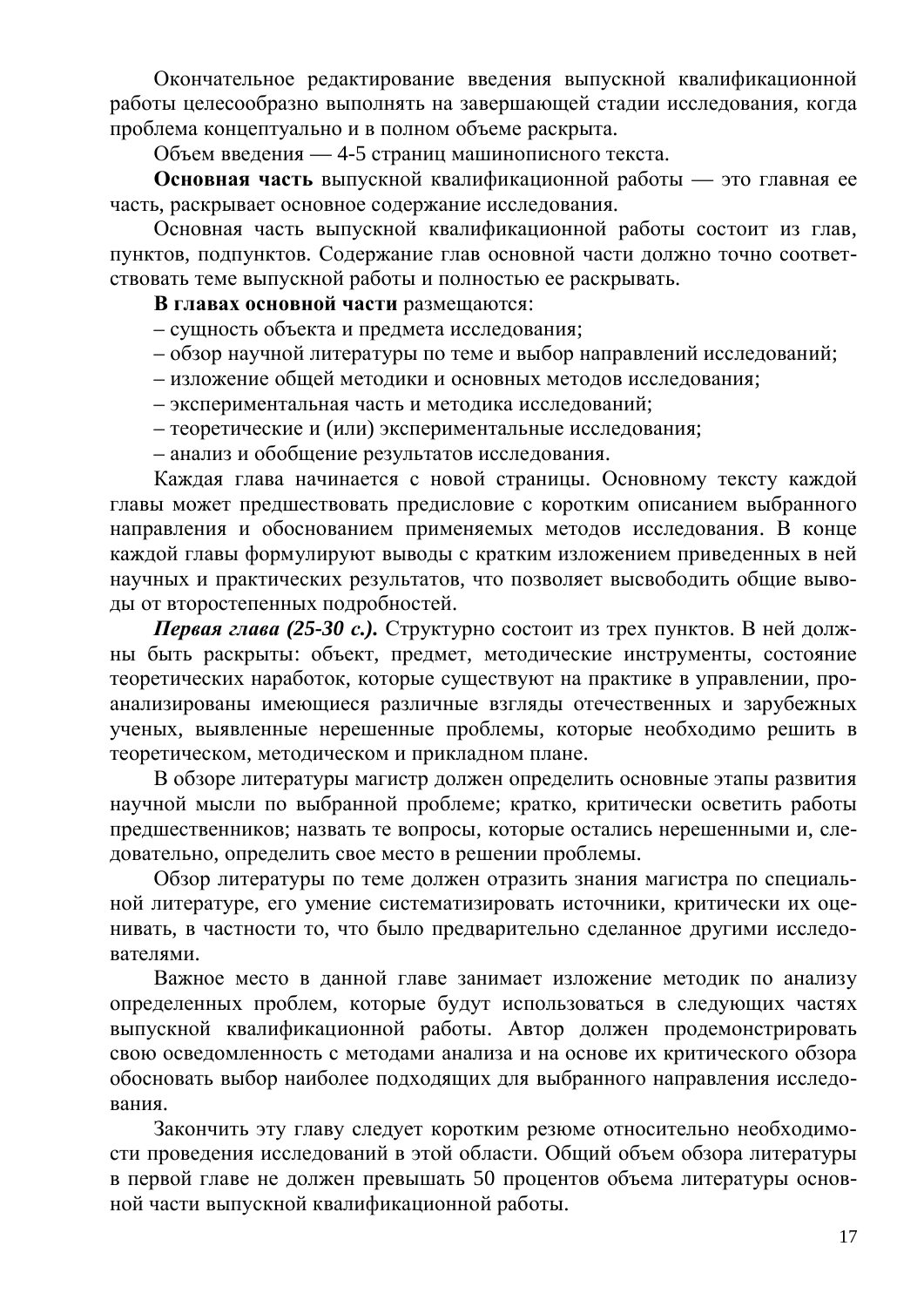Окончательное редактирование введения выпускной квалификационной работы целесообразно выполнять на завершающей стадии исследования, когда проблема концептуально и в полном объеме раскрыта.

Объем введения — 4-5 страниц машинописного текста.

**Основная часть** выпускной квалификационной работы — это главная ее часть, раскрывает основное содержание исследования.

Основная часть выпускной квалификационной работы состоит из глав, пунктов, подпунктов. Содержание глав основной части должно точно соответствовать теме выпускной работы и полностью ее раскрывать.

**В главах основной части** размещаются:

– сущность объекта и предмета исследования;
– обзор научной литературы по теме и выбор направлений исследований;
– изложение общей методики и основных методов исследования;
– экспериментальная часть и методика исследований;
– теоретические и (или) экспериментальные исследования;
– анализ и обобщение результатов исследования.

Каждая глава начинается с новой страницы. Основному тексту каждой главы может предшествовать предисловие с коротким описанием выбранного направления и обоснованием применяемых методов исследования. В конце каждой главы формулируют выводы с кратким изложением приведенных в ней научных и практических результатов, что позволяет высвободить общие выводы от второстепенных подробностей.

***Первая глава (25-30 с.).*** Структурно состоит из трех пунктов. В ней должны быть раскрыты: объект, предмет, методические инструменты, состояние теоретических наработок, которые существуют на практике в управлении, проанализированы имеющиеся различные взгляды отечественных и зарубежных ученых, выявленные нерешенные проблемы, которые необходимо решить в теоретическом, методическом и прикладном плане.

В обзоре литературы магистр должен определить основные этапы развития научной мысли по выбранной проблеме; кратко, критически осветить работы предшественников; назвать те вопросы, которые остались нерешенными и, следовательно, определить свое место в решении проблемы.

Обзор литературы по теме должен отразить знания магистра по специальной литературе, его умение систематизировать источники, критически их оценивать, в частности то, что было предварительно сделанное другими исследователями.

Важное место в данной главе занимает изложение методик по анализу определенных проблем, которые будут использоваться в следующих частях выпускной квалификационной работы. Автор должен продемонстрировать свою осведомленность с методами анализа и на основе их критического обзора обосновать выбор наиболее подходящих для выбранного направления исследования.

Закончить эту главу следует коротким резюме относительно необходимости проведения исследований в этой области. Общий объем обзора литературы в первой главе не должен превышать 50 процентов объема литературы основной части выпускной квалификационной работы.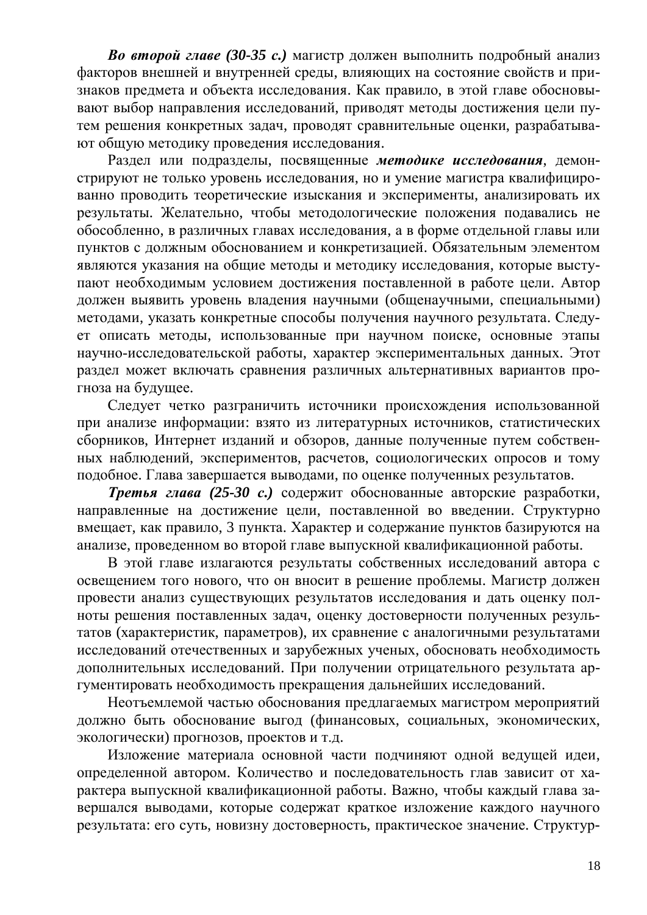***Во второй главе (30-35 с.)*** магистр должен выполнить подробный анализ факторов внешней и внутренней среды, влияющих на состояние свойств и признаков предмета и объекта исследования. Как правило, в этой главе обосновывают выбор направления исследований, приводят методы достижения цели путем решения конкретных задач, проводят сравнительные оценки, разрабатывают общую методику проведения исследования.

Раздел или подразделы, посвященные ***методике исследования***, демонстрируют не только уровень исследования, но и умение магистра квалифицированно проводить теоретические изыскания и эксперименты, анализировать их результаты. Желательно, чтобы методологические положения подавались не обособленно, в различных главах исследования, а в форме отдельной главы или пунктов с должным обоснованием и конкретизацией. Обязательным элементом являются указания на общие методы и методику исследования, которые выступают необходимым условием достижения поставленной в работе цели. Автор должен выявить уровень владения научными (общенаучными, специальными) методами, указать конкретные способы получения научного результата. Следует описать методы, использованные при научном поиске, основные этапы научно-исследовательской работы, характер экспериментальных данных. Этот раздел может включать сравнения различных альтернативных вариантов прогноза на будущее.

Следует четко разграничить источники происхождения использованной при анализе информации: взято из литературных источников, статистических сборников, Интернет изданий и обзоров, данные полученные путем собственных наблюдений, экспериментов, расчетов, социологических опросов и тому подобное. Глава завершается выводами, по оценке полученных результатов.

***Третья глава (25-30 с.)*** содержит обоснованные авторские разработки, направленные на достижение цели, поставленной во введении. Структурно вмещает, как правило, 3 пункта. Характер и содержание пунктов базируются на анализе, проведенном во второй главе выпускной квалификационной работы.

В этой главе излагаются результаты собственных исследований автора с освещением того нового, что он вносит в решение проблемы. Магистр должен провести анализ существующих результатов исследования и дать оценку полноты решения поставленных задач, оценку достоверности полученных результатов (характеристик, параметров), их сравнение с аналогичными результатами исследований отечественных и зарубежных ученых, обосновать необходимость дополнительных исследований. При получении отрицательного результата аргументировать необходимость прекращения дальнейших исследований.

Неотъемлемой частью обоснования предлагаемых магистром мероприятий должно быть обоснование выгод (финансовых, социальных, экономических, экологически) прогнозов, проектов и т.д.

Изложение материала основной части подчиняют одной ведущей идеи, определенной автором. Количество и последовательность глав зависит от характера выпускной квалификационной работы. Важно, чтобы каждый глава завершался выводами, которые содержат краткое изложение каждого научного результата: его суть, новизну достоверность, практическое значение. Структур-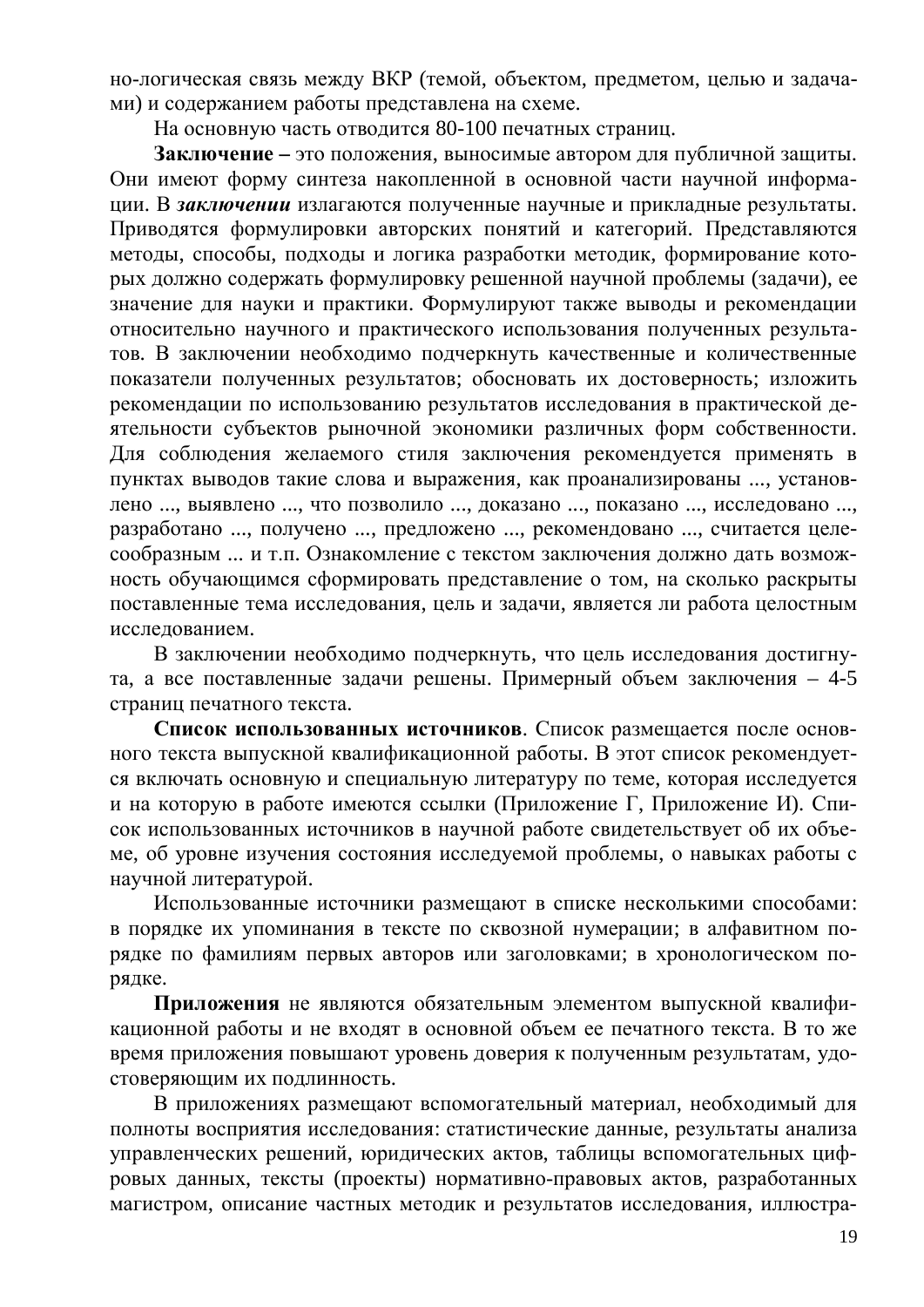но-логическая связь между ВКР (темой, объектом, предметом, целью и задачами) и содержанием работы представлена на схеме.

На основную часть отводится 80-100 печатных страниц.

**Заключение –** это положения, выносимые автором для публичной защиты. Они имеют форму синтеза накопленной в основной части научной информации. В ***заключении*** излагаются полученные научные и прикладные результаты. Приводятся формулировки авторских понятий и категорий. Представляются методы, способы, подходы и логика разработки методик, формирование которых должно содержать формулировку решенной научной проблемы (задачи), ее значение для науки и практики. Формулируют также выводы и рекомендации относительно научного и практического использования полученных результатов. В заключении необходимо подчеркнуть качественные и количественные показатели полученных результатов; обосновать их достоверность; изложить рекомендации по использованию результатов исследования в практической деятельности субъектов рыночной экономики различных форм собственности. Для соблюдения желаемого стиля заключения рекомендуется применять в пунктах выводов такие слова и выражения, как проанализированы ..., установлено ..., выявлено ..., что позволило ..., доказано ..., показано ..., исследовано ..., разработано ..., получено ..., предложено ..., рекомендовано ..., считается целесообразным ... и т.п. Ознакомление с текстом заключения должно дать возможность обучающимся сформировать представление о том, на сколько раскрыты поставленные тема исследования, цель и задачи, является ли работа целостным исследованием.

В заключении необходимо подчеркнуть, что цель исследования достигнута, а все поставленные задачи решены. Примерный объем заключения – 4-5 страниц печатного текста.

**Список использованных источников**. Список размещается после основного текста выпускной квалификационной работы. В этот список рекомендуется включать основную и специальную литературу по теме, которая исследуется и на которую в работе имеются ссылки (Приложение Г, Приложение И). Список использованных источников в научной работе свидетельствует об их объеме, об уровне изучения состояния исследуемой проблемы, о навыках работы с научной литературой.

Использованные источники размещают в списке несколькими способами: в порядке их упоминания в тексте по сквозной нумерации; в алфавитном порядке по фамилиям первых авторов или заголовками; в хронологическом порядке.

**Приложения** не являются обязательным элементом выпускной квалификационной работы и не входят в основной объем ее печатного текста. В то же время приложения повышают уровень доверия к полученным результатам, удостоверяющим их подлинность.

В приложениях размещают вспомогательный материал, необходимый для полноты восприятия исследования: статистические данные, результаты анализа управленческих решений, юридических актов, таблицы вспомогательных цифровых данных, тексты (проекты) нормативно-правовых актов, разработанных магистром, описание частных методик и результатов исследования, иллюстра-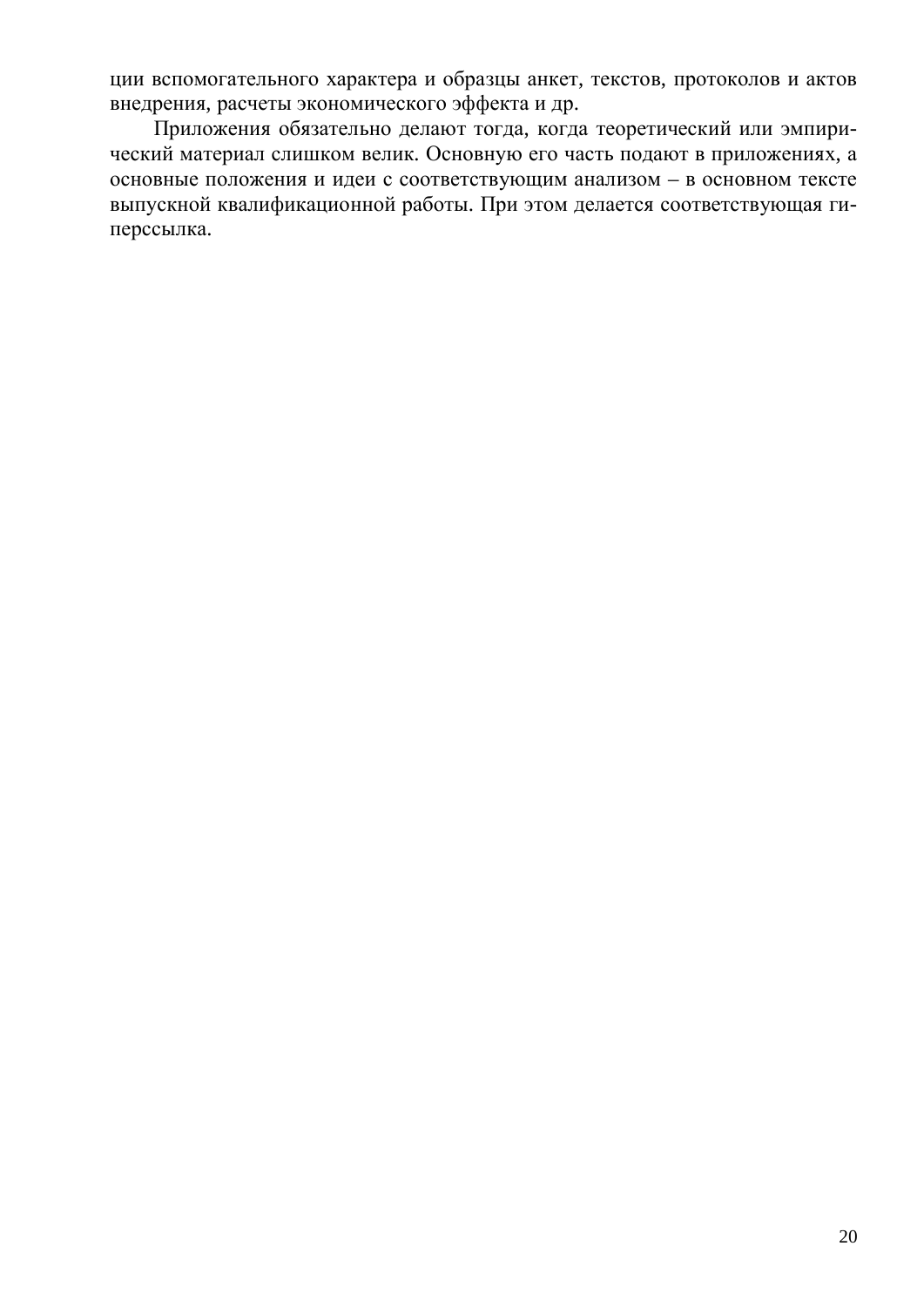ции вспомогательного характера и образцы анкет, текстов, протоколов и актов внедрения, расчеты экономического эффекта и др.

Приложения обязательно делают тогда, когда теоретический или эмпирический материал слишком велик. Основную его часть подают в приложениях, а основные положения и идеи с соответствующим анализом – в основном тексте выпускной квалификационной работы. При этом делается соответствующая гиперссылка.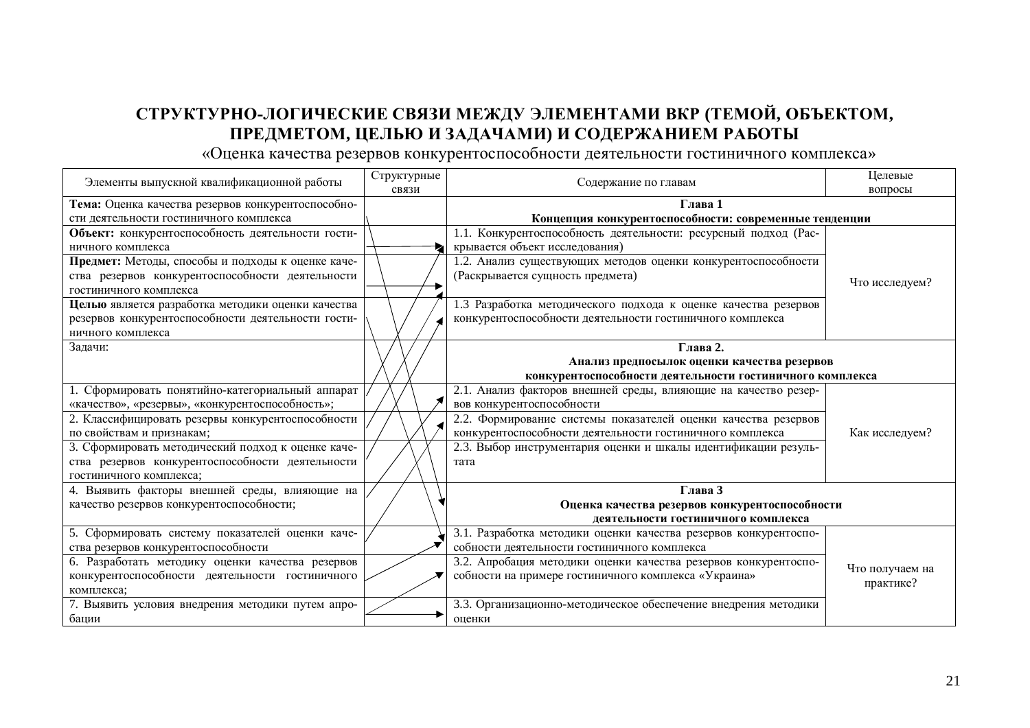# СТРУКТУРНО-ЛОГИЧЕСКИЕ СВЯЗИ МЕЖДУ ЭЛЕМЕНТАМИ ВКР (ТЕМОЙ, ОБЪЕКТОМ, ПРЕДМЕТОМ, ЦЕЛЬЮ И ЗАДАЧАМИ) И СОДЕРЖАНИЕМ РАБОТЫ

«Оценка качества резервов конкурентоспособности деятельности гостиничного комплекса»

| Элементы выпускной квалификационной работы | Структурные связи | Содержание по главам | Целевые вопросы |
|---|---|---|---|
| **Тема:** Оценка качества резервов конкурентоспособности деятельности гостиничного комплекса | | **Глава 1 Концепция конкурентоспособности: современные тенденции** | |
| **Объект:** конкурентоспособность деятельности гостиничного комплекса | | 1.1. Конкурентоспособность деятельности: ресурсный подход (Раскрывается объект исследования) | Что исследуем? |
| **Предмет:** Методы, способы и подходы к оценке качества резервов конкурентоспособности деятельности гостиничного комплекса | | 1.2. Анализ существующих методов оценки конкурентоспособности (Раскрывается сущность предмета) | |
| **Целью** является разработка методики оценки качества резервов конкурентоспособности деятельности гостиничного комплекса | | 1.3 Разработка методического подхода к оценке качества резервов конкурентоспособности деятельности гостиничного комплекса | |
| Задачи: | | **Глава 2. Анализ предпосылок оценки качества резервов конкурентоспособности деятельности гостиничного комплекса** | |
| 1. Сформировать понятийно-категориальный аппарат «качество», «резервы», «конкурентоспособность»; | | 2.1. Анализ факторов внешней среды, влияющие на качество резервов конкурентоспособности | Как исследуем? |
| 2. Классифицировать резервы конкурентоспособности по свойствам и признакам; | | 2.2. Формирование системы показателей оценки качества резервов конкурентоспособности деятельности гостиничного комплекса | |
| 3. Сформировать методический подход к оценке качества резервов конкурентоспособности деятельности гостиничного комплекса; | | 2.3. Выбор инструментария оценки и шкалы идентификации результата | |
| 4. Выявить факторы внешней среды, влияющие на качество резервов конкурентоспособности; | | **Глава 3 Оценка качества резервов конкурентоспособности деятельности гостиничного комплекса** | |
| 5. Сформировать систему показателей оценки качества резервов конкурентоспособности | | 3.1. Разработка методики оценки качества резервов конкурентоспособности деятельности гостиничного комплекса | Что получаем на практике? |
| 6. Разработать методику оценки качества резервов конкурентоспособности деятельности гостиничного комплекса; | | 3.2. Апробация методики оценки качества резервов конкурентоспособности на примере гостиничного комплекса «Украина» | |
| 7. Выявить условия внедрения методики путем апробации | | 3.3. Организационно-методическое обеспечение внедрения методики оценки | |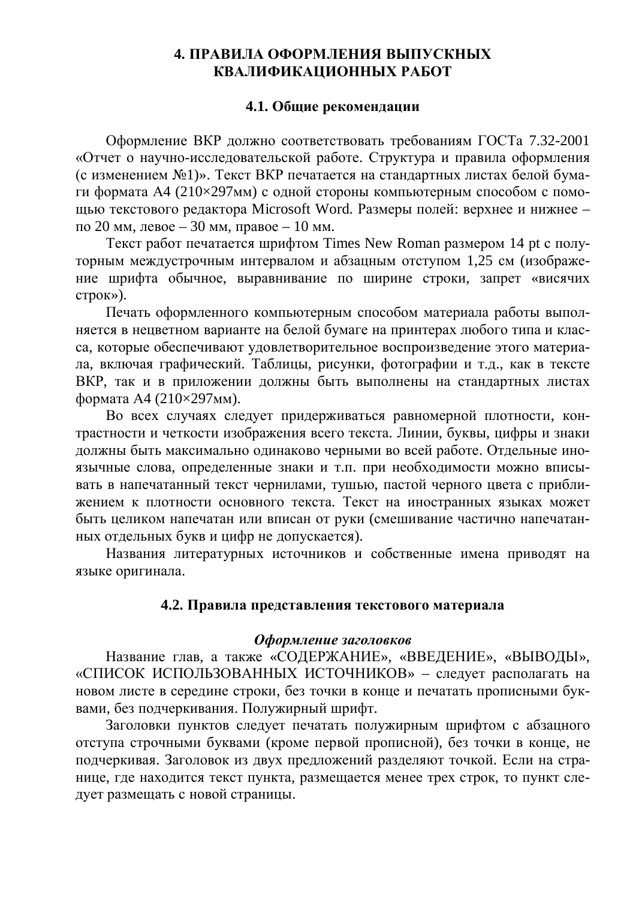# 4. ПРАВИЛА ОФОРМЛЕНИЯ ВЫПУСКНЫХ КВАЛИФИКАЦИОННЫХ РАБОТ

## 4.1. Общие рекомендации

Оформление ВКР должно соответствовать требованиям ГОСТа 7.32-2001 «Отчет о научно-исследовательской работе. Структура и правила оформления (с изменением №1)». Текст ВКР печатается на стандартных листах белой бумаги формата А4 (210×297мм) с одной стороны компьютерным способом с помощью текстового редактора Microsoft Word. Размеры полей: верхнее и нижнее – по 20 мм, левое – 30 мм, правое – 10 мм.

Текст работ печатается шрифтом Times New Roman размером 14 pt с полуторным междустрочным интервалом и абзацным отступом 1,25 см (изображение шрифта обычное, выравнивание по ширине строки, запрет «висячих строк»).

Печать оформленного компьютерным способом материала работы выполняется в нецветном варианте на белой бумаге на принтерах любого типа и класса, которые обеспечивают удовлетворительное воспроизведение этого материала, включая графический. Таблицы, рисунки, фотографии и т.д., как в тексте ВКР, так и в приложении должны быть выполнены на стандартных листах формата А4 (210×297мм).

Во всех случаях следует придерживаться равномерной плотности, контрастности и четкости изображения всего текста. Линии, буквы, цифры и знаки должны быть максимально одинаково черными во всей работе. Отдельные иноязычные слова, определенные знаки и т.п. при необходимости можно вписывать в напечатанный текст чернилами, тушью, пастой черного цвета с приближением к плотности основного текста. Текст на иностранных языках может быть целиком напечатан или вписан от руки (смешивание частично напечатанных отдельных букв и цифр не допускается).

Названия литературных источников и собственные имена приводят на языке оригинала.

## 4.2. Правила представления текстового материала

***Оформление заголовков***

Название глав, а также «СОДЕРЖАНИЕ», «ВВЕДЕНИЕ», «ВЫВОДЫ», «СПИСОК ИСПОЛЬЗОВАННЫХ ИСТОЧНИКОВ» – следует располагать на новом листе в середине строки, без точки в конце и печатать прописными буквами, без подчеркивания. Полужирный шрифт.

Заголовки пунктов следует печатать полужирным шрифтом с абзацного отступа строчными буквами (кроме первой прописной), без точки в конце, не подчеркивая. Заголовок из двух предложений разделяют точкой. Если на странице, где находится текст пункта, размещается менее трех строк, то пункт следует размещать с новой страницы.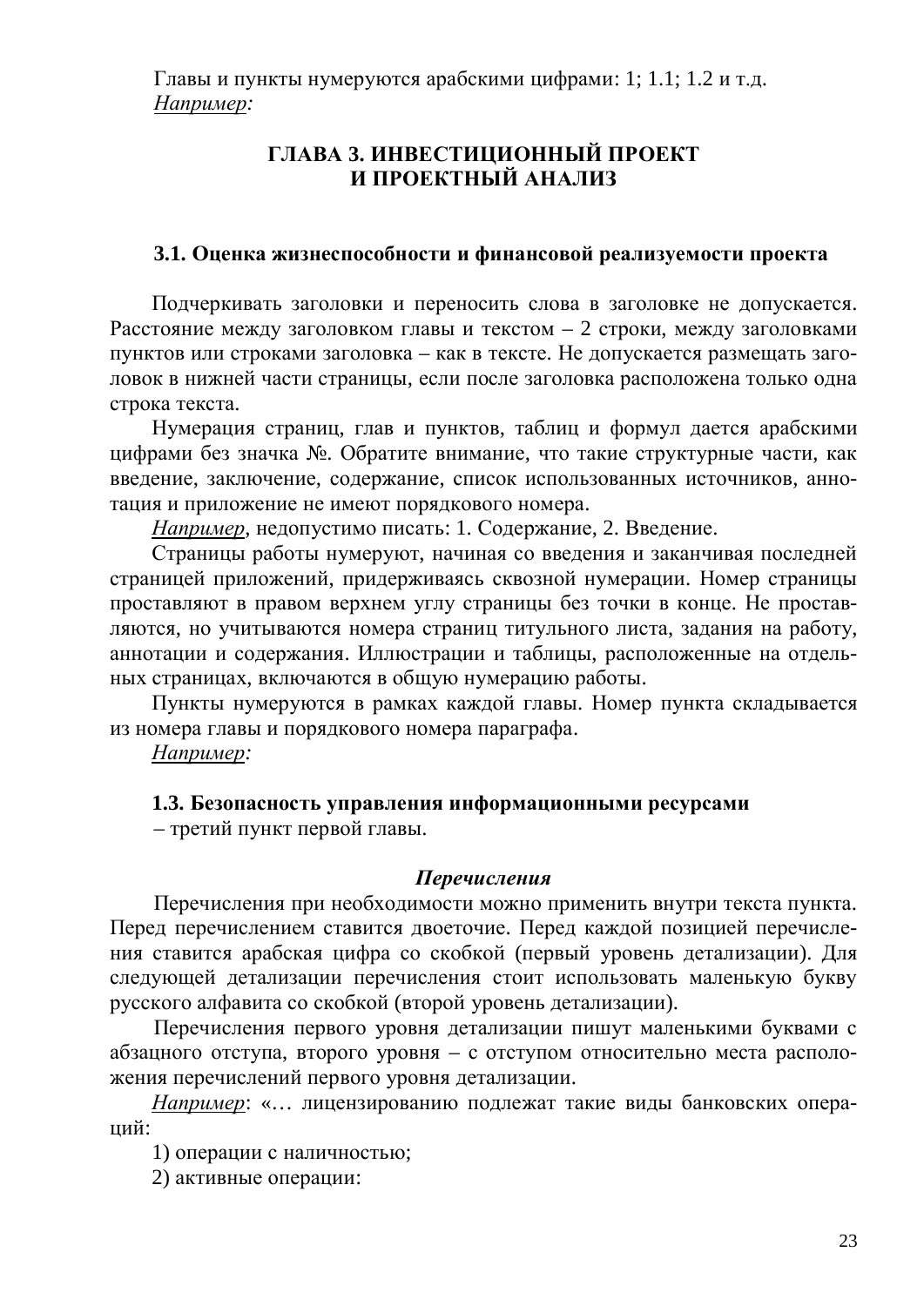Главы и пункты нумеруются арабскими цифрами: 1; 1.1; 1.2 и т.д.
*Например:*

## ГЛАВА 3. ИНВЕСТИЦИОННЫЙ ПРОЕКТ И ПРОЕКТНЫЙ АНАЛИЗ

### 3.1. Оценка жизнеспособности и финансовой реализуемости проекта

Подчеркивать заголовки и переносить слова в заголовке не допускается. Расстояние между заголовком главы и текстом – 2 строки, между заголовками пунктов или строками заголовка – как в тексте. Не допускается размещать заголовок в нижней части страницы, если после заголовка расположена только одна строка текста.

Нумерация страниц, глав и пунктов, таблиц и формул дается арабскими цифрами без значка №. Обратите внимание, что такие структурные части, как введение, заключение, содержание, список использованных источников, аннотация и приложение не имеют порядкового номера.

*Например*, недопустимо писать: 1. Содержание, 2. Введение.

Страницы работы нумеруют, начиная со введения и заканчивая последней страницей приложений, придерживаясь сквозной нумерации. Номер страницы проставляют в правом верхнем углу страницы без точки в конце. Не проставляются, но учитываются номера страниц титульного листа, задания на работу, аннотации и содержания. Иллюстрации и таблицы, расположенные на отдельных страницах, включаются в общую нумерацию работы.

Пункты нумеруются в рамках каждой главы. Номер пункта складывается из номера главы и порядкового номера параграфа.

*Например:*

**1.3. Безопасность управления информационными ресурсами**
– третий пункт первой главы.

***Перечисления***

Перечисления при необходимости можно применить внутри текста пункта. Перед перечислением ставится двоеточие. Перед каждой позицией перечисления ставится арабская цифра со скобкой (первый уровень детализации). Для следующей детализации перечисления стоит использовать маленькую букву русского алфавита со скобкой (второй уровень детализации).

Перечисления первого уровня детализации пишут маленькими буквами с абзацного отступа, второго уровня – с отступом относительно места расположения перечислений первого уровня детализации.

*Например*: «… лицензированию подлежат такие виды банковских операций:

1) операции с наличностью;

2) активные операции: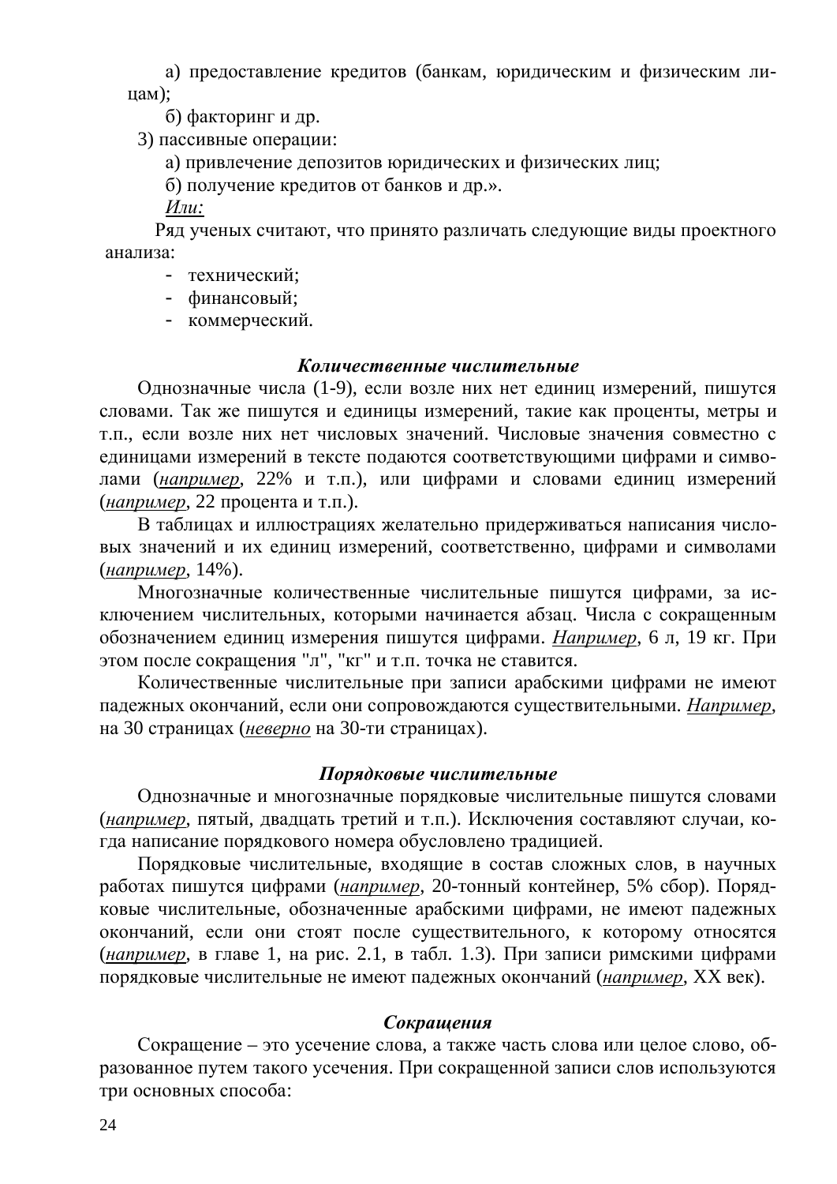а) предоставление кредитов (банкам, юридическим и физическим лицам);

б) факторинг и др.

3) пассивные операции:

а) привлечение депозитов юридических и физических лиц;

б) получение кредитов от банков и др.».

*<u>Или:</u>*

Ряд ученых считают, что принято различать следующие виды проектного анализа:

- технический;
- финансовый;
- коммерческий.

### *Количественные числительные*

Однозначные числа (1-9), если возле них нет единиц измерений, пишутся словами. Так же пишутся и единицы измерений, такие как проценты, метры и т.п., если возле них нет числовых значений. Числовые значения совместно с единицами измерений в тексте подаются соответствующими цифрами и символами (*<u>например</u>*, 22% и т.п.), или цифрами и словами единиц измерений (*<u>например</u>*, 22 процента и т.п.).

В таблицах и иллюстрациях желательно придерживаться написания числовых значений и их единиц измерений, соответственно, цифрами и символами (*<u>например</u>*, 14%).

Многозначные количественные числительные пишутся цифрами, за исключением числительных, которыми начинается абзац. Числа с сокращенным обозначением единиц измерения пишутся цифрами. *<u>Например</u>*, 6 л, 19 кг. При этом после сокращения "л", "кг" и т.п. точка не ставится.

Количественные числительные при записи арабскими цифрами не имеют падежных окончаний, если они сопровождаются существительными. *<u>Например</u>*, на 30 страницах (*<u>неверно</u>* на 30-ти страницах).

### *Порядковые числительные*

Однозначные и многозначные порядковые числительные пишутся словами (*<u>например</u>*, пятый, двадцать третий и т.п.). Исключения составляют случаи, когда написание порядкового номера обусловлено традицией.

Порядковые числительные, входящие в состав сложных слов, в научных работах пишутся цифрами (*<u>например</u>*, 20-тонный контейнер, 5% сбор). Порядковые числительные, обозначенные арабскими цифрами, не имеют падежных окончаний, если они стоят после существительного, к которому относятся (*<u>например</u>*, в главе 1, на рис. 2.1, в табл. 1.3). При записи римскими цифрами порядковые числительные не имеют падежных окончаний (*<u>например</u>*, XX век).

### *Сокращения*

Сокращение – это усечение слова, а также часть слова или целое слово, образованное путем такого усечения. При сокращенной записи слов используются три основных способа: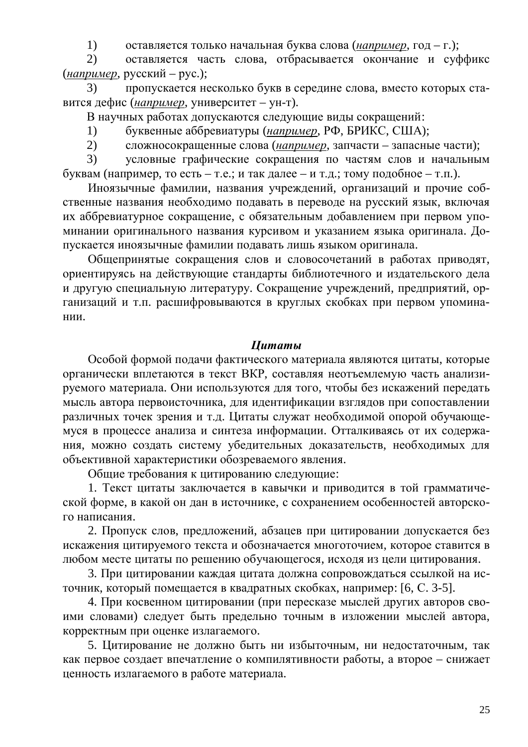1) оставляется только начальная буква слова (***например***, год – г.);

2) оставляется часть слова, отбрасывается окончание и суффикс (***например***, русский – рус.);

3) пропускается несколько букв в середине слова, вместо которых ставится дефис (***например***, университет – ун-т).

В научных работах допускаются следующие виды сокращений:

1) буквенные аббревиатуры (***например***, РФ, БРИКС, США);

2) сложносокращенные слова (***например***, запчасти – запасные части);

3) условные графические сокращения по частям слов и начальным буквам (например, то есть – т.е.; и так далее – и т.д.; тому подобное – т.п.).

Иноязычные фамилии, названия учреждений, организаций и прочие собственные названия необходимо подавать в переводе на русский язык, включая их аббревиатурное сокращение, с обязательным добавлением при первом упоминании оригинального названия курсивом и указанием языка оригинала. Допускается иноязычные фамилии подавать лишь языком оригинала.

Общепринятые сокращения слов и словосочетаний в работах приводят, ориентируясь на действующие стандарты библиотечного и издательского дела и другую специальную литературу. Сокращение учреждений, предприятий, организаций и т.п. расшифровываются в круглых скобках при первом упоминании.

### ***Цитаты***

Особой формой подачи фактического материала являются цитаты, которые органически вплетаются в текст ВКР, составляя неотъемлемую часть анализируемого материала. Они используются для того, чтобы без искажений передать мысль автора первоисточника, для идентификации взглядов при сопоставлении различных точек зрения и т.д. Цитаты служат необходимой опорой обучающемуся в процессе анализа и синтеза информации. Отталкиваясь от их содержания, можно создать систему убедительных доказательств, необходимых для объективной характеристики обозреваемого явления.

Общие требования к цитированию следующие:

1. Текст цитаты заключается в кавычки и приводится в той грамматической форме, в какой он дан в источнике, с сохранением особенностей авторского написания.

2. Пропуск слов, предложений, абзацев при цитировании допускается без искажения цитируемого текста и обозначается многоточием, которое ставится в любом месте цитаты по решению обучающегося, исходя из цели цитирования.

3. При цитировании каждая цитата должна сопровождаться ссылкой на источник, который помещается в квадратных скобках, например: [6, С. 3-5].

4. При косвенном цитировании (при пересказе мыслей других авторов своими словами) следует быть предельно точным в изложении мыслей автора, корректным при оценке излагаемого.

5. Цитирование не должно быть ни избыточным, ни недостаточным, так как первое создает впечатление о компилятивности работы, а второе – снижает ценность излагаемого в работе материала.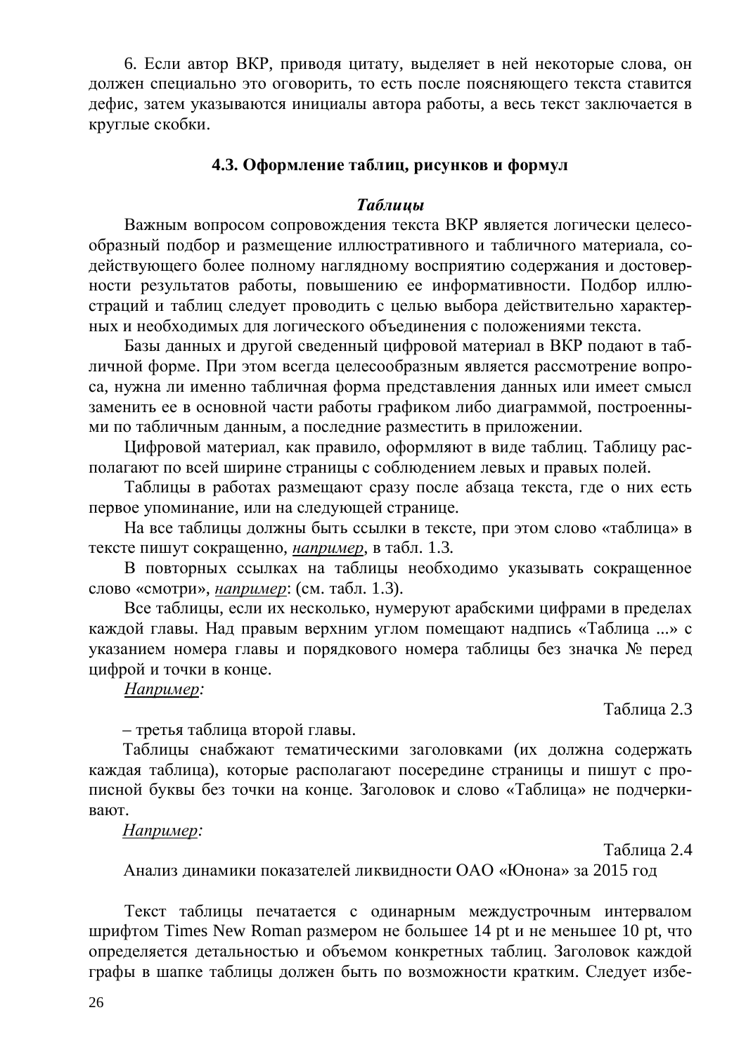6. Если автор ВКР, приводя цитату, выделяет в ней некоторые слова, он должен специально это оговорить, то есть после поясняющего текста ставится дефис, затем указываются инициалы автора работы, а весь текст заключается в круглые скобки.

### 4.3. Оформление таблиц, рисунков и формул

#### *Таблицы*

Важным вопросом сопровождения текста ВКР является логически целесообразный подбор и размещение иллюстративного и табличного материала, содействующего более полному наглядному восприятию содержания и достоверности результатов работы, повышению ее информативности. Подбор иллюстраций и таблиц следует проводить с целью выбора действительно характерных и необходимых для логического объединения с положениями текста.

Базы данных и другой сведенный цифровой материал в ВКР подают в табличной форме. При этом всегда целесообразным является рассмотрение вопроса, нужна ли именно табличная форма представления данных или имеет смысл заменить ее в основной части работы графиком либо диаграммой, построенными по табличным данным, а последние разместить в приложении.

Цифровой материал, как правило, оформляют в виде таблиц. Таблицу располагают по всей ширине страницы с соблюдением левых и правых полей.

Таблицы в работах размещают сразу после абзаца текста, где о них есть первое упоминание, или на следующей странице.

На все таблицы должны быть ссылки в тексте, при этом слово «таблица» в тексте пишут сокращенно, <u>*например*</u>, в табл. 1.3.

В повторных ссылках на таблицы необходимо указывать сокращенное слово «смотри», <u>*например*</u>: (см. табл. 1.3).

Все таблицы, если их несколько, нумеруют арабскими цифрами в пределах каждой главы. Над правым верхним углом помещают надпись «Таблица ...» с указанием номера главы и порядкового номера таблицы без значка № перед цифрой и точки в конце.

<u>*Например:*</u>

Таблица 2.3

– третья таблица второй главы.

Таблицы снабжают тематическими заголовками (их должна содержать каждая таблица), которые располагают посередине страницы и пишут с прописной буквы без точки на конце. Заголовок и слово «Таблица» не подчеркивают.

<u>*Например:*</u>

Таблица 2.4

Анализ динамики показателей ликвидности ОАО «Юнона» за 2015 год

Текст таблицы печатается с одинарным междустрочным интервалом шрифтом Times New Roman размером не большее 14 pt и не меньшее 10 pt, что определяется детальностью и объемом конкретных таблиц. Заголовок каждой графы в шапке таблицы должен быть по возможности кратким. Следует избе-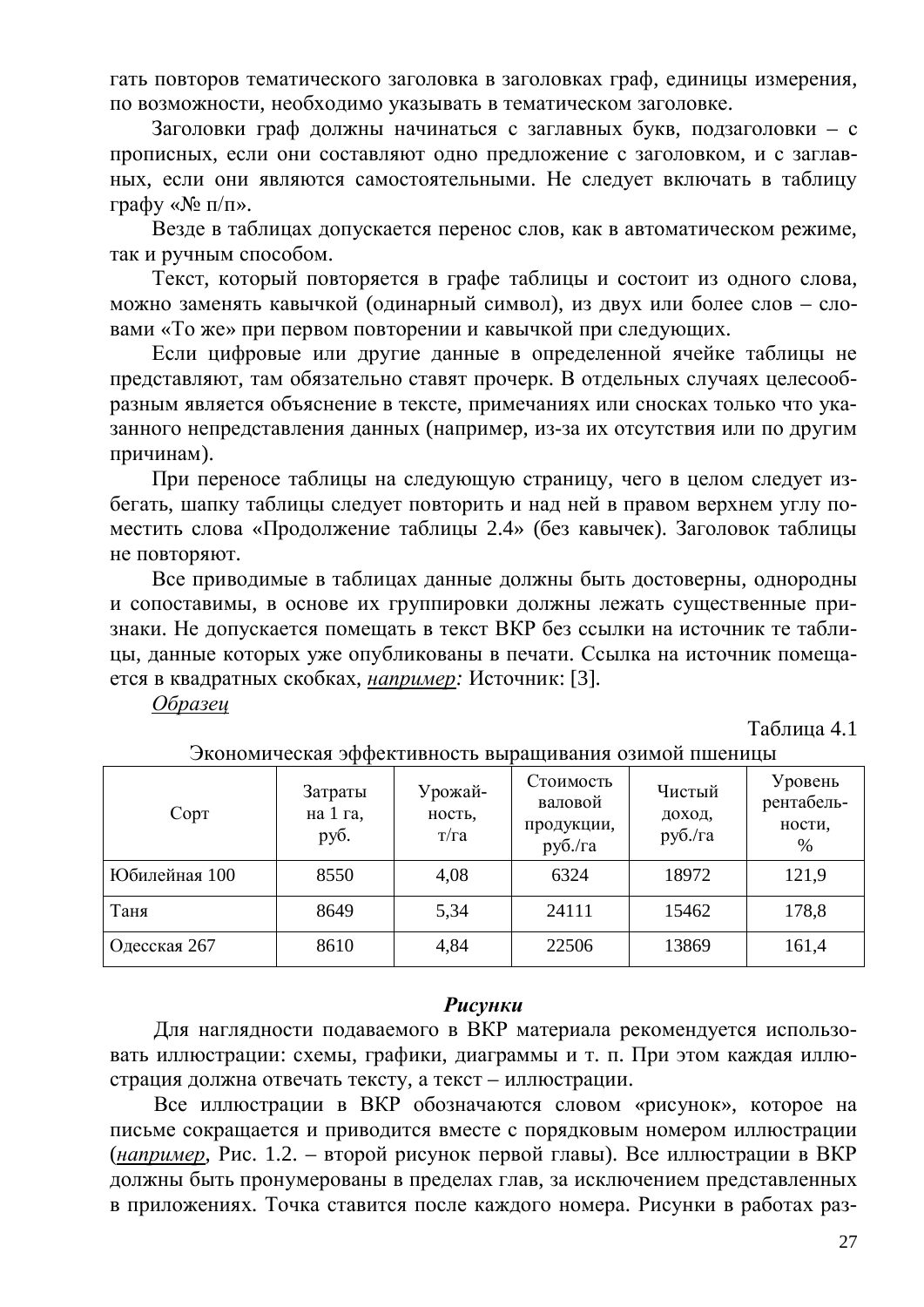гать повторов тематического заголовка в заголовках граф, единицы измерения, по возможности, необходимо указывать в тематическом заголовке.

Заголовки граф должны начинаться с заглавных букв, подзаголовки – с прописных, если они составляют одно предложение с заголовком, и с заглавных, если они являются самостоятельными. Не следует включать в таблицу графу «№ п/п».

Везде в таблицах допускается перенос слов, как в автоматическом режиме, так и ручным способом.

Текст, который повторяется в графе таблицы и состоит из одного слова, можно заменять кавычкой (одинарный символ), из двух или более слов – словами «То же» при первом повторении и кавычкой при следующих.

Если цифровые или другие данные в определенной ячейке таблицы не представляют, там обязательно ставят прочерк. В отдельных случаях целесообразным является объяснение в тексте, примечаниях или сносках только что указанного непредставления данных (например, из-за их отсутствия или по другим причинам).

При переносе таблицы на следующую страницу, чего в целом следует избегать, шапку таблицы следует повторить и над ней в правом верхнем углу поместить слова «Продолжение таблицы 2.4» (без кавычек). Заголовок таблицы не повторяют.

Все приводимые в таблицах данные должны быть достоверны, однородны и сопоставимы, в основе их группировки должны лежать существенные признаки. Не допускается помещать в текст ВКР без ссылки на источник те таблицы, данные которых уже опубликованы в печати. Ссылка на источник помещается в квадратных скобках, ***например:*** Источник: [3].

*Образец*

Таблица 4.1

Экономическая эффективность выращивания озимой пшеницы

| Сорт | Затраты на 1 га, руб. | Урожайность, т/га | Стоимость валовой продукции, руб./га | Чистый доход, руб./га | Уровень рентабельности, % |
|---|---|---|---|---|---|
| Юбилейная 100 | 8550 | 4,08 | 6324 | 18972 | 121,9 |
| Таня | 8649 | 5,34 | 24111 | 15462 | 178,8 |
| Одесская 267 | 8610 | 4,84 | 22506 | 13869 | 161,4 |

### *Рисунки*

Для наглядности подаваемого в ВКР материала рекомендуется использовать иллюстрации: схемы, графики, диаграммы и т. п. При этом каждая иллюстрация должна отвечать тексту, а текст – иллюстрации.

Все иллюстрации в ВКР обозначаются словом «рисунок», которое на письме сокращается и приводится вместе с порядковым номером иллюстрации (*например*, Рис. 1.2. – второй рисунок первой главы). Все иллюстрации в ВКР должны быть пронумерованы в пределах глав, за исключением представленных в приложениях. Точка ставится после каждого номера. Рисунки в работах раз-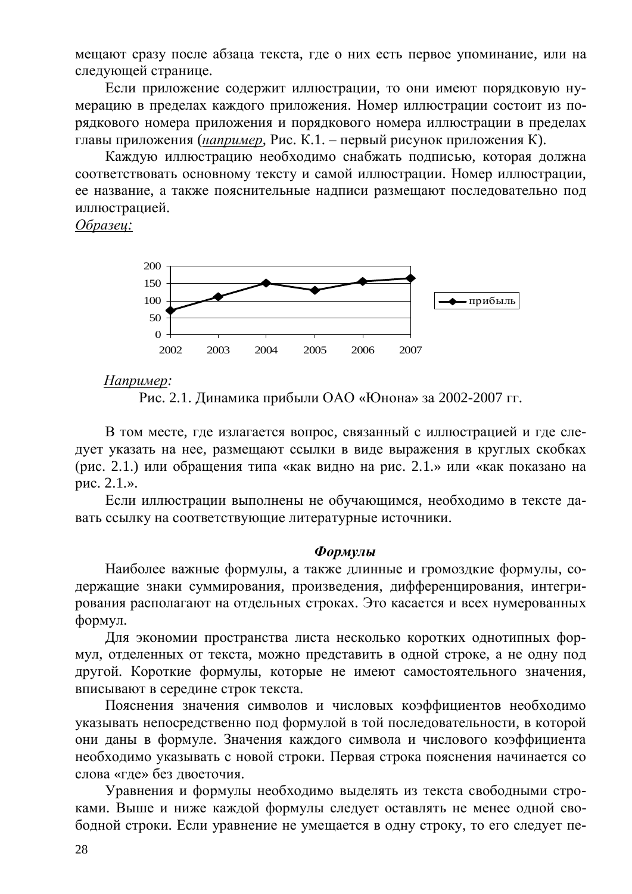мещают сразу после абзаца текста, где о них есть первое упоминание, или на следующей странице.

Если приложение содержит иллюстрации, то они имеют порядковую нумерацию в пределах каждого приложения. Номер иллюстрации состоит из порядкового номера приложения и порядкового номера иллюстрации в пределах главы приложения (*__например__*, Рис. К.1. – первый рисунок приложения К).

Каждую иллюстрацию необходимо снабжать подписью, которая должна соответствовать основному тексту и самой иллюстрации. Номер иллюстрации, ее название, а также пояснительные надписи размещают последовательно под иллюстрацией.

*__Образец:__*

*__Например:__*

Рис. 2.1. Динамика прибыли ОАО «Юнона» за 2002-2007 гг.

В том месте, где излагается вопрос, связанный с иллюстрацией и где следует указать на нее, размещают ссылки в виде выражения в круглых скобках (рис. 2.1.) или обращения типа «как видно на рис. 2.1.» или «как показано на рис. 2.1.».

Если иллюстрации выполнены не обучающимся, необходимо в тексте давать ссылку на соответствующие литературные источники.

### *Формулы*

Наиболее важные формулы, а также длинные и громоздкие формулы, содержащие знаки суммирования, произведения, дифференцирования, интегрирования располагают на отдельных строках. Это касается и всех нумерованных формул.

Для экономии пространства листа несколько коротких однотипных формул, отделенных от текста, можно представить в одной строке, а не одну под другой. Короткие формулы, которые не имеют самостоятельного значения, вписывают в середине строк текста.

Пояснения значения символов и числовых коэффициентов необходимо указывать непосредственно под формулой в той последовательности, в которой они даны в формуле. Значения каждого символа и числового коэффициента необходимо указывать с новой строки. Первая строка пояснения начинается со слова «где» без двоеточия.

Уравнения и формулы необходимо выделять из текста свободными строками. Выше и ниже каждой формулы следует оставлять не менее одной свободной строки. Если уравнение не умещается в одну строку, то его следует пе-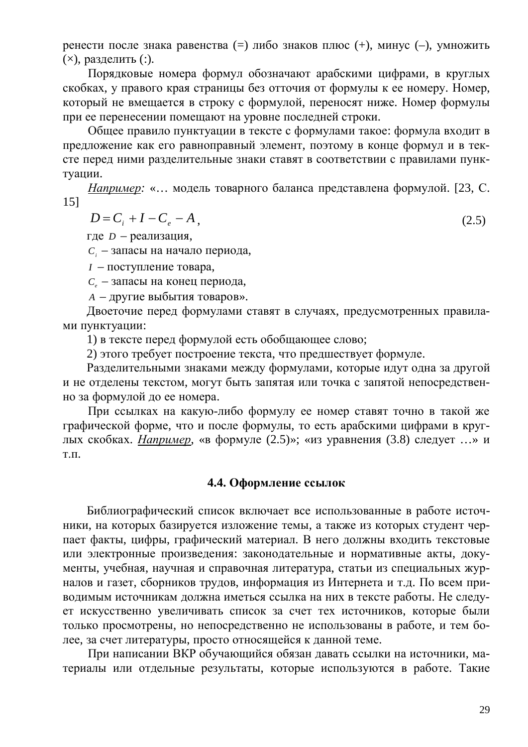ренести после знака равенства (=) либо знаков плюс (+), минус (–), умножить (×), разделить (:).

Порядковые номера формул обозначают арабскими цифрами, в круглых скобках, у правого края страницы без отточия от формулы к ее номеру. Номер, который не вмещается в строку с формулой, переносят ниже. Номер формулы при ее перенесении помещают на уровне последней строки.

Общее правило пунктуации в тексте с формулами такое: формула входит в предложение как его равноправный элемент, поэтому в конце формул и в тексте перед ними разделительные знаки ставят в соответствии с правилами пунктуации.

*<u>Например</u>:* «… модель товарного баланса представлена формулой. [23, С. 15]

$$D = C_i + I - C_e - A, \qquad (2.5)$$

где $D$ – реализация,

$C_i$ – запасы на начало периода,

$I$ – поступление товара,

$C_e$ – запасы на конец периода,

$A$ – другие выбытия товаров».

Двоеточие перед формулами ставят в случаях, предусмотренных правилами пунктуации:

1) в тексте перед формулой есть обобщающее слово;

2) этого требует построение текста, что предшествует формуле.

Разделительными знаками между формулами, которые идут одна за другой и не отделены текстом, могут быть запятая или точка с запятой непосредственно за формулой до ее номера.

При ссылках на какую-либо формулу ее номер ставят точно в такой же графической форме, что и после формулы, то есть арабскими цифрами в круглых скобках. *<u>Например</u>*, «в формуле (2.5)»; «из уравнения (3.8) следует …» и т.п.

### 4.4. Оформление ссылок

Библиографический список включает все использованные в работе источники, на которых базируется изложение темы, а также из которых студент черпает факты, цифры, графический материал. В него должны входить текстовые или электронные произведения: законодательные и нормативные акты, документы, учебная, научная и справочная литература, статьи из специальных журналов и газет, сборников трудов, информация из Интернета и т.д. По всем приводимым источникам должна иметься ссылка на них в тексте работы. Не следует искусственно увеличивать список за счет тех источников, которые были только просмотрены, но непосредственно не использованы в работе, и тем более, за счет литературы, просто относящейся к данной теме.

При написании ВКР обучающийся обязан давать ссылки на источники, материалы или отдельные результаты, которые используются в работе. Такие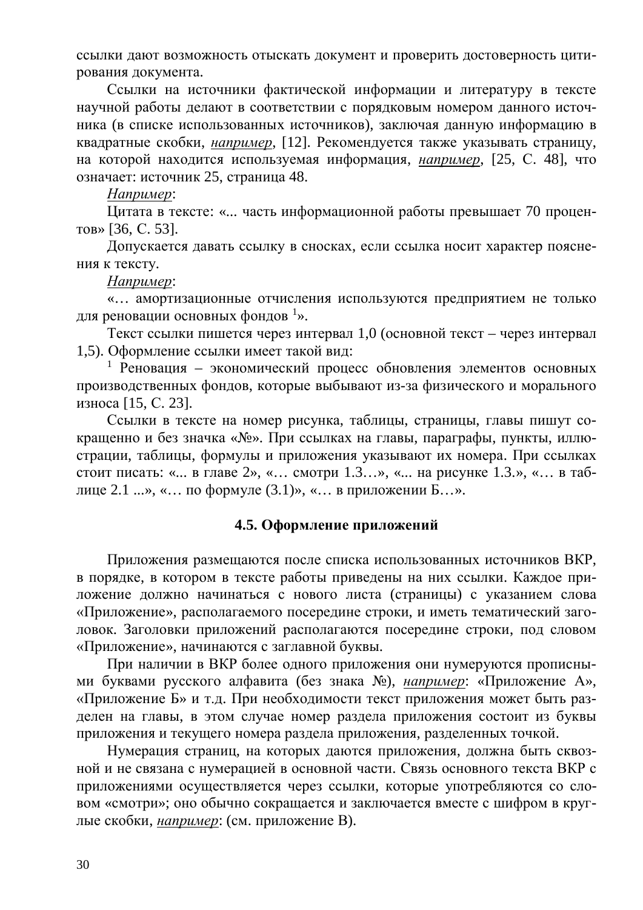ссылки дают возможность отыскать документ и проверить достоверность цитирования документа.

Ссылки на источники фактической информации и литературу в тексте научной работы делают в соответствии с порядковым номером данного источника (в списке использованных источников), заключая данную информацию в квадратные скобки, *например*, [12]. Рекомендуется также указывать страницу, на которой находится используемая информация, *например*, [25, С. 48], что означает: источник 25, страница 48.

*Например*:

Цитата в тексте: «... часть информационной работы превышает 70 процентов» [36, С. 53].

Допускается давать ссылку в сносках, если ссылка носит характер пояснения к тексту.

*Например*:

«… амортизационные отчисления используются предприятием не только для реновации основных фондов [1]».

Текст ссылки пишется через интервал 1,0 (основной текст – через интервал 1,5). Оформление ссылки имеет такой вид:

[1] Реновация – экономический процесс обновления элементов основных производственных фондов, которые выбывают из-за физического и морального износа [15, С. 23].

Ссылки в тексте на номер рисунка, таблицы, страницы, главы пишут сокращенно и без значка «№». При ссылках на главы, параграфы, пункты, иллюстрации, таблицы, формулы и приложения указывают их номера. При ссылках стоит писать: «... в главе 2», «… смотри 1.3…», «... на рисунке 1.3.», «… в таблице 2.1 ...», «… по формуле (3.1)», «… в приложении Б…».

### 4.5. Оформление приложений

Приложения размещаются после списка использованных источников ВКР, в порядке, в котором в тексте работы приведены на них ссылки. Каждое приложение должно начинаться с нового листа (страницы) с указанием слова «Приложение», располагаемого посередине строки, и иметь тематический заголовок. Заголовки приложений располагаются посередине строки, под словом «Приложение», начинаются с заглавной буквы.

При наличии в ВКР более одного приложения они нумеруются прописными буквами русского алфавита (без знака №), *например*: «Приложение А», «Приложение Б» и т.д. При необходимости текст приложения может быть разделен на главы, в этом случае номер раздела приложения состоит из буквы приложения и текущего номера раздела приложения, разделенных точкой.

Нумерация страниц, на которых даются приложения, должна быть сквозной и не связана с нумерацией в основной части. Связь основного текста ВКР с приложениями осуществляется через ссылки, которые употребляются со словом «смотри»; оно обычно сокращается и заключается вместе с шифром в круглые скобки, *например*: (см. приложение В).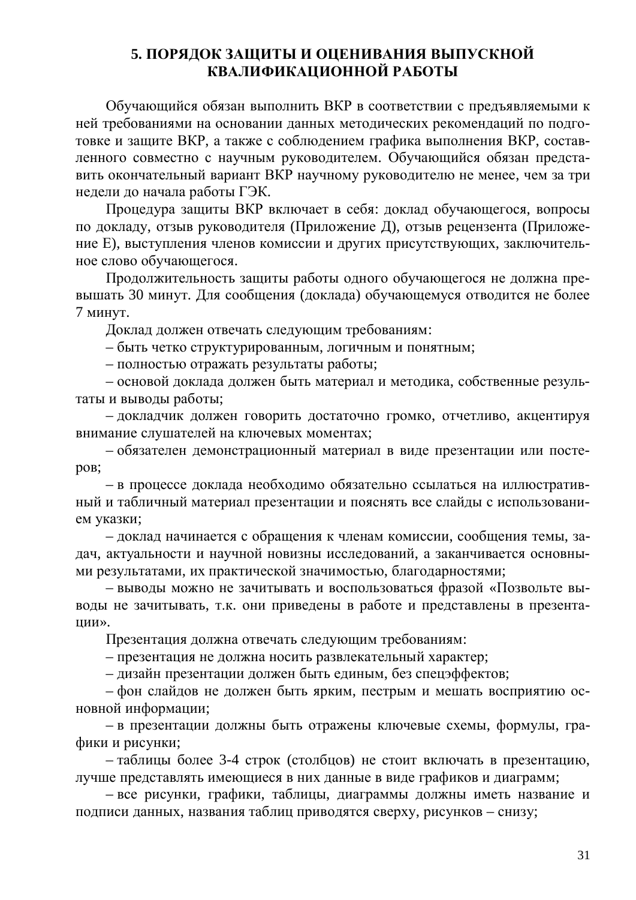# 5. ПОРЯДОК ЗАЩИТЫ И ОЦЕНИВАНИЯ ВЫПУСКНОЙ КВАЛИФИКАЦИОННОЙ РАБОТЫ

Обучающийся обязан выполнить ВКР в соответствии с предъявляемыми к ней требованиями на основании данных методических рекомендаций по подготовке и защите ВКР, а также с соблюдением графика выполнения ВКР, составленного совместно с научным руководителем. Обучающийся обязан представить окончательный вариант ВКР научному руководителю не менее, чем за три недели до начала работы ГЭК.

Процедура защиты ВКР включает в себя: доклад обучающегося, вопросы по докладу, отзыв руководителя (Приложение Д), отзыв рецензента (Приложение Е), выступления членов комиссии и других присутствующих, заключительное слово обучающегося.

Продолжительность защиты работы одного обучающегося не должна превышать 30 минут. Для сообщения (доклада) обучающемуся отводится не более 7 минут.

Доклад должен отвечать следующим требованиям:

– быть четко структурированным, логичным и понятным;

– полностью отражать результаты работы;

– основой доклада должен быть материал и методика, собственные результаты и выводы работы;

– докладчик должен говорить достаточно громко, отчетливо, акцентируя внимание слушателей на ключевых моментах;

– обязателен демонстрационный материал в виде презентации или постеров;

– в процессе доклада необходимо обязательно ссылаться на иллюстративный и табличный материал презентации и пояснять все слайды с использованием указки;

– доклад начинается с обращения к членам комиссии, сообщения темы, задач, актуальности и научной новизны исследований, а заканчивается основными результатами, их практической значимостью, благодарностями;

– выводы можно не зачитывать и воспользоваться фразой «Позвольте выводы не зачитывать, т.к. они приведены в работе и представлены в презентации».

Презентация должна отвечать следующим требованиям:

– презентация не должна носить развлекательный характер;

– дизайн презентации должен быть единым, без спецэффектов;

– фон слайдов не должен быть ярким, пестрым и мешать восприятию основной информации;

– в презентации должны быть отражены ключевые схемы, формулы, графики и рисунки;

– таблицы более 3-4 строк (столбцов) не стоит включать в презентацию, лучше представлять имеющиеся в них данные в виде графиков и диаграмм;

– все рисунки, графики, таблицы, диаграммы должны иметь название и подписи данных, названия таблиц приводятся сверху, рисунков – снизу;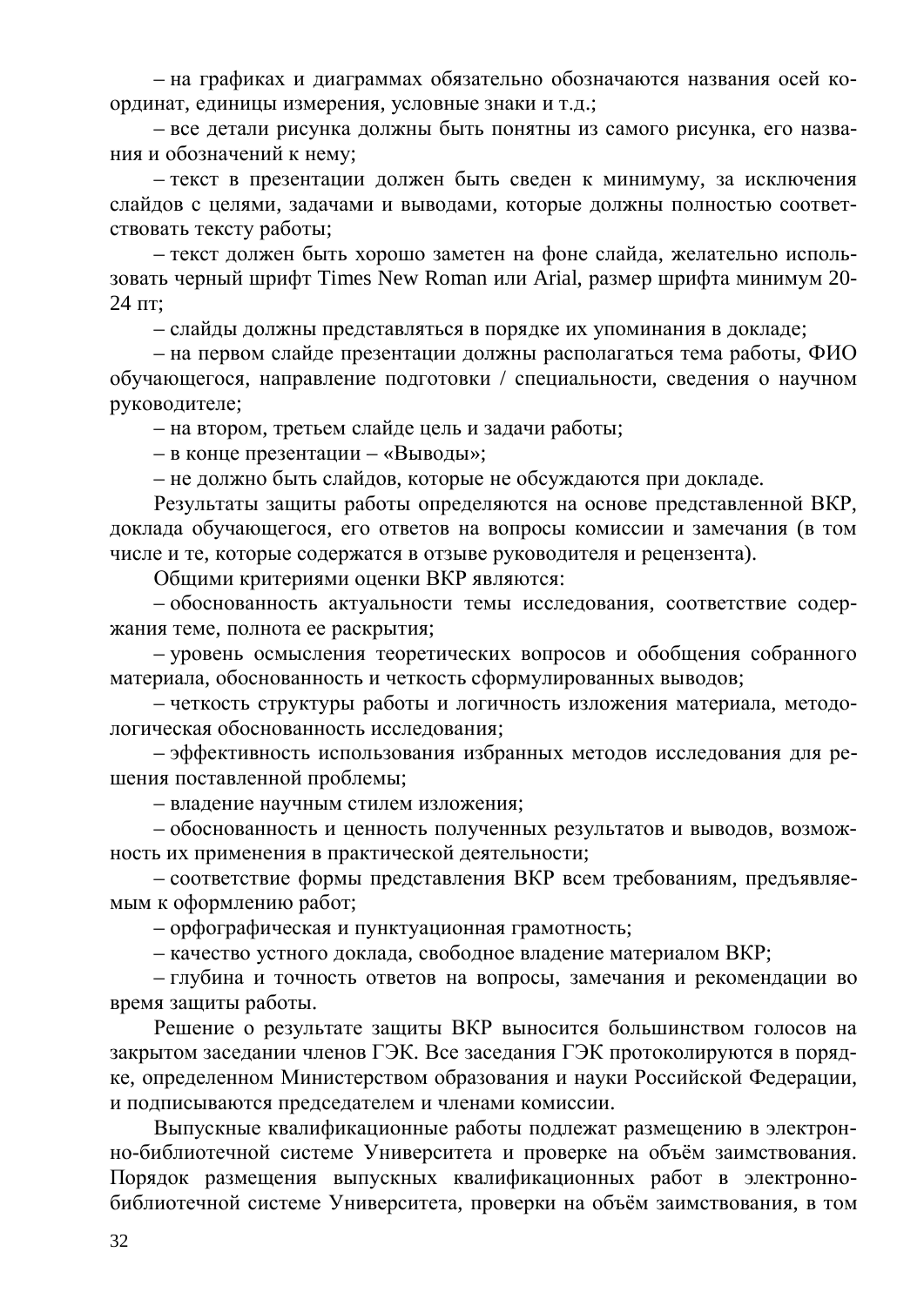– на графиках и диаграммах обязательно обозначаются названия осей координат, единицы измерения, условные знаки и т.д.;

– все детали рисунка должны быть понятны из самого рисунка, его названия и обозначений к нему;

– текст в презентации должен быть сведен к минимуму, за исключения слайдов с целями, задачами и выводами, которые должны полностью соответствовать тексту работы;

– текст должен быть хорошо заметен на фоне слайда, желательно использовать черный шрифт Times New Roman или Arial, размер шрифта минимум 20-24 пт;

– слайды должны представляться в порядке их упоминания в докладе;

– на первом слайде презентации должны располагаться тема работы, ФИО обучающегося, направление подготовки / специальности, сведения о научном руководителе;

– на втором, третьем слайде цель и задачи работы;

– в конце презентации – «Выводы»;

– не должно быть слайдов, которые не обсуждаются при докладе.

Результаты защиты работы определяются на основе представленной ВКР, доклада обучающегося, его ответов на вопросы комиссии и замечания (в том числе и те, которые содержатся в отзыве руководителя и рецензента).

Общими критериями оценки ВКР являются:

– обоснованность актуальности темы исследования, соответствие содержания теме, полнота ее раскрытия;

– уровень осмысления теоретических вопросов и обобщения собранного материала, обоснованность и четкость сформулированных выводов;

– четкость структуры работы и логичность изложения материала, методологическая обоснованность исследования;

– эффективность использования избранных методов исследования для решения поставленной проблемы;

– владение научным стилем изложения;

– обоснованность и ценность полученных результатов и выводов, возможность их применения в практической деятельности;

– соответствие формы представления ВКР всем требованиям, предъявляемым к оформлению работ;

– орфографическая и пунктуационная грамотность;

– качество устного доклада, свободное владение материалом ВКР;

– глубина и точность ответов на вопросы, замечания и рекомендации во время защиты работы.

Решение о результате защиты ВКР выносится большинством голосов на закрытом заседании членов ГЭК. Все заседания ГЭК протоколируются в порядке, определенном Министерством образования и науки Российской Федерации, и подписываются председателем и членами комиссии.

Выпускные квалификационные работы подлежат размещению в электронно-библиотечной системе Университета и проверке на объём заимствования. Порядок размещения выпускных квалификационных работ в электронно-библиотечной системе Университета, проверки на объём заимствования, в том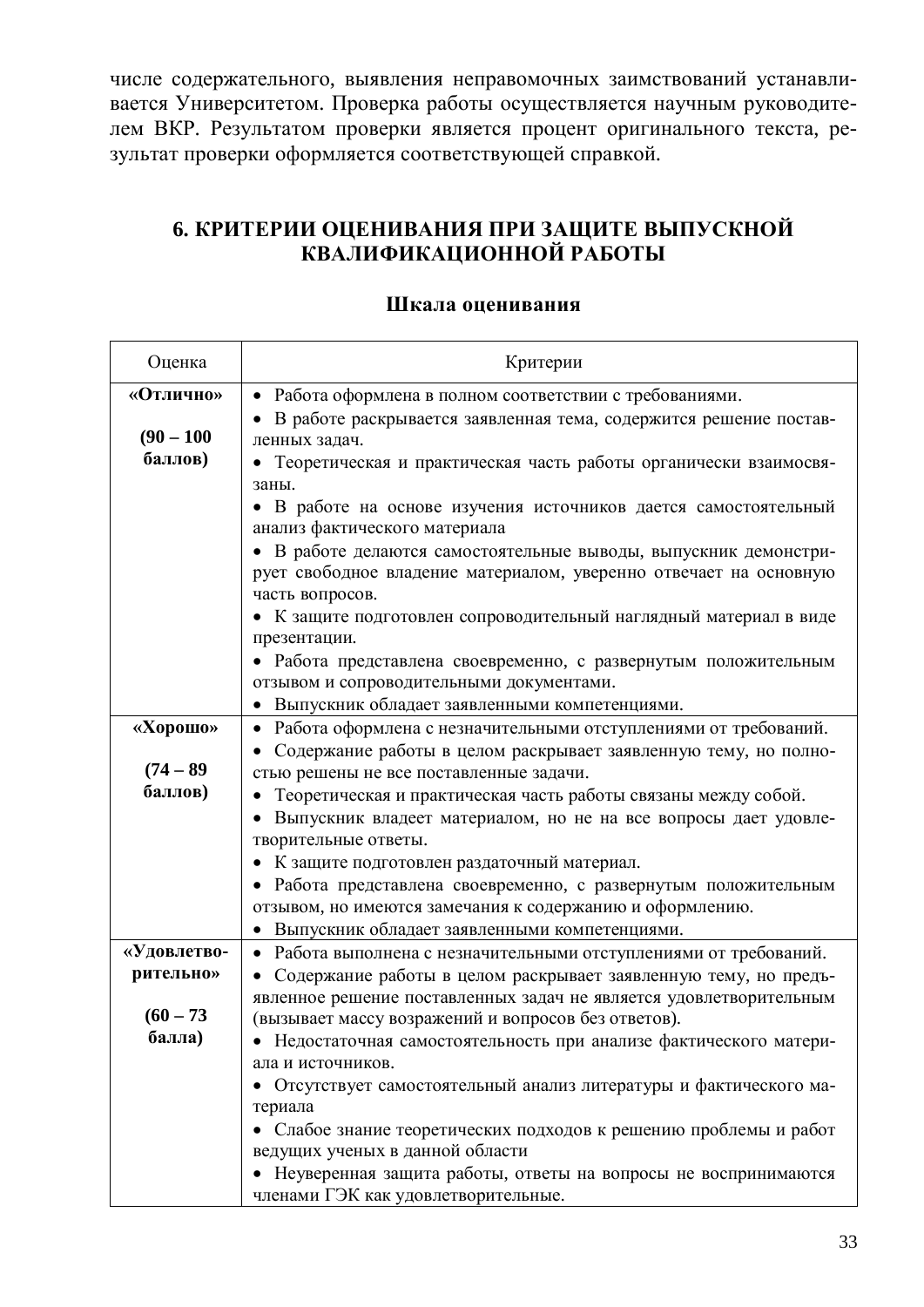числе содержательного, выявления неправомочных заимствований устанавливается Университетом. Проверка работы осуществляется научным руководителем ВКР. Результатом проверки является процент оригинального текста, результат проверки оформляется соответствующей справкой.

## 6. КРИТЕРИИ ОЦЕНИВАНИЯ ПРИ ЗАЩИТЕ ВЫПУСКНОЙ КВАЛИФИКАЦИОННОЙ РАБОТЫ

### Шкала оценивания

| Оценка | Критерии |
|---|---|
| **«Отлично»** **(90 – 100 баллов)** | • Работа оформлена в полном соответствии с требованиями. • В работе раскрывается заявленная тема, содержится решение поставленных задач. • Теоретическая и практическая часть работы органически взаимосвязаны. • В работе на основе изучения источников дается самостоятельный анализ фактического материала • В работе делаются самостоятельные выводы, выпускник демонстрирует свободное владение материалом, уверенно отвечает на основную часть вопросов. • К защите подготовлен сопроводительный наглядный материал в виде презентации. • Работа представлена своевременно, с развернутым положительным отзывом и сопроводительными документами. • Выпускник обладает заявленными компетенциями. |
| **«Хорошо»** **(74 – 89 баллов)** | • Работа оформлена с незначительными отступлениями от требований. • Содержание работы в целом раскрывает заявленную тему, но полностью решены не все поставленные задачи. • Теоретическая и практическая часть работы связаны между собой. • Выпускник владеет материалом, но не на все вопросы дает удовлетворительные ответы. • К защите подготовлен раздаточный материал. • Работа представлена своевременно, с развернутым положительным отзывом, но имеются замечания к содержанию и оформлению. • Выпускник обладает заявленными компетенциями. |
| **«Удовлетворительно»** **(60 – 73 балла)** | • Работа выполнена с незначительными отступлениями от требований. • Содержание работы в целом раскрывает заявленную тему, но предъявленное решение поставленных задач не является удовлетворительным (вызывает массу возражений и вопросов без ответов). • Недостаточная самостоятельность при анализе фактического материала и источников. • Отсутствует самостоятельный анализ литературы и фактического материала • Слабое знание теоретических подходов к решению проблемы и работ ведущих ученых в данной области • Неуверенная защита работы, ответы на вопросы не воспринимаются членами ГЭК как удовлетворительные. |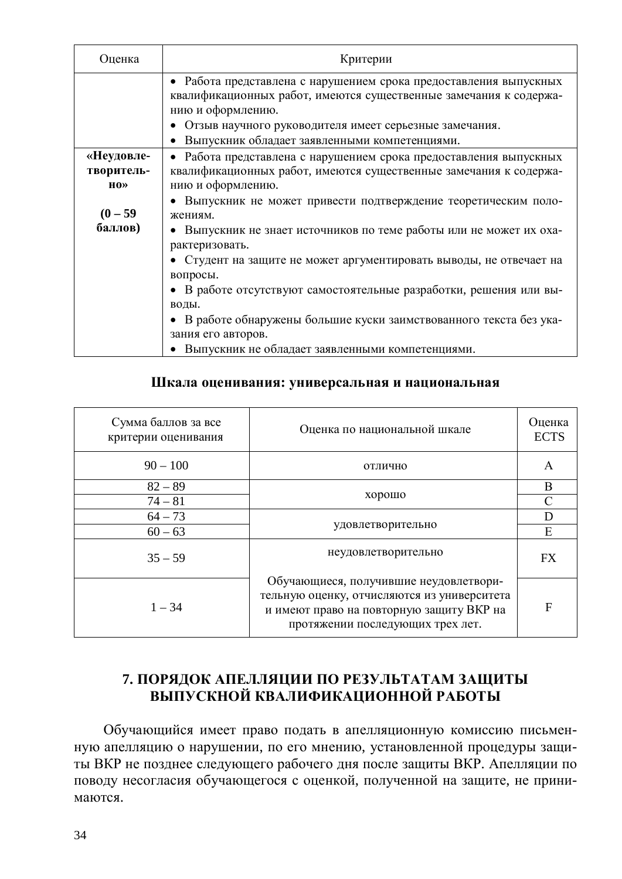| Оценка | Критерии |
| --- | --- |
| | • Работа представлена с нарушением срока предоставления выпускных квалификационных работ, имеются существенные замечания к содержанию и оформлению.<br>• Отзыв научного руководителя имеет серьезные замечания.<br>• Выпускник обладает заявленными компетенциями. |
| **«Неудовлетворительно»**<br><br>**(0 – 59 баллов)** | • Работа представлена с нарушением срока предоставления выпускных квалификационных работ, имеются существенные замечания к содержанию и оформлению.<br>• Выпускник не может привести подтверждение теоретическим положениям.<br>• Выпускник не знает источников по теме работы или не может их охарактеризовать.<br>• Студент на защите не может аргументировать выводы, не отвечает на вопросы.<br>• В работе отсутствуют самостоятельные разработки, решения или выводы.<br>• В работе обнаружены большие куски заимствованного текста без указания его авторов.<br>• Выпускник не обладает заявленными компетенциями. |

**Шкала оценивания: универсальная и национальная**

| Сумма баллов за все критерии оценивания | Оценка по национальной шкале | Оценка ECTS |
| --- | --- | --- |
| 90 – 100 | отлично | A |
| 82 – 89 | хорошо | B |
| 74 – 81 | | C |
| 64 – 73 | удовлетворительно | D |
| 60 – 63 | | E |
| 35 – 59 | неудовлетворительно | FX |
| 1 – 34 | Обучающиеся, получившие неудовлетворительную оценку, отчисляются из университета и имеют право на повторную защиту ВКР на протяжении последующих трех лет. | F |

## 7. ПОРЯДОК АПЕЛЛЯЦИИ ПО РЕЗУЛЬТАТАМ ЗАЩИТЫ ВЫПУСКНОЙ КВАЛИФИКАЦИОННОЙ РАБОТЫ

Обучающийся имеет право подать в апелляционную комиссию письменную апелляцию о нарушении, по его мнению, установленной процедуры защиты ВКР не позднее следующего рабочего дня после защиты ВКР. Апелляции по поводу несогласия обучающегося с оценкой, полученной на защите, не принимаются.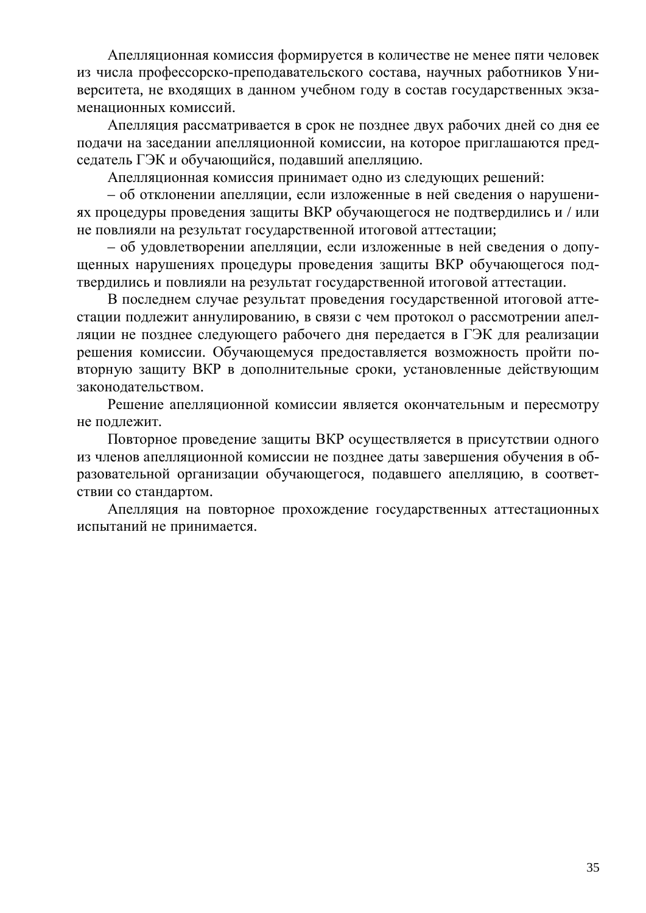Апелляционная комиссия формируется в количестве не менее пяти человек из числа профессорско-преподавательского состава, научных работников Университета, не входящих в данном учебном году в состав государственных экзаменационных комиссий.

Апелляция рассматривается в срок не позднее двух рабочих дней со дня ее подачи на заседании апелляционной комиссии, на которое приглашаются председатель ГЭК и обучающийся, подавший апелляцию.

Апелляционная комиссия принимает одно из следующих решений:

– об отклонении апелляции, если изложенные в ней сведения о нарушениях процедуры проведения защиты ВКР обучающегося не подтвердились и / или не повлияли на результат государственной итоговой аттестации;

– об удовлетворении апелляции, если изложенные в ней сведения о допущенных нарушениях процедуры проведения защиты ВКР обучающегося подтвердились и повлияли на результат государственной итоговой аттестации.

В последнем случае результат проведения государственной итоговой аттестации подлежит аннулированию, в связи с чем протокол о рассмотрении апелляции не позднее следующего рабочего дня передается в ГЭК для реализации решения комиссии. Обучающемуся предоставляется возможность пройти повторную защиту ВКР в дополнительные сроки, установленные действующим законодательством.

Решение апелляционной комиссии является окончательным и пересмотру не подлежит.

Повторное проведение защиты ВКР осуществляется в присутствии одного из членов апелляционной комиссии не позднее даты завершения обучения в образовательной организации обучающегося, подавшего апелляцию, в соответствии со стандартом.

Апелляция на повторное прохождение государственных аттестационных испытаний не принимается.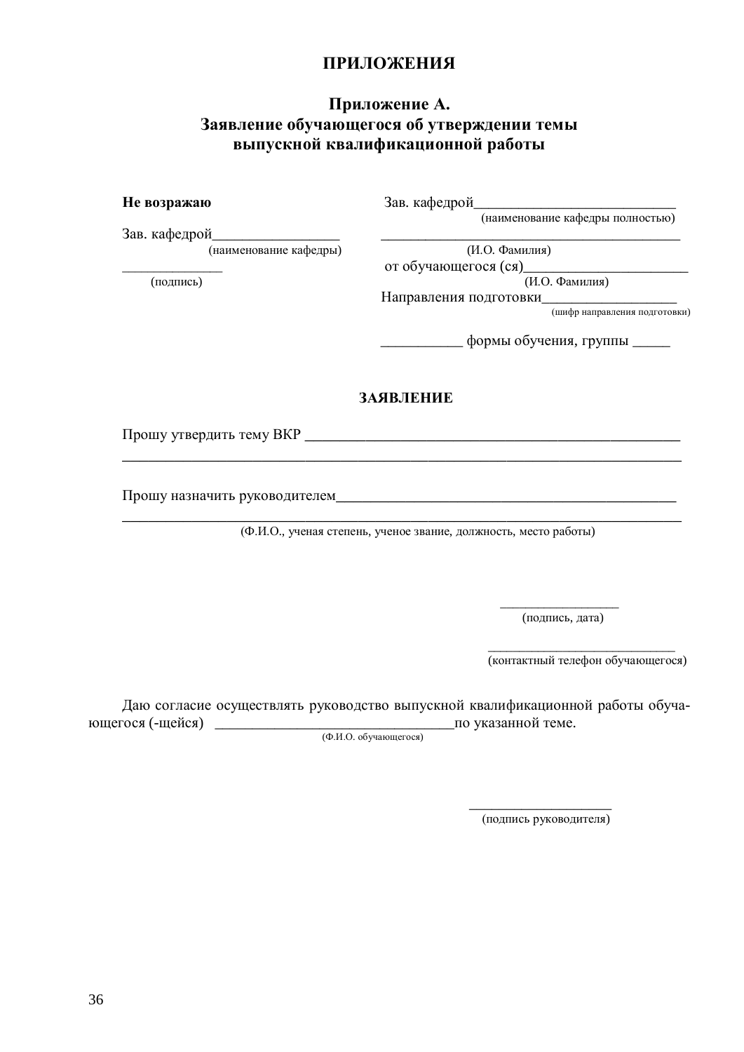# ПРИЛОЖЕНИЯ

## Приложение А.
## Заявление обучающегося об утверждении темы выпускной квалификационной работы

**Не возражаю**

Зав. кафедрой_________________
(наименование кафедры)

______________
(подпись)

Зав. кафедрой____________________________
(наименование кафедры полностью)

__________________________________________
(И.О. Фамилия)

от обучающегося (ся)_______________________
(И.О. Фамилия)

Направления подготовки__________________
(шифр направления подготовки)

___________ формы обучения, группы _____

**ЗАЯВЛЕНИЕ**

Прошу утвердить тему ВКР ___________________________________________________
_________________________________________________________________________

Прошу назначить руководителем_______________________________________________
_________________________________________________________________________
(Ф.И.О., ученая степень, ученое звание, должность, место работы)

_________________
(подпись, дата)

___________________________
(контактный телефон обучающегося)

Даю согласие осуществлять руководство выпускной квалификационной работы обучающегося (-щейся) ________________________________по указанной теме.
(Ф.И.О. обучающегося)

____________________
(подпись руководителя)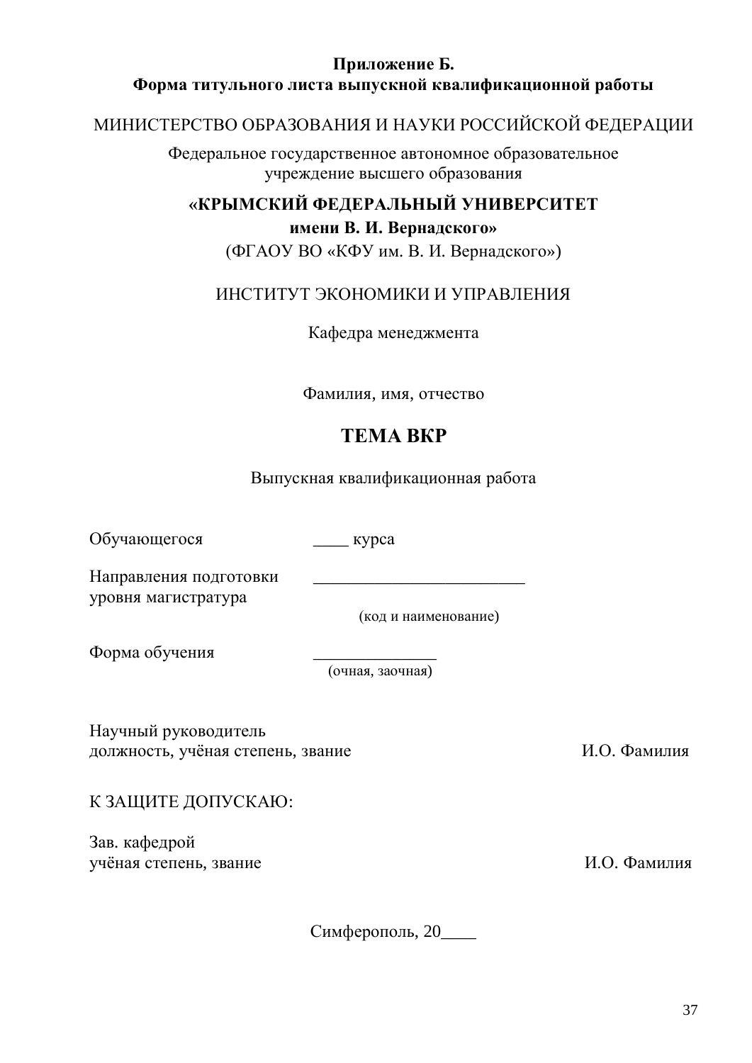**Приложение Б.**
**Форма титульного листа выпускной квалификационной работы**

МИНИСТЕРСТВО ОБРАЗОВАНИЯ И НАУКИ РОССИЙСКОЙ ФЕДЕРАЦИИ

Федеральное государственное автономное образовательное учреждение высшего образования

**«КРЫМСКИЙ ФЕДЕРАЛЬНЫЙ УНИВЕРСИТЕТ имени В. И. Вернадского»**

(ФГАОУ ВО «КФУ им. В. И. Вернадского»)

ИНСТИТУТ ЭКОНОМИКИ И УПРАВЛЕНИЯ

Кафедра менеджмента

Фамилия, имя, отчество

**ТЕМА ВКР**

Выпускная квалификационная работа

Обучающегося ____ курса

Направления подготовки уровня магистратура ________________________
(код и наименование)

Форма обучения ______________
(очная, заочная)

Научный руководитель
должность, учёная степень, звание И.О. Фамилия

К ЗАЩИТЕ ДОПУСКАЮ:

Зав. кафедрой
учёная степень, звание И.О. Фамилия

Симферополь, 20____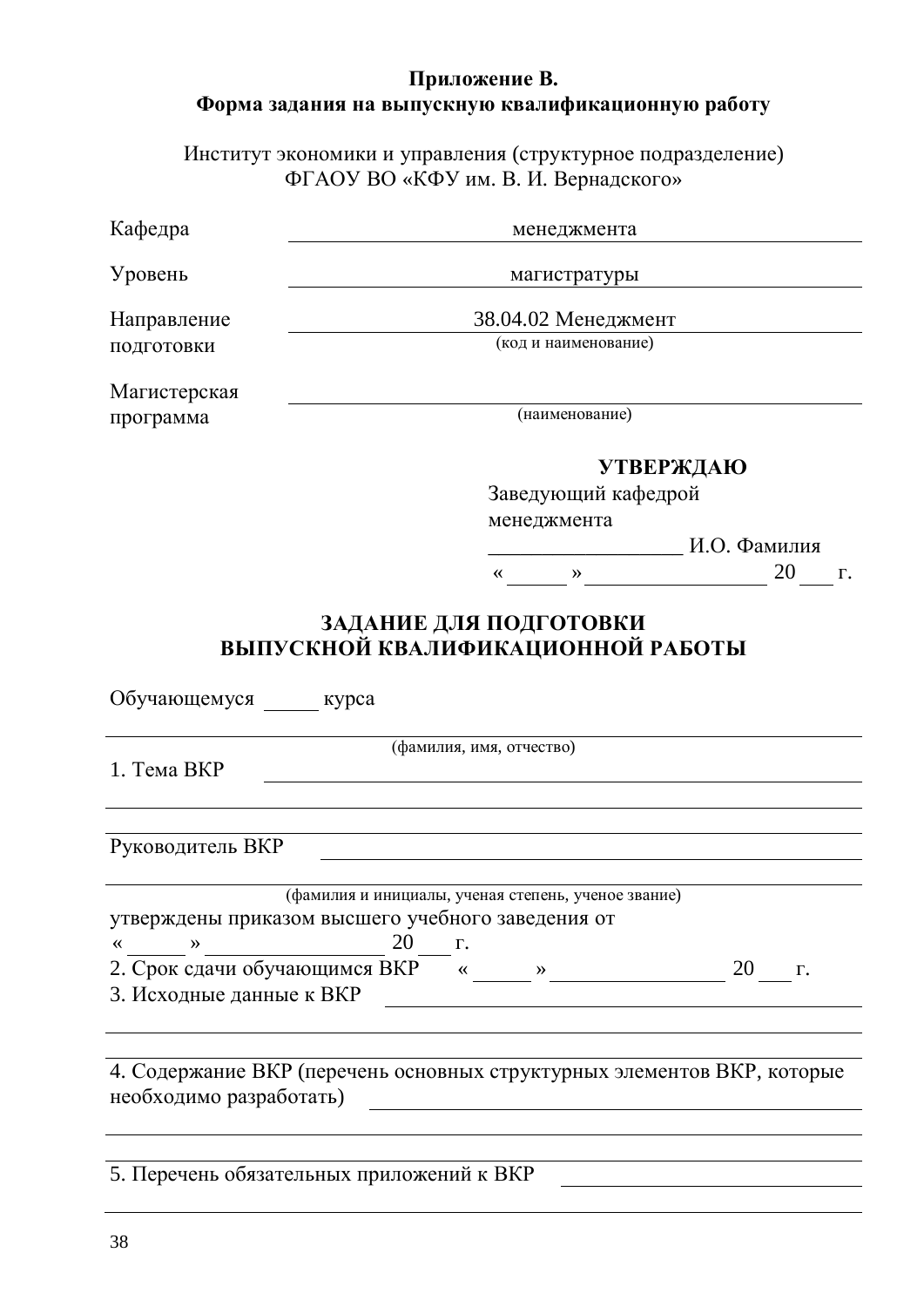**Приложение В.**
**Форма задания на выпускную квалификационную работу**

Институт экономики и управления (структурное подразделение)
ФГАОУ ВО «КФУ им. В. И. Вернадского»

Кафедра ______________ менеджмента ______________

Уровень ______________ магистратуры ______________

Направление подготовки ______________ 38.04.02 Менеджмент ______________
(код и наименование)

Магистерская программа ____________________________
(наименование)

**УТВЕРЖДАЮ**
Заведующий кафедрой
менеджмента
__________________ И.О. Фамилия
«_____»________________ 20___ г.

**ЗАДАНИЕ ДЛЯ ПОДГОТОВКИ**
**ВЫПУСКНОЙ КВАЛИФИКАЦИОННОЙ РАБОТЫ**

Обучающемуся _____ курса

______________________________________________________________
(фамилия, имя, отчество)

1. Тема ВКР ______________________________________________________

______________________________________________________________

Руководитель ВКР ______________________________________________

______________________________________________________________
(фамилия и инициалы, ученая степень, ученое звание)

утверждены приказом высшего учебного заведения от
«_____»________________ 20___ г.

2. Срок сдачи обучающимся ВКР «_____»________________ 20___ г.

3. Исходные данные к ВКР ______________________________________

______________________________________________________________

4. Содержание ВКР (перечень основных структурных элементов ВКР, которые необходимо разработать) ______________________________________

______________________________________________________________

5. Перечень обязательных приложений к ВКР ______________________

______________________________________________________________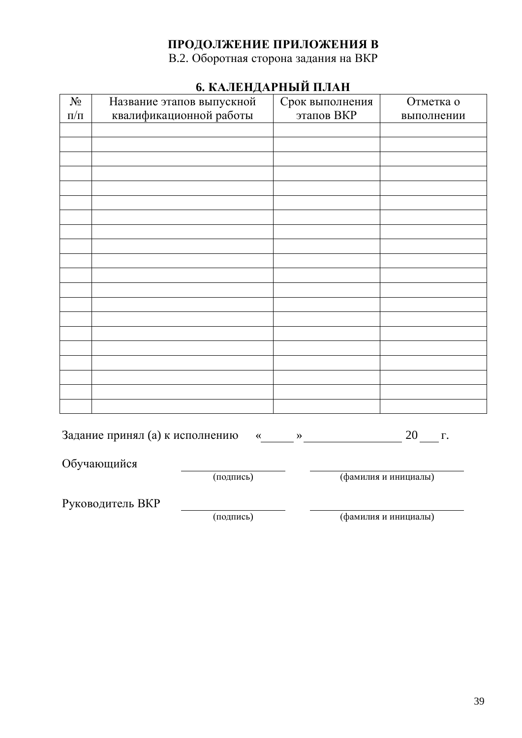**ПРОДОЛЖЕНИЕ ПРИЛОЖЕНИЯ В**

В.2. Оборотная сторона задания на ВКР

## 6. КАЛЕНДАРНЫЙ ПЛАН

| № п/п | Название этапов выпускной квалификационной работы | Срок выполнения этапов ВКР | Отметка о выполнении |
|---|---|---|---|
| | | | |
| | | | |
| | | | |
| | | | |
| | | | |
| | | | |
| | | | |
| | | | |
| | | | |
| | | | |
| | | | |
| | | | |
| | | | |
| | | | |
| | | | |
| | | | |
| | | | |
| | | | |
| | | | |
| | | | |

Задание принял (а) к исполнению «_____» ______________ 20___ г.

Обучающийся ______________ ______________________
(подпись) (фамилия и инициалы)

Руководитель ВКР ______________ ______________________
(подпись) (фамилия и инициалы)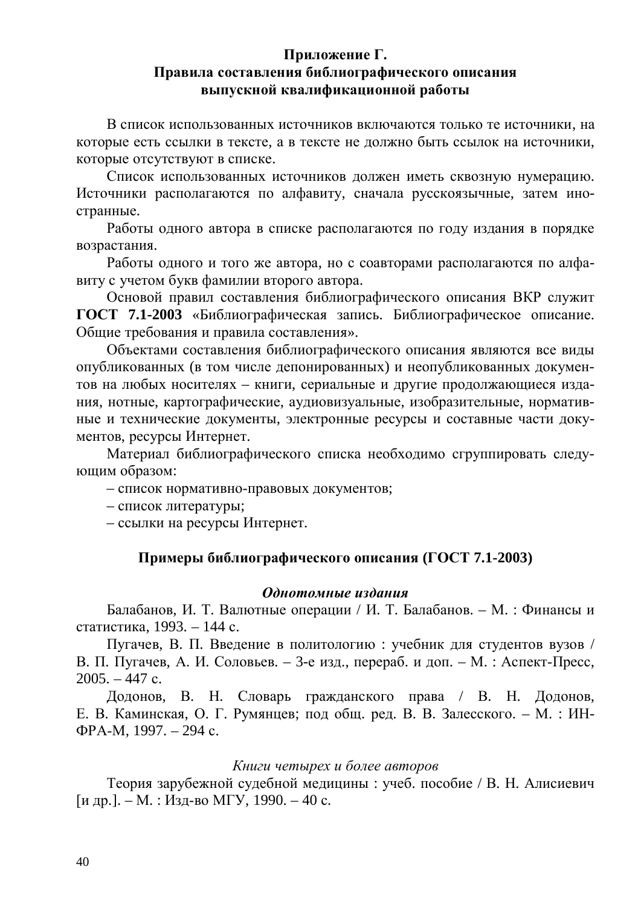## Приложение Г. Правила составления библиографического описания выпускной квалификационной работы

В список использованных источников включаются только те источники, на которые есть ссылки в тексте, а в тексте не должно быть ссылок на источники, которые отсутствуют в списке.

Список использованных источников должен иметь сквозную нумерацию. Источники располагаются по алфавиту, сначала русскоязычные, затем иностранные.

Работы одного автора в списке располагаются по году издания в порядке возрастания.

Работы одного и того же автора, но с соавторами располагаются по алфавиту с учетом букв фамилии второго автора.

Основой правил составления библиографического описания ВКР служит **ГОСТ 7.1-2003** «Библиографическая запись. Библиографическое описание. Общие требования и правила составления».

Объектами составления библиографического описания являются все виды опубликованных (в том числе депонированных) и неопубликованных документов на любых носителях – книги, сериальные и другие продолжающиеся издания, нотные, картографические, аудиовизуальные, изобразительные, нормативные и технические документы, электронные ресурсы и составные части документов, ресурсы Интернет.

Материал библиографического списка необходимо сгруппировать следующим образом:

– список нормативно-правовых документов;

– список литературы;

– ссылки на ресурсы Интернет.

### Примеры библиографического описания (ГОСТ 7.1-2003)

***Однотомные издания***

Балабанов, И. Т. Валютные операции / И. Т. Балабанов. – М. : Финансы и статистика, 1993. – 144 с.

Пугачев, В. П. Введение в политологию : учебник для студентов вузов / В. П. Пугачев, А. И. Соловьев. – 3-е изд., перераб. и доп. – М. : Аспект-Пресс, 2005. – 447 с.

Додонов, В. Н. Словарь гражданского права / В. Н. Додонов, Е. В. Каминская, О. Г. Румянцев; под общ. ред. В. В. Залесского. – М. : ИНФРА-М, 1997. – 294 с.

*Книги четырех и более авторов*

Теория зарубежной судебной медицины : учеб. пособие / В. Н. Алисиевич [и др.]. – М. : Изд-во МГУ, 1990. – 40 с.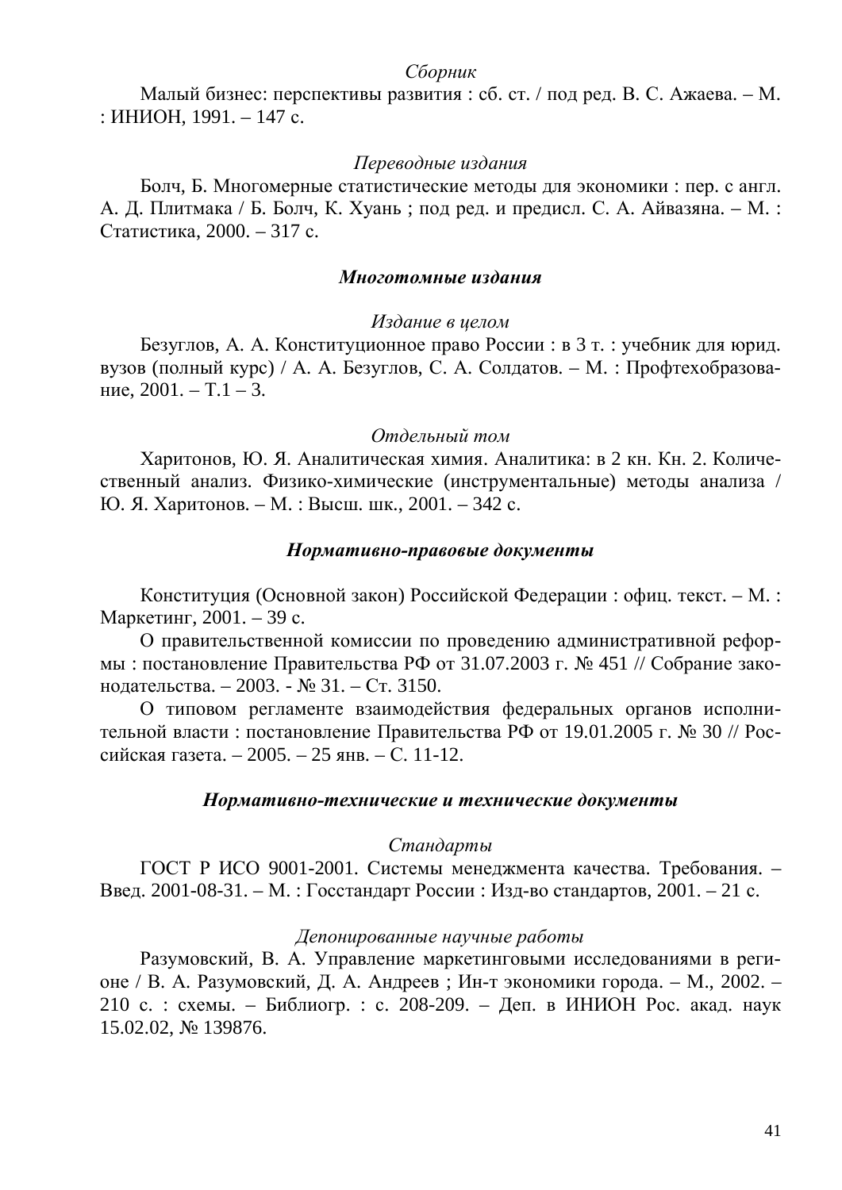*Сборник*

Малый бизнес: перспективы развития : сб. ст. / под ред. В. С. Ажаева. – М. : ИНИОН, 1991. – 147 с.

*Переводные издания*

Болч, Б. Многомерные статистические методы для экономики : пер. с англ. А. Д. Плитмака / Б. Болч, К. Хуань ; под ред. и предисл. С. А. Айвазяна. – М. : Статистика, 2000. – 317 с.

***Многотомные издания***

*Издание в целом*

Безуглов, А. А. Конституционное право России : в 3 т. : учебник для юрид. вузов (полный курс) / А. А. Безуглов, С. А. Солдатов. – М. : Профтехобразование, 2001. – Т.1 – 3.

*Отдельный том*

Харитонов, Ю. Я. Аналитическая химия. Аналитика: в 2 кн. Кн. 2. Количественный анализ. Физико-химические (инструментальные) методы анализа / Ю. Я. Харитонов. – М. : Высш. шк., 2001. – 342 с.

***Нормативно-правовые документы***

Конституция (Основной закон) Российской Федерации : офиц. текст. – М. : Маркетинг, 2001. – 39 с.

О правительственной комиссии по проведению административной реформы : постановление Правительства РФ от 31.07.2003 г. № 451 // Собрание законодательства. – 2003. - № 31. – Ст. 3150.

О типовом регламенте взаимодействия федеральных органов исполнительной власти : постановление Правительства РФ от 19.01.2005 г. № 30 // Российская газета. – 2005. – 25 янв. – С. 11-12.

***Нормативно-технические и технические документы***

*Стандарты*

ГОСТ Р ИСО 9001-2001. Системы менеджмента качества. Требования. – Введ. 2001-08-31. – М. : Госстандарт России : Изд-во стандартов, 2001. – 21 с.

*Депонированные научные работы*

Разумовский, В. А. Управление маркетинговыми исследованиями в регионе / В. А. Разумовский, Д. А. Андреев ; Ин-т экономики города. – М., 2002. – 210 с. : схемы. – Библиогр. : с. 208-209. – Деп. в ИНИОН Рос. акад. наук 15.02.02, № 139876.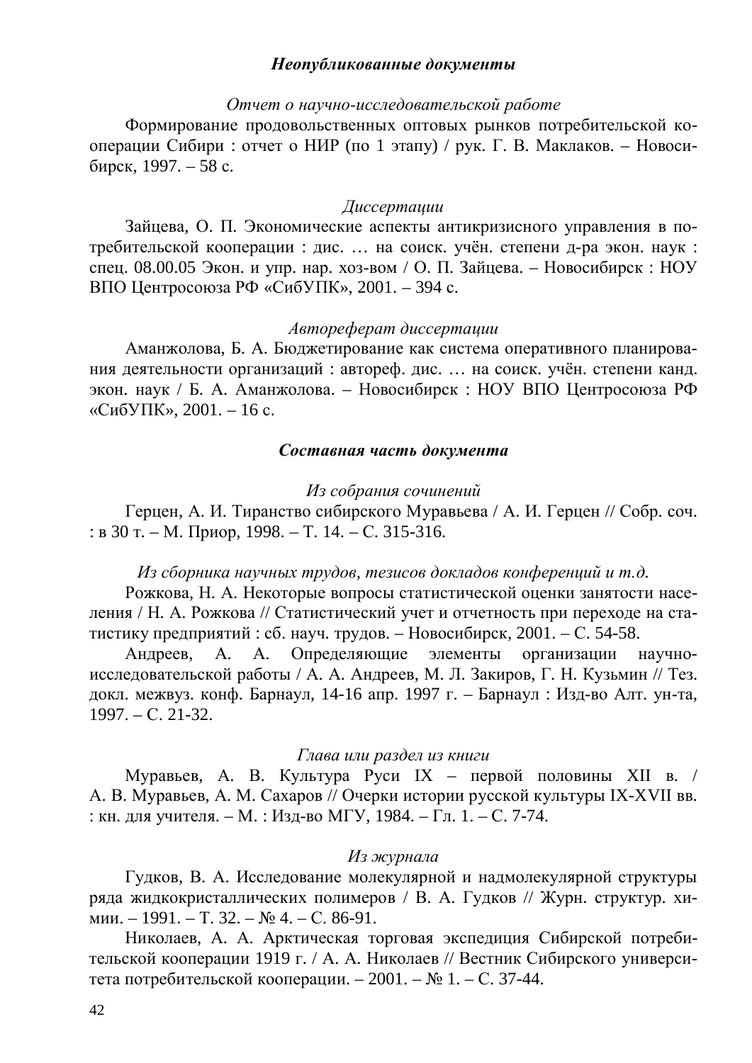## *Неопубликованные документы*

*Отчет о научно-исследовательской работе*

Формирование продовольственных оптовых рынков потребительской кооперации Сибири : отчет о НИР (по 1 этапу) / рук. Г. В. Маклаков. – Новосибирск, 1997. – 58 с.

*Диссертации*

Зайцева, О. П. Экономические аспекты антикризисного управления в потребительской кооперации : дис. … на соиск. учён. степени д-ра экон. наук : спец. 08.00.05 Экон. и упр. нар. хоз-вом / О. П. Зайцева. – Новосибирск : НОУ ВПО Центросоюза РФ «СибУПК», 2001. – 394 с.

*Автореферат диссертации*

Аманжолова, Б. А. Бюджетирование как система оперативного планирования деятельности организаций : автореф. дис. … на соиск. учён. степени канд. экон. наук / Б. А. Аманжолова. – Новосибирск : НОУ ВПО Центросоюза РФ «СибУПК», 2001. – 16 с.

## *Составная часть документа*

*Из собрания сочинений*

Герцен, А. И. Тиранство сибирского Муравьева / А. И. Герцен // Собр. соч. : в 30 т. – М. Приор, 1998. – Т. 14. – С. 315-316.

*Из сборника научных трудов, тезисов докладов конференций и т.д.*

Рожкова, Н. А. Некоторые вопросы статистической оценки занятости населения / Н. А. Рожкова // Статистический учет и отчетность при переходе на статистику предприятий : сб. науч. трудов. – Новосибирск, 2001. – С. 54-58.

Андреев, А. А. Определяющие элементы организации научно-исследовательской работы / А. А. Андреев, М. Л. Закиров, Г. Н. Кузьмин // Тез. докл. межвуз. конф. Барнаул, 14-16 апр. 1997 г. – Барнаул : Изд-во Алт. ун-та, 1997. – С. 21-32.

*Глава или раздел из книги*

Муравьев, А. В. Культура Руси IX – первой половины XII в. / А. В. Муравьев, А. М. Сахаров // Очерки истории русской культуры IX-XVII вв. : кн. для учителя. – М. : Изд-во МГУ, 1984. – Гл. 1. – С. 7-74.

*Из журнала*

Гудков, В. А. Исследование молекулярной и надмолекулярной структуры ряда жидкокристаллических полимеров / В. А. Гудков // Журн. структур. химии. – 1991. – Т. 32. – № 4. – С. 86-91.

Николаев, А. А. Арктическая торговая экспедиция Сибирской потребительской кооперации 1919 г. / А. А. Николаев // Вестник Сибирского университета потребительской кооперации. – 2001. – № 1. – С. 37-44.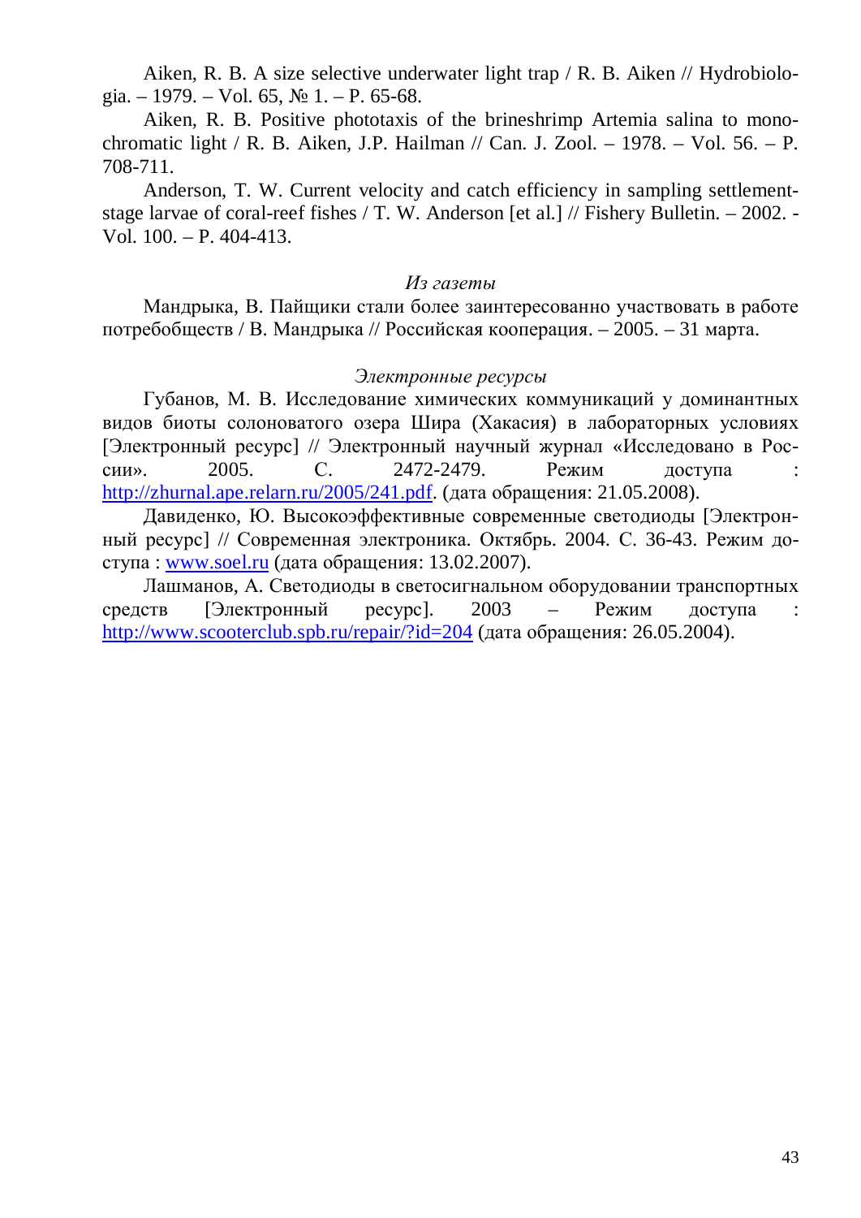Aiken, R. B. A size selective underwater light trap / R. B. Aiken // Hydrobiologia. – 1979. – Vol. 65, № 1. – P. 65-68.

Aiken, R. B. Positive phototaxis of the brineshrimp Artemia salina to monochromatic light / R. B. Aiken, J.P. Hailman // Can. J. Zool. – 1978. – Vol. 56. – P. 708-711.

Anderson, T. W. Current velocity and catch efficiency in sampling settlement-stage larvae of coral-reef fishes / T. W. Anderson [et al.] // Fishery Bulletin. – 2002. - Vol. 100. – P. 404-413.

*Из газеты*

Мандрыка, В. Пайщики стали более заинтересованно участвовать в работе потребобществ / В. Мандрыка // Российская кооперация. – 2005. – 31 марта.

*Электронные ресурсы*

Губанов, М. В. Исследование химических коммуникаций у доминантных видов биоты солоноватого озера Шира (Хакасия) в лабораторных условиях [Электронный ресурс] // Электронный научный журнал «Исследовано в России». 2005. С. 2472-2479. Режим доступа : http://zhurnal.ape.relarn.ru/2005/241.pdf. (дата обращения: 21.05.2008).

Давиденко, Ю. Высокоэффективные современные светодиоды [Электронный ресурс] // Современная электроника. Октябрь. 2004. С. 36-43. Режим доступа : www.soel.ru (дата обращения: 13.02.2007).

Лашманов, А. Светодиоды в светосигнальном оборудовании транспортных средств [Электронный ресурс]. 2003 – Режим доступа : http://www.scooterclub.spb.ru/repair/?id=204 (дата обращения: 26.05.2004).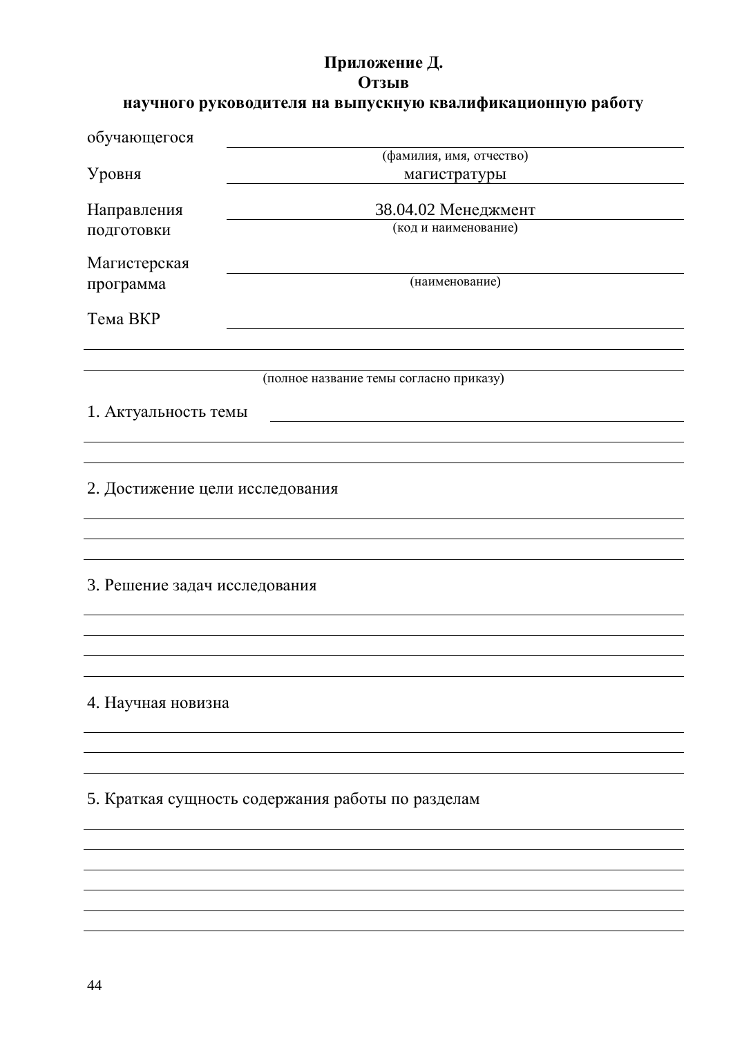**Приложение Д.**
**Отзыв**
**научного руководителя на выпускную квалификационную работу**

обучающегося ______________________________________________
(фамилия, имя, отчество)

Уровня магистратуры

Направления подготовки 38.04.02 Менеджмент
(код и наименование)

Магистерская программа ______________________________________________
(наименование)

Тема ВКР ______________________________________________
______________________________________________
______________________________________________
(полное название темы согласно приказу)

1. Актуальность темы ______________________________________________
______________________________________________
______________________________________________

2. Достижение цели исследования
______________________________________________
______________________________________________
______________________________________________

3. Решение задач исследования
______________________________________________
______________________________________________
______________________________________________
______________________________________________

4. Научная новизна
______________________________________________
______________________________________________
______________________________________________

5. Краткая сущность содержания работы по разделам
______________________________________________
______________________________________________
______________________________________________
______________________________________________
______________________________________________
______________________________________________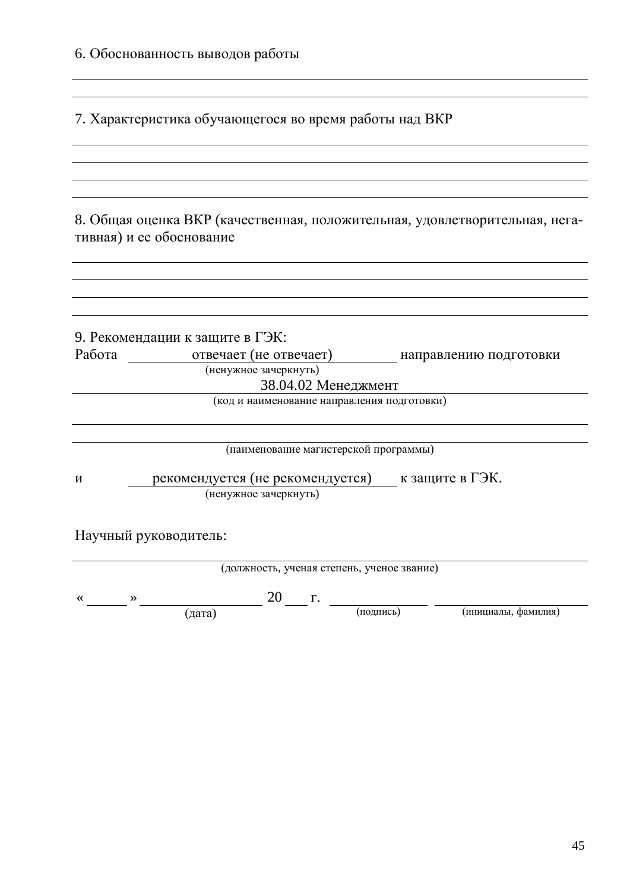6. Обоснованность выводов работы

___________________________________________________________________________

___________________________________________________________________________

7. Характеристика обучающегося во время работы над ВКР

___________________________________________________________________________

___________________________________________________________________________

___________________________________________________________________________

___________________________________________________________________________

8. Общая оценка ВКР (качественная, положительная, удовлетворительная, негативная) и ее обоснование

___________________________________________________________________________

___________________________________________________________________________

___________________________________________________________________________

___________________________________________________________________________

9. Рекомендации к защите в ГЭК:

Работа ______отвечает (не отвечает)______ направлению подготовки

(ненужное зачеркнуть)

38.04.02 Менеджмент

(код и наименование направления подготовки)

___________________________________________________________________________

___________________________________________________________________________

(наименование магистерской программы)

и ______рекомендуется (не рекомендуется)______ к защите в ГЭК.

(ненужное зачеркнуть)

Научный руководитель:

___________________________________________________________________________

(должность, ученая степень, ученое звание)

« ______ » ________________ 20 ___ г. ______________ ______________________

(дата) (подпись) (инициалы, фамилия)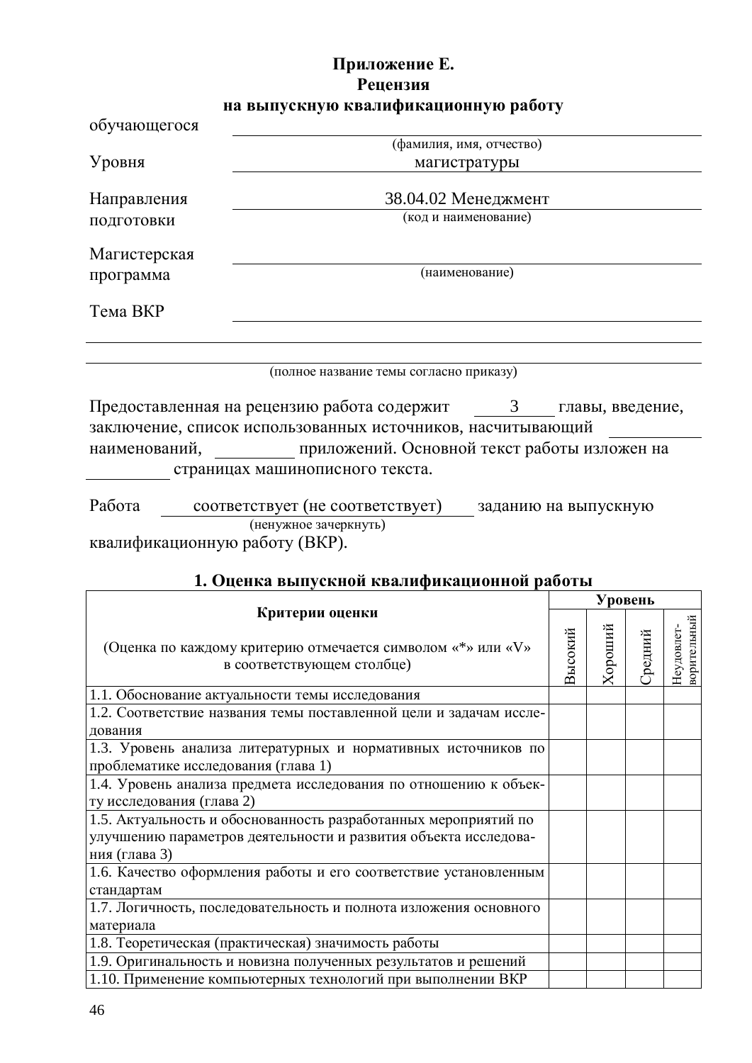**Приложение Е.**
**Рецензия**
**на выпускную квалификационную работу**

обучающегося ______________________________________________
(фамилия, имя, отчество)

Уровня ______________ магистратуры ______________

Направления подготовки ______________ 38.04.02 Менеджмент ______________
(код и наименование)

Магистерская программа ______________________________________________
(наименование)

Тема ВКР ______________________________________________

______________________________________________

______________________________________________
(полное название темы согласно приказу)

Предоставленная на рецензию работа содержит ____3____ главы, введение, заключение, список использованных источников, насчитывающий __________ наименований, _________ приложений. Основной текст работы изложен на _________ страницах машинописного текста.

Работа ____соответствует (не соответствует)____ заданию на выпускную
(ненужное зачеркнуть)
квалификационную работу (ВКР).

## 1. Оценка выпускной квалификационной работы

| **Критерии оценки** (Оценка по каждому критерию отмечается символом «*» или «V» в соответствующем столбце) | **Уровень** | | | |
|---|---|---|---|---|
| | Высокий | Хороший | Средний | Неудовлетворительный |
| 1.1. Обоснование актуальности темы исследования | | | | |
| 1.2. Соответствие названия темы поставленной цели и задачам исследования | | | | |
| 1.3. Уровень анализа литературных и нормативных источников по проблематике исследования (глава 1) | | | | |
| 1.4. Уровень анализа предмета исследования по отношению к объекту исследования (глава 2) | | | | |
| 1.5. Актуальность и обоснованность разработанных мероприятий по улучшению параметров деятельности и развития объекта исследования (глава 3) | | | | |
| 1.6. Качество оформления работы и его соответствие установленным стандартам | | | | |
| 1.7. Логичность, последовательность и полнота изложения основного материала | | | | |
| 1.8. Теоретическая (практическая) значимость работы | | | | |
| 1.9. Оригинальность и новизна полученных результатов и решений | | | | |
| 1.10. Применение компьютерных технологий при выполнении ВКР | | | | |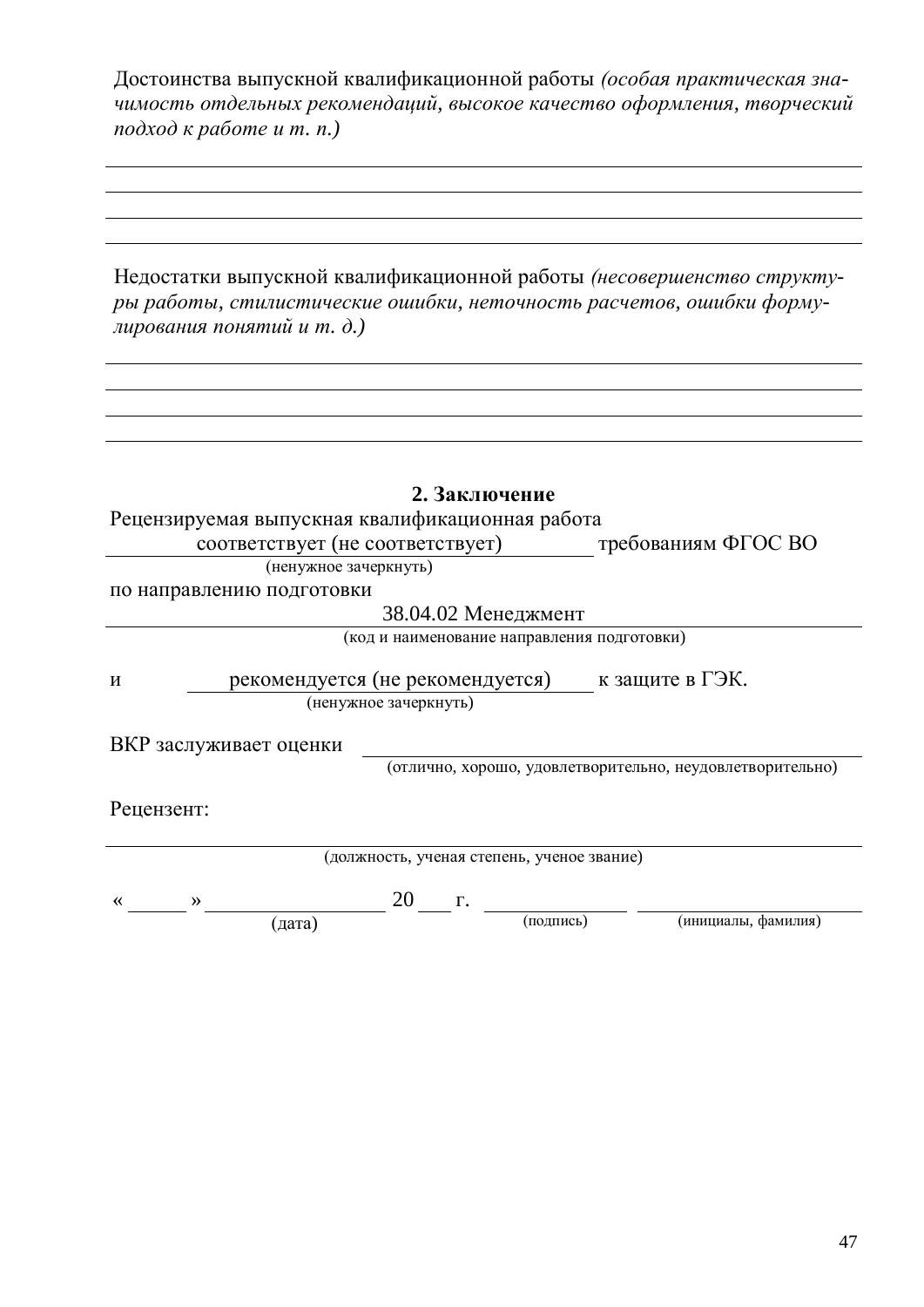Достоинства выпускной квалификационной работы *(особая практическая значимость отдельных рекомендаций, высокое качество оформления, творческий подход к работе и т. п.)*

______________________________________________________________________________
______________________________________________________________________________
______________________________________________________________________________
______________________________________________________________________________

Недостатки выпускной квалификационной работы *(несовершенство структуры работы, стилистические ошибки, неточность расчетов, ошибки формулирования понятий и т. д.)*

______________________________________________________________________________
______________________________________________________________________________
______________________________________________________________________________
______________________________________________________________________________

**2. Заключение**

Рецензируемая выпускная квалификационная работа
соответствует (не соответствует) требованиям ФГОС ВО
(ненужное зачеркнуть)

по направлению подготовки
38.04.02 Менеджмент
(код и наименование направления подготовки)

и рекомендуется (не рекомендуется) к защите в ГЭК.
(ненужное зачеркнуть)

ВКР заслуживает оценки ______________________________
(отлично, хорошо, удовлетворительно, неудовлетворительно)

Рецензент:

______________________________________________________________________________
(должность, ученая степень, ученое звание)

« _____ » ________________ 20 ___ г. ____________ ____________________
(дата) (подпись) (инициалы, фамилия)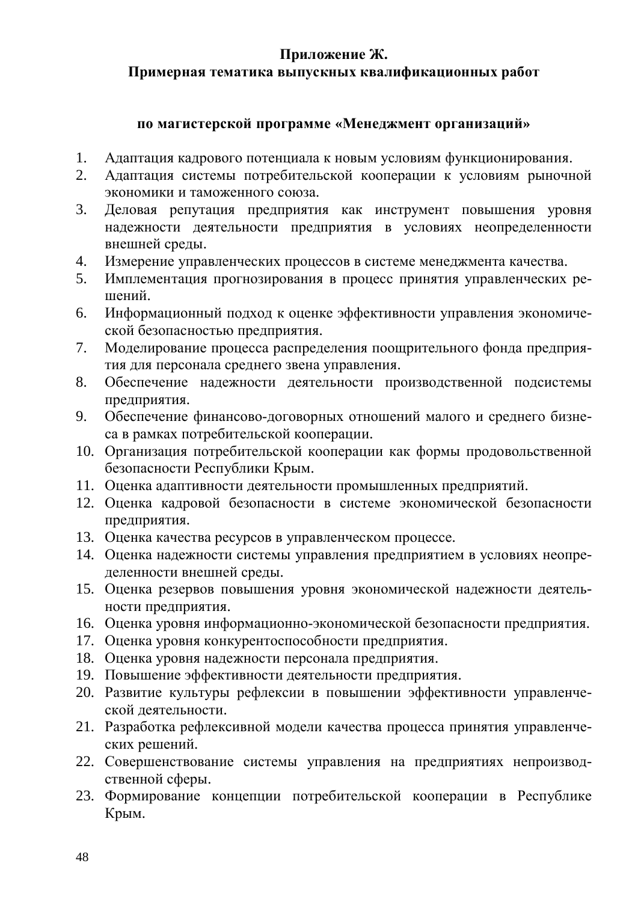**Приложение Ж.**
**Примерная тематика выпускных квалификационных работ**

**по магистерской программе «Менеджмент организаций»**

1. Адаптация кадрового потенциала к новым условиям функционирования.
2. Адаптация системы потребительской кооперации к условиям рыночной экономики и таможенного союза.
3. Деловая репутация предприятия как инструмент повышения уровня надежности деятельности предприятия в условиях неопределенности внешней среды.
4. Измерение управленческих процессов в системе менеджмента качества.
5. Имплементация прогнозирования в процесс принятия управленческих решений.
6. Информационный подход к оценке эффективности управления экономической безопасностью предприятия.
7. Моделирование процесса распределения поощрительного фонда предприятия для персонала среднего звена управления.
8. Обеспечение надежности деятельности производственной подсистемы предприятия.
9. Обеспечение финансово-договорных отношений малого и среднего бизнеса в рамках потребительской кооперации.
10. Организация потребительской кооперации как формы продовольственной безопасности Республики Крым.
11. Оценка адаптивности деятельности промышленных предприятий.
12. Оценка кадровой безопасности в системе экономической безопасности предприятия.
13. Оценка качества ресурсов в управленческом процессе.
14. Оценка надежности системы управления предприятием в условиях неопределенности внешней среды.
15. Оценка резервов повышения уровня экономической надежности деятельности предприятия.
16. Оценка уровня информационно-экономической безопасности предприятия.
17. Оценка уровня конкурентоспособности предприятия.
18. Оценка уровня надежности персонала предприятия.
19. Повышение эффективности деятельности предприятия.
20. Развитие культуры рефлексии в повышении эффективности управленческой деятельности.
21. Разработка рефлексивной модели качества процесса принятия управленческих решений.
22. Совершенствование системы управления на предприятиях непроизводственной сферы.
23. Формирование концепции потребительской кооперации в Республике Крым.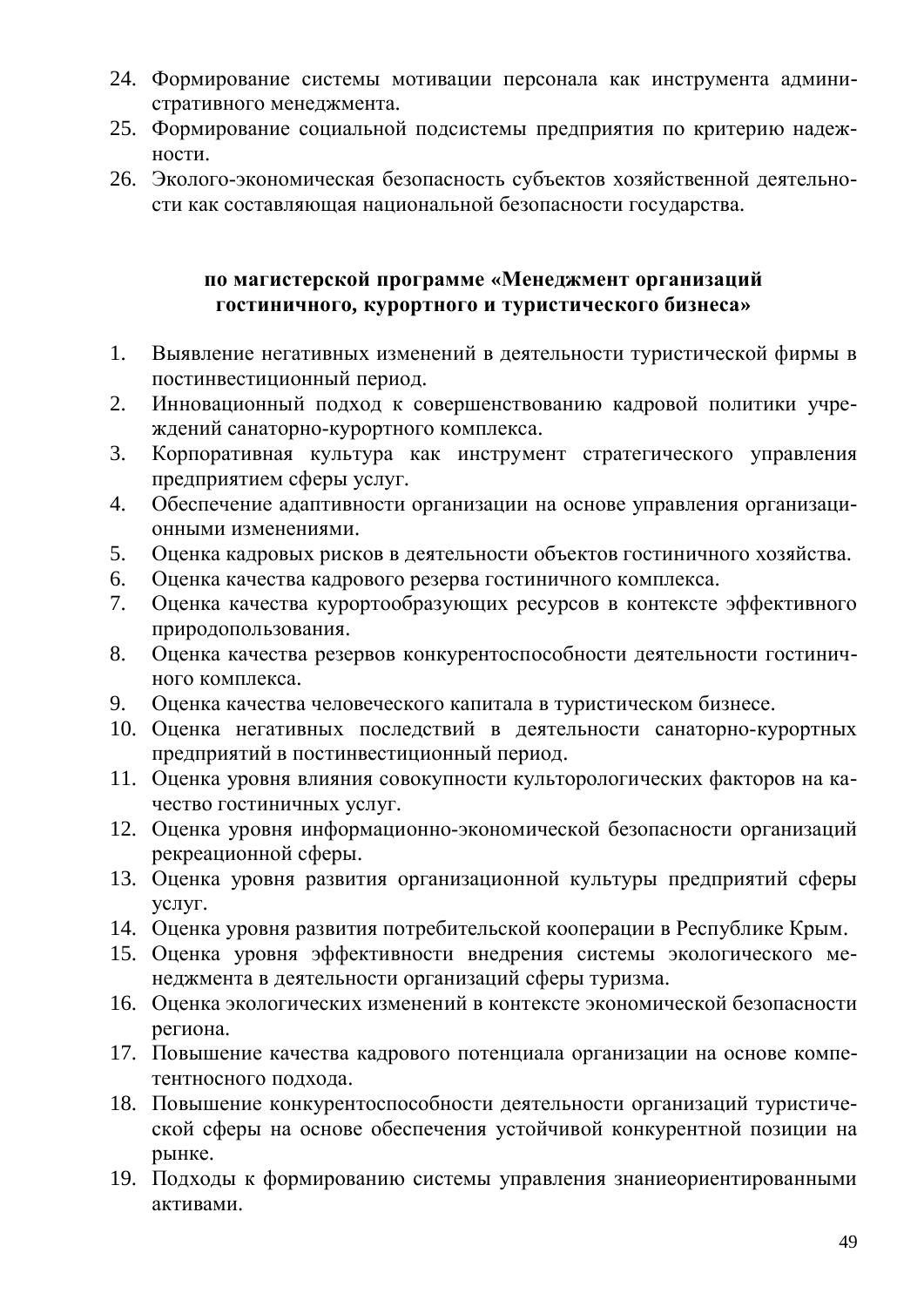24. Формирование системы мотивации персонала как инструмента административного менеджмента.
25. Формирование социальной подсистемы предприятия по критерию надежности.
26. Эколого-экономическая безопасность субъектов хозяйственной деятельности как составляющая национальной безопасности государства.

**по магистерской программе «Менеджмент организаций гостиничного, курортного и туристического бизнеса»**

1. Выявление негативных изменений в деятельности туристической фирмы в постинвестиционный период.
2. Инновационный подход к совершенствованию кадровой политики учреждений санаторно-курортного комплекса.
3. Корпоративная культура как инструмент стратегического управления предприятием сферы услуг.
4. Обеспечение адаптивности организации на основе управления организационными изменениями.
5. Оценка кадровых рисков в деятельности объектов гостиничного хозяйства.
6. Оценка качества кадрового резерва гостиничного комплекса.
7. Оценка качества курортообразующих ресурсов в контексте эффективного природопользования.
8. Оценка качества резервов конкурентоспособности деятельности гостиничного комплекса.
9. Оценка качества человеческого капитала в туристическом бизнесе.
10. Оценка негативных последствий в деятельности санаторно-курортных предприятий в постинвестиционный период.
11. Оценка уровня влияния совокупности культорологических факторов на качество гостиничных услуг.
12. Оценка уровня информационно-экономической безопасности организаций рекреационной сферы.
13. Оценка уровня развития организационной культуры предприятий сферы услуг.
14. Оценка уровня развития потребительской кооперации в Республике Крым.
15. Оценка уровня эффективности внедрения системы экологического менеджмента в деятельности организаций сферы туризма.
16. Оценка экологических изменений в контексте экономической безопасности региона.
17. Повышение качества кадрового потенциала организации на основе компетентносного подхода.
18. Повышение конкурентоспособности деятельности организаций туристической сферы на основе обеспечения устойчивой конкурентной позиции на рынке.
19. Подходы к формированию системы управления знаниеориентированными активами.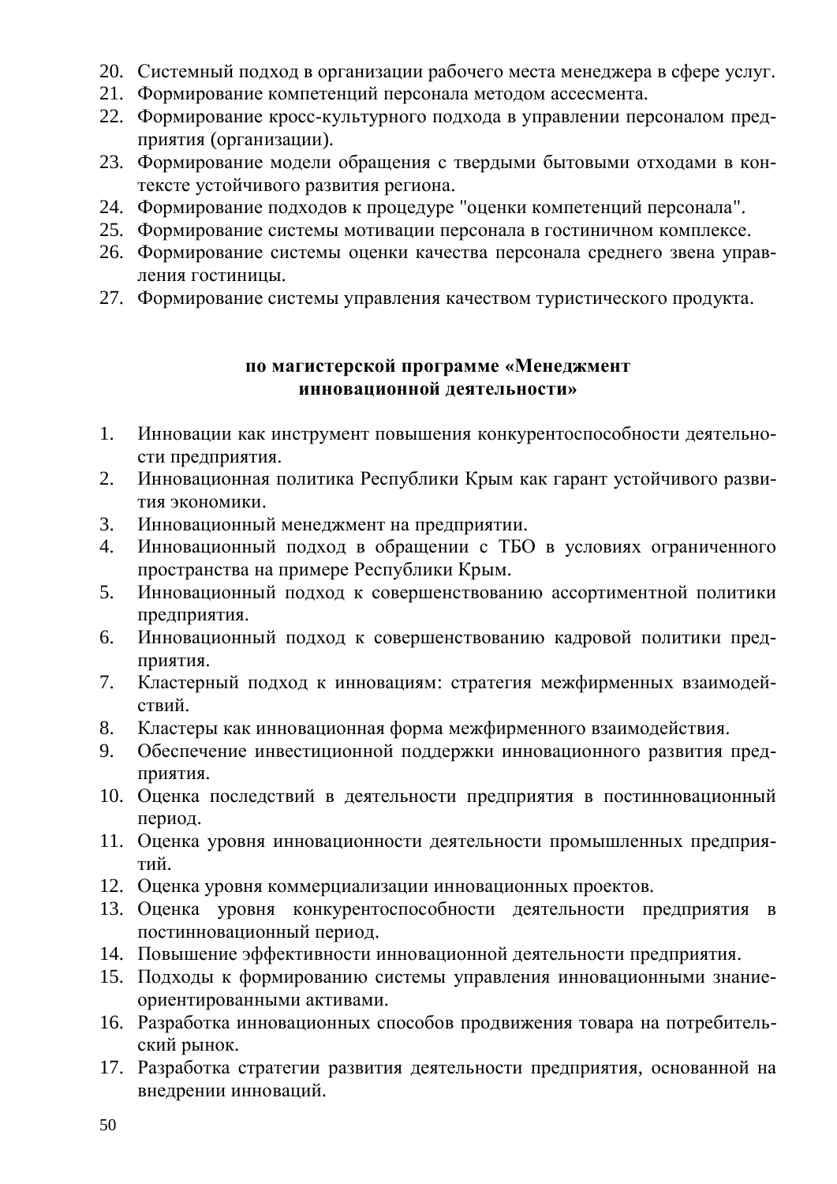20. Системный подход в организации рабочего места менеджера в сфере услуг.
21. Формирование компетенций персонала методом ассесмента.
22. Формирование кросс-культурного подхода в управлении персоналом предприятия (организации).
23. Формирование модели обращения с твердыми бытовыми отходами в контексте устойчивого развития региона.
24. Формирование подходов к процедуре "оценки компетенций персонала".
25. Формирование системы мотивации персонала в гостиничном комплексе.
26. Формирование системы оценки качества персонала среднего звена управления гостиницы.
27. Формирование системы управления качеством туристического продукта.

## по магистерской программе «Менеджмент инновационной деятельности»

1. Инновации как инструмент повышения конкурентоспособности деятельности предприятия.
2. Инновационная политика Республики Крым как гарант устойчивого развития экономики.
3. Инновационный менеджмент на предприятии.
4. Инновационный подход в обращении с ТБО в условиях ограниченного пространства на примере Республики Крым.
5. Инновационный подход к совершенствованию ассортиментной политики предприятия.
6. Инновационный подход к совершенствованию кадровой политики предприятия.
7. Кластерный подход к инновациям: стратегия межфирменных взаимодействий.
8. Кластеры как инновационная форма межфирменного взаимодействия.
9. Обеспечение инвестиционной поддержки инновационного развития предприятия.
10. Оценка последствий в деятельности предприятия в постинновационный период.
11. Оценка уровня инновационности деятельности промышленных предприятий.
12. Оценка уровня коммерциализации инновационных проектов.
13. Оценка уровня конкурентоспособности деятельности предприятия в постинновационный период.
14. Повышение эффективности инновационной деятельности предприятия.
15. Подходы к формированию системы управления инновационными знание-ориентированными активами.
16. Разработка инновационных способов продвижения товара на потребительский рынок.
17. Разработка стратегии развития деятельности предприятия, основанной на внедрении инноваций.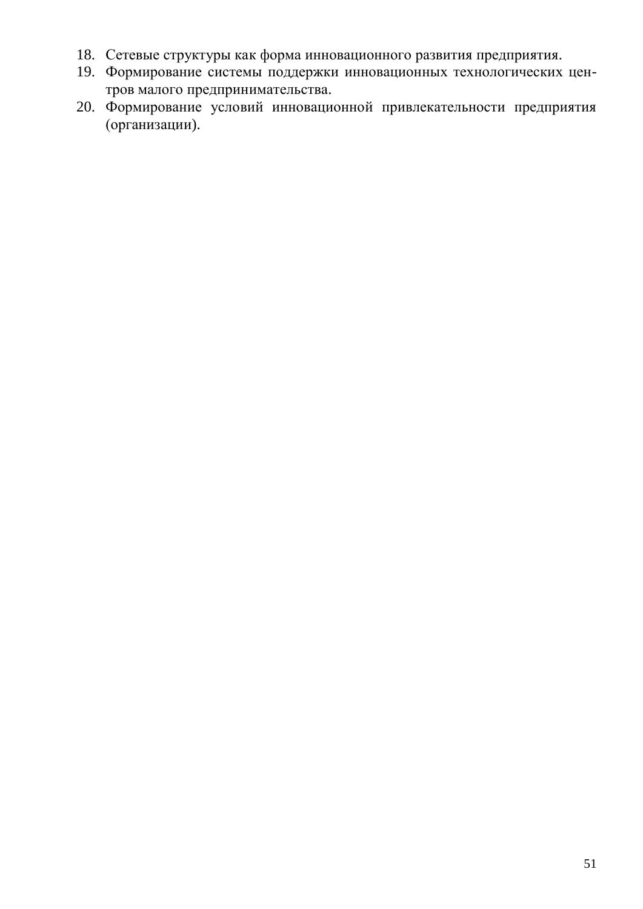18. Сетевые структуры как форма инновационного развития предприятия.
19. Формирование системы поддержки инновационных технологических центров малого предпринимательства.
20. Формирование условий инновационной привлекательности предприятия (организации).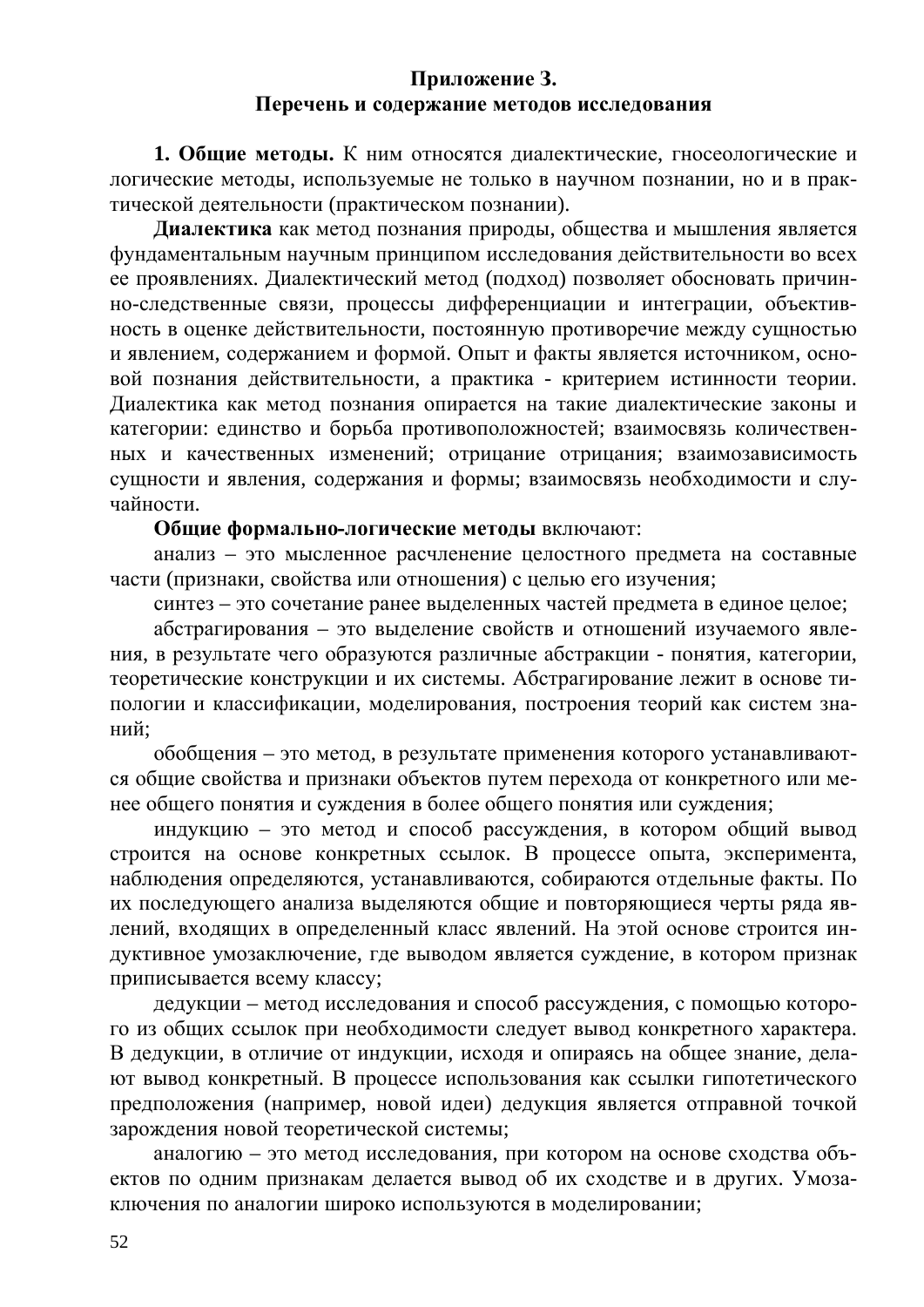**Приложение 3.**
**Перечень и содержание методов исследования**

**1. Общие методы.** К ним относятся диалектические, гносеологические и логические методы, используемые не только в научном познании, но и в практической деятельности (практическом познании).

**Диалектика** как метод познания природы, общества и мышления является фундаментальным научным принципом исследования действительности во всех ее проявлениях. Диалектический метод (подход) позволяет обосновать причинно-следственные связи, процессы дифференциации и интеграции, объективность в оценке действительности, постоянную противоречие между сущностью и явлением, содержанием и формой. Опыт и факты является источником, основой познания действительности, а практика - критерием истинности теории. Диалектика как метод познания опирается на такие диалектические законы и категории: единство и борьба противоположностей; взаимосвязь количественных и качественных изменений; отрицание отрицания; взаимозависимость сущности и явления, содержания и формы; взаимосвязь необходимости и случайности.

**Общие формально-логические методы** включают:

анализ – это мысленное расчленение целостного предмета на составные части (признаки, свойства или отношения) с целью его изучения;

синтез – это сочетание ранее выделенных частей предмета в единое целое;

абстрагирования – это выделение свойств и отношений изучаемого явления, в результате чего образуются различные абстракции - понятия, категории, теоретические конструкции и их системы. Абстрагирование лежит в основе типологии и классификации, моделирования, построения теорий как систем знаний;

обобщения – это метод, в результате применения которого устанавливаются общие свойства и признаки объектов путем перехода от конкретного или менее общего понятия и суждения в более общего понятия или суждения;

индукцию – это метод и способ рассуждения, в котором общий вывод строится на основе конкретных ссылок. В процессе опыта, эксперимента, наблюдения определяются, устанавливаются, собираются отдельные факты. По их последующего анализа выделяются общие и повторяющиеся черты ряда явлений, входящих в определенный класс явлений. На этой основе строится индуктивное умозаключение, где выводом является суждение, в котором признак приписывается всему классу;

дедукции – метод исследования и способ рассуждения, с помощью которого из общих ссылок при необходимости следует вывод конкретного характера. В дедукции, в отличие от индукции, исходя и опираясь на общее знание, делают вывод конкретный. В процессе использования как ссылки гипотетического предположения (например, новой идеи) дедукция является отправной точкой зарождения новой теоретической системы;

аналогию – это метод исследования, при котором на основе сходства объектов по одним признакам делается вывод об их сходстве и в других. Умозаключения по аналогии широко используются в моделировании;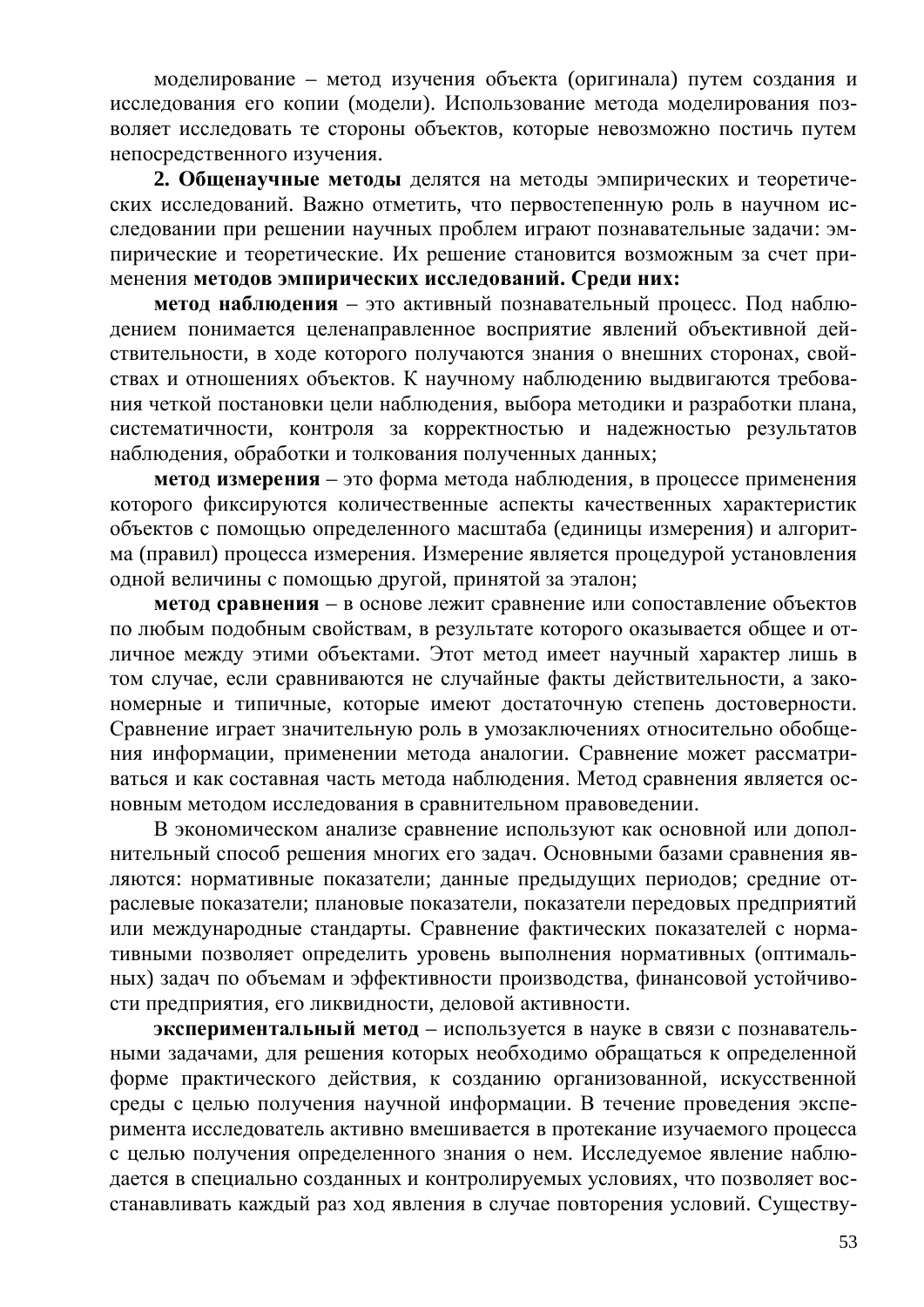моделирование – метод изучения объекта (оригинала) путем создания и исследования его копии (модели). Использование метода моделирования позволяет исследовать те стороны объектов, которые невозможно постичь путем непосредственного изучения.

**2. Общенаучные методы** делятся на методы эмпирических и теоретических исследований. Важно отметить, что первостепенную роль в научном исследовании при решении научных проблем играют познавательные задачи: эмпирические и теоретические. Их решение становится возможным за счет применения **методов эмпирических исследований. Среди них:**

**метод наблюдения** – это активный познавательный процесс. Под наблюдением понимается целенаправленное восприятие явлений объективной действительности, в ходе которого получаются знания о внешних сторонах, свойствах и отношениях объектов. К научному наблюдению выдвигаются требования четкой постановки цели наблюдения, выбора методики и разработки плана, систематичности, контроля за корректностью и надежностью результатов наблюдения, обработки и толкования полученных данных;

**метод измерения** – это форма метода наблюдения, в процессе применения которого фиксируются количественные аспекты качественных характеристик объектов с помощью определенного масштаба (единицы измерения) и алгоритма (правил) процесса измерения. Измерение является процедурой установления одной величины с помощью другой, принятой за эталон;

**метод сравнения** – в основе лежит сравнение или сопоставление объектов по любым подобным свойствам, в результате которого оказывается общее и отличное между этими объектами. Этот метод имеет научный характер лишь в том случае, если сравниваются не случайные факты действительности, а закономерные и типичные, которые имеют достаточную степень достоверности. Сравнение играет значительную роль в умозаключениях относительно обобщения информации, применении метода аналогии. Сравнение может рассматриваться и как составная часть метода наблюдения. Метод сравнения является основным методом исследования в сравнительном правоведении.

В экономическом анализе сравнение используют как основной или дополнительный способ решения многих его задач. Основными базами сравнения являются: нормативные показатели; данные предыдущих периодов; средние отраслевые показатели; плановые показатели, показатели передовых предприятий или международные стандарты. Сравнение фактических показателей с нормативными позволяет определить уровень выполнения нормативных (оптимальных) задач по объемам и эффективности производства, финансовой устойчивости предприятия, его ликвидности, деловой активности.

**экспериментальный метод** – используется в науке в связи с познавательными задачами, для решения которых необходимо обращаться к определенной форме практического действия, к созданию организованной, искусственной среды с целью получения научной информации. В течение проведения эксперимента исследователь активно вмешивается в протекание изучаемого процесса с целью получения определенного знания о нем. Исследуемое явление наблюдается в специально созданных и контролируемых условиях, что позволяет восстанавливать каждый раз ход явления в случае повторения условий. Существу-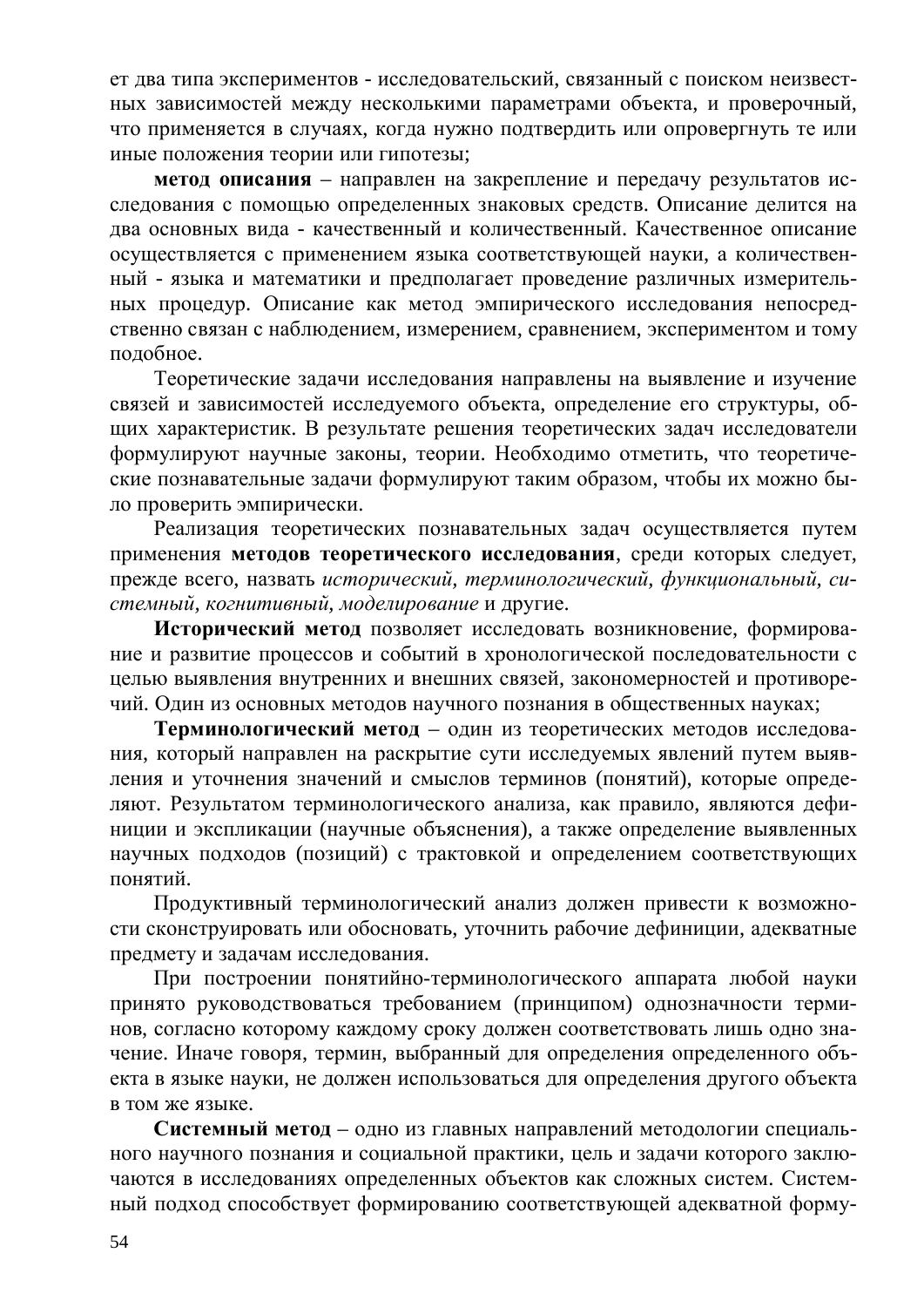ет два типа экспериментов - исследовательский, связанный с поиском неизвестных зависимостей между несколькими параметрами объекта, и проверочный, что применяется в случаях, когда нужно подтвердить или опровергнуть те или иные положения теории или гипотезы;

**метод описания** – направлен на закрепление и передачу результатов исследования с помощью определенных знаковых средств. Описание делится на два основных вида - качественный и количественный. Качественное описание осуществляется с применением языка соответствующей науки, а количественный - языка и математики и предполагает проведение различных измерительных процедур. Описание как метод эмпирического исследования непосредственно связан с наблюдением, измерением, сравнением, экспериментом и тому подобное.

Теоретические задачи исследования направлены на выявление и изучение связей и зависимостей исследуемого объекта, определение его структуры, общих характеристик. В результате решения теоретических задач исследователи формулируют научные законы, теории. Необходимо отметить, что теоретические познавательные задачи формулируют таким образом, чтобы их можно было проверить эмпирически.

Реализация теоретических познавательных задач осуществляется путем применения **методов теоретического исследования**, среди которых следует, прежде всего, назвать *исторический*, *терминологический*, *функциональный*, *системный*, *когнитивный*, *моделирование* и другие.

**Исторический метод** позволяет исследовать возникновение, формирование и развитие процессов и событий в хронологической последовательности с целью выявления внутренних и внешних связей, закономерностей и противоречий. Один из основных методов научного познания в общественных науках;

**Терминологический метод** – один из теоретических методов исследования, который направлен на раскрытие сути исследуемых явлений путем выявления и уточнения значений и смыслов терминов (понятий), которые определяют. Результатом терминологического анализа, как правило, являются дефиниции и экспликации (научные объяснения), а также определение выявленных научных подходов (позиций) с трактовкой и определением соответствующих понятий.

Продуктивный терминологический анализ должен привести к возможности сконструировать или обосновать, уточнить рабочие дефиниции, адекватные предмету и задачам исследования.

При построении понятийно-терминологического аппарата любой науки принято руководствоваться требованием (принципом) однозначности терминов, согласно которому каждому сроку должен соответствовать лишь одно значение. Иначе говоря, термин, выбранный для определения определенного объекта в языке науки, не должен использоваться для определения другого объекта в том же языке.

**Системный метод** – одно из главных направлений методологии специального научного познания и социальной практики, цель и задачи которого заключаются в исследованиях определенных объектов как сложных систем. Системный подход способствует формированию соответствующей адекватной форму-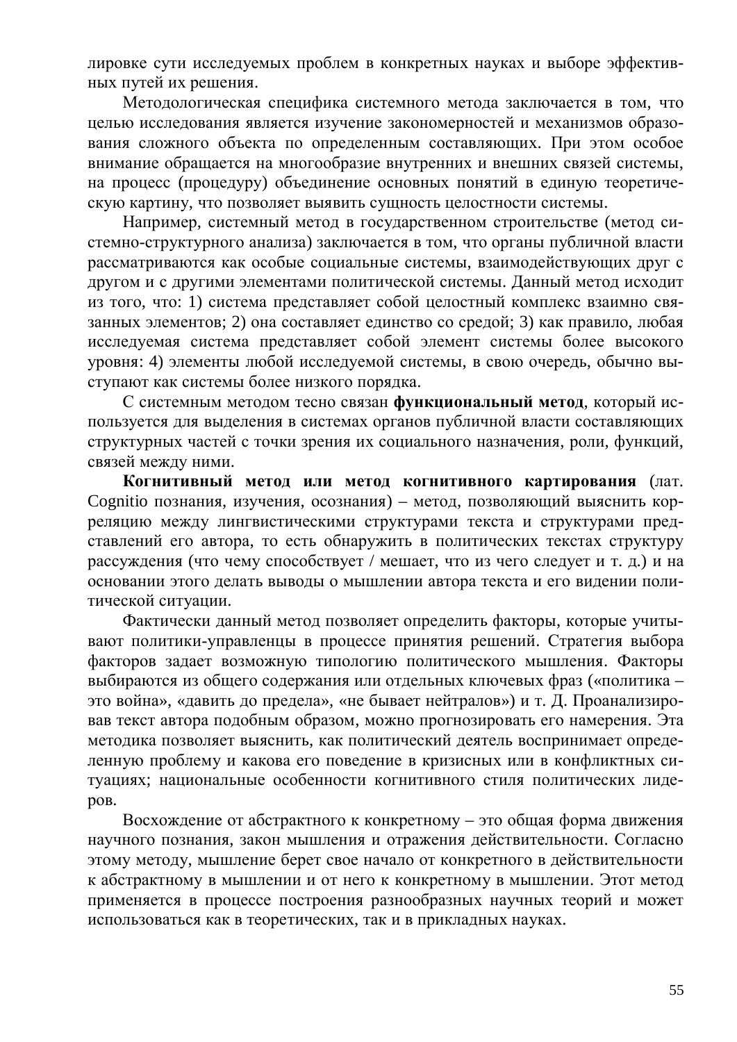лировке сути исследуемых проблем в конкретных науках и выборе эффективных путей их решения.

Методологическая специфика системного метода заключается в том, что целью исследования является изучение закономерностей и механизмов образования сложного объекта по определенным составляющих. При этом особое внимание обращается на многообразие внутренних и внешних связей системы, на процесс (процедуру) объединение основных понятий в единую теоретическую картину, что позволяет выявить сущность целостности системы.

Например, системный метод в государственном строительстве (метод системно-структурного анализа) заключается в том, что органы публичной власти рассматриваются как особые социальные системы, взаимодействующих друг с другом и с другими элементами политической системы. Данный метод исходит из того, что: 1) система представляет собой целостный комплекс взаимно связанных элементов; 2) она составляет единство со средой; 3) как правило, любая исследуемая система представляет собой элемент системы более высокого уровня: 4) элементы любой исследуемой системы, в свою очередь, обычно выступают как системы более низкого порядка.

С системным методом тесно связан **функциональный метод**, который используется для выделения в системах органов публичной власти составляющих структурных частей с точки зрения их социального назначения, роли, функций, связей между ними.

**Когнитивный метод или метод когнитивного картирования** (лат. Cognitio познания, изучения, осознания) – метод, позволяющий выяснить корреляцию между лингвистическими структурами текста и структурами представлений его автора, то есть обнаружить в политических текстах структуру рассуждения (что чему способствует / мешает, что из чего следует и т. д.) и на основании этого делать выводы о мышлении автора текста и его видении политической ситуации.

Фактически данный метод позволяет определить факторы, которые учитывают политики-управленцы в процессе принятия решений. Стратегия выбора факторов задает возможную типологию политического мышления. Факторы выбираются из общего содержания или отдельных ключевых фраз («политика – это война», «давить до предела», «не бывает нейтралов») и т. Д. Проанализировав текст автора подобным образом, можно прогнозировать его намерения. Эта методика позволяет выяснить, как политический деятель воспринимает определенную проблему и какова его поведение в кризисных или в конфликтных ситуациях; национальные особенности когнитивного стиля политических лидеров.

Восхождение от абстрактного к конкретному – это общая форма движения научного познания, закон мышления и отражения действительности. Согласно этому методу, мышление берет свое начало от конкретного в действительности к абстрактному в мышлении и от него к конкретному в мышлении. Этот метод применяется в процессе построения разнообразных научных теорий и может использоваться как в теоретических, так и в прикладных науках.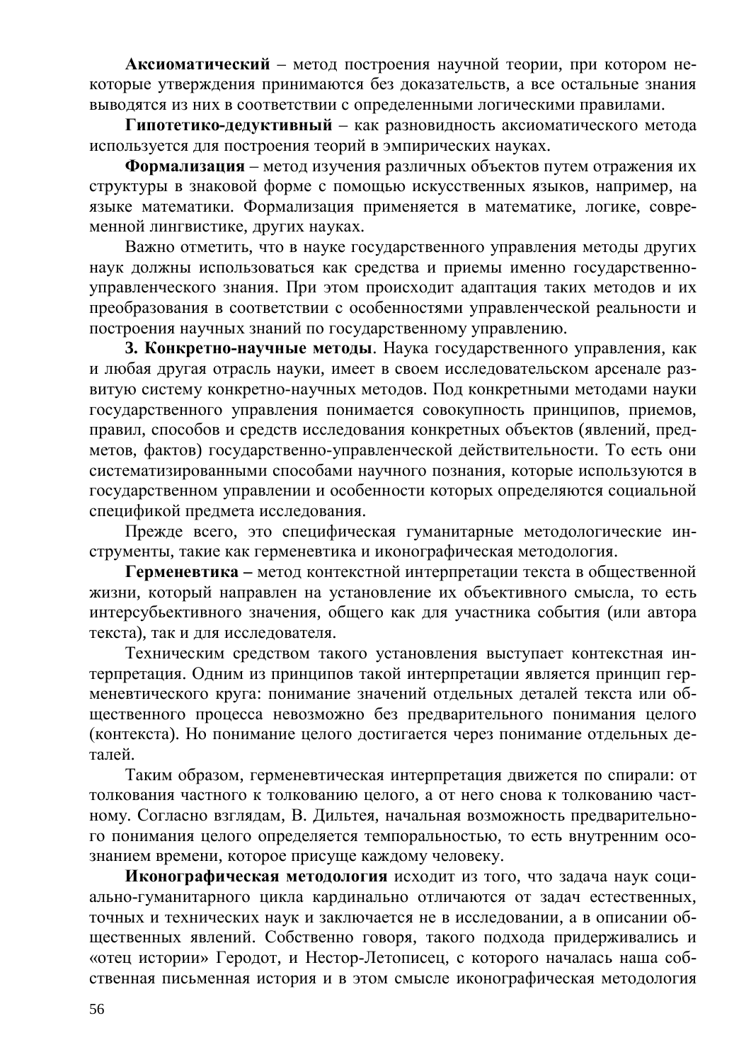**Аксиоматический** – метод построения научной теории, при котором некоторые утверждения принимаются без доказательств, а все остальные знания выводятся из них в соответствии с определенными логическими правилами.

**Гипотетико-дедуктивный** – как разновидность аксиоматического метода используется для построения теорий в эмпирических науках.

**Формализация** – метод изучения различных объектов путем отражения их структуры в знаковой форме с помощью искусственных языков, например, на языке математики. Формализация применяется в математике, логике, современной лингвистике, других науках.

Важно отметить, что в науке государственного управления методы других наук должны использоваться как средства и приемы именно государственно-управленческого знания. При этом происходит адаптация таких методов и их преобразования в соответствии с особенностями управленческой реальности и построения научных знаний по государственному управлению.

**3. Конкретно-научные методы**. Наука государственного управления, как и любая другая отрасль науки, имеет в своем исследовательском арсенале развитую систему конкретно-научных методов. Под конкретными методами науки государственного управления понимается совокупность принципов, приемов, правил, способов и средств исследования конкретных объектов (явлений, предметов, фактов) государственно-управленческой действительности. То есть они систематизированными способами научного познания, которые используются в государственном управлении и особенности которых определяются социальной спецификой предмета исследования.

Прежде всего, это специфическая гуманитарные методологические инструменты, такие как герменевтика и иконографическая методология.

**Герменевтика –** метод контекстной интерпретации текста в общественной жизни, который направлен на установление их объективного смысла, то есть интерсубьективного значения, общего как для участника события (или автора текста), так и для исследователя.

Техническим средством такого установления выступает контекстная интерпретация. Одним из принципов такой интерпретации является принцип герменевтического круга: понимание значений отдельных деталей текста или общественного процесса невозможно без предварительного понимания целого (контекста). Но понимание целого достигается через понимание отдельных деталей.

Таким образом, герменевтическая интерпретация движется по спирали: от толкования частного к толкованию целого, а от него снова к толкованию частному. Согласно взглядам, В. Дильтея, начальная возможность предварительного понимания целого определяется темпоральностью, то есть внутренним осознанием времени, которое присуще каждому человеку.

**Иконографическая методология** исходит из того, что задача наук социально-гуманитарного цикла кардинально отличаются от задач естественных, точных и технических наук и заключается не в исследовании, а в описании общественных явлений. Собственно говоря, такого подхода придерживались и «отец истории» Геродот, и Нестор-Летописец, с которого началась наша собственная письменная история и в этом смысле иконографическая методология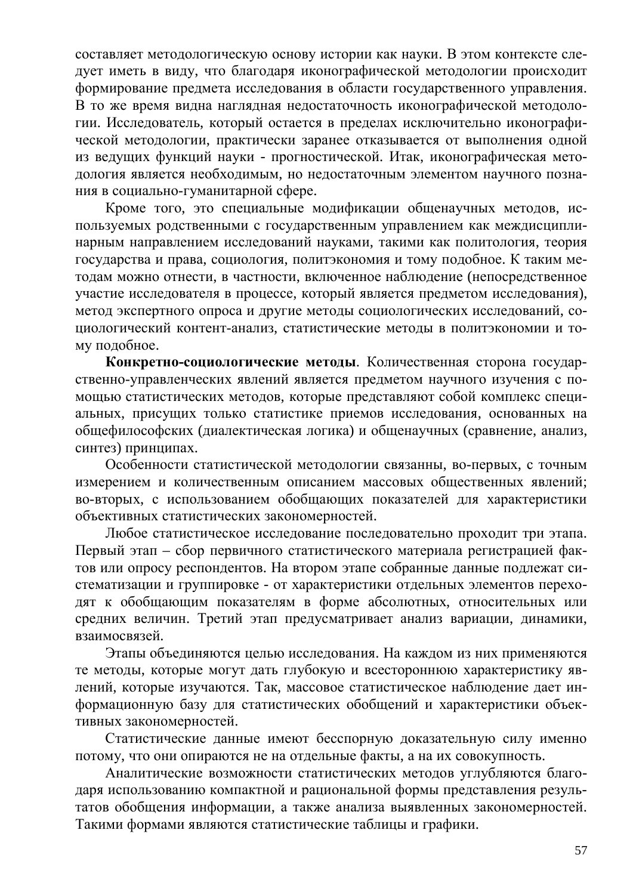составляет методологическую основу истории как науки. В этом контексте следует иметь в виду, что благодаря иконографической методологии происходит формирование предмета исследования в области государственного управления. В то же время видна наглядная недостаточность иконографической методологии. Исследователь, который остается в пределах исключительно иконографической методологии, практически заранее отказывается от выполнения одной из ведущих функций науки - прогностической. Итак, иконографическая методология является необходимым, но недостаточным элементом научного познания в социально-гуманитарной сфере.

Кроме того, это специальные модификации общенаучных методов, используемых родственными с государственным управлением как междисциплинарным направлением исследований науками, такими как политология, теория государства и права, социология, политэкономия и тому подобное. К таким методам можно отнести, в частности, включенное наблюдение (непосредственное участие исследователя в процессе, который является предметом исследования), метод экспертного опроса и другие методы социологических исследований, социологический контент-анализ, статистические методы в политэкономии и тому подобное.

**Конкретно-социологические методы**. Количественная сторона государственно-управленческих явлений является предметом научного изучения с помощью статистических методов, которые представляют собой комплекс специальных, присущих только статистике приемов исследования, основанных на общефилософских (диалектическая логика) и общенаучных (сравнение, анализ, синтез) принципах.

Особенности статистической методологии связанны, во-первых, с точным измерением и количественным описанием массовых общественных явлений; во-вторых, с использованием обобщающих показателей для характеристики объективных статистических закономерностей.

Любое статистическое исследование последовательно проходит три этапа. Первый этап – сбор первичного статистического материала регистрацией фактов или опросу респондентов. На втором этапе собранные данные подлежат систематизации и группировке - от характеристики отдельных элементов переходят к обобщающим показателям в форме абсолютных, относительных или средних величин. Третий этап предусматривает анализ вариации, динамики, взаимосвязей.

Этапы объединяются целью исследования. На каждом из них применяются те методы, которые могут дать глубокую и всестороннюю характеристику явлений, которые изучаются. Так, массовое статистическое наблюдение дает информационную базу для статистических обобщений и характеристики объективных закономерностей.

Статистические данные имеют бесспорную доказательную силу именно потому, что они опираются не на отдельные факты, а на их совокупность.

Аналитические возможности статистических методов углубляются благодаря использованию компактной и рациональной формы представления результатов обобщения информации, а также анализа выявленных закономерностей. Такими формами являются статистические таблицы и графики.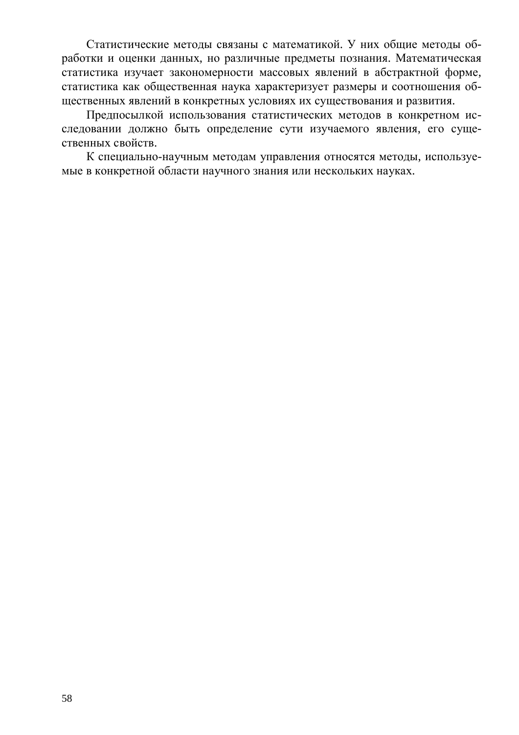Статистические методы связаны с математикой. У них общие методы обработки и оценки данных, но различные предметы познания. Математическая статистика изучает закономерности массовых явлений в абстрактной форме, статистика как общественная наука характеризует размеры и соотношения общественных явлений в конкретных условиях их существования и развития.

Предпосылкой использования статистических методов в конкретном исследовании должно быть определение сути изучаемого явления, его существенных свойств.

К специально-научным методам управления относятся методы, используемые в конкретной области научного знания или нескольких науках.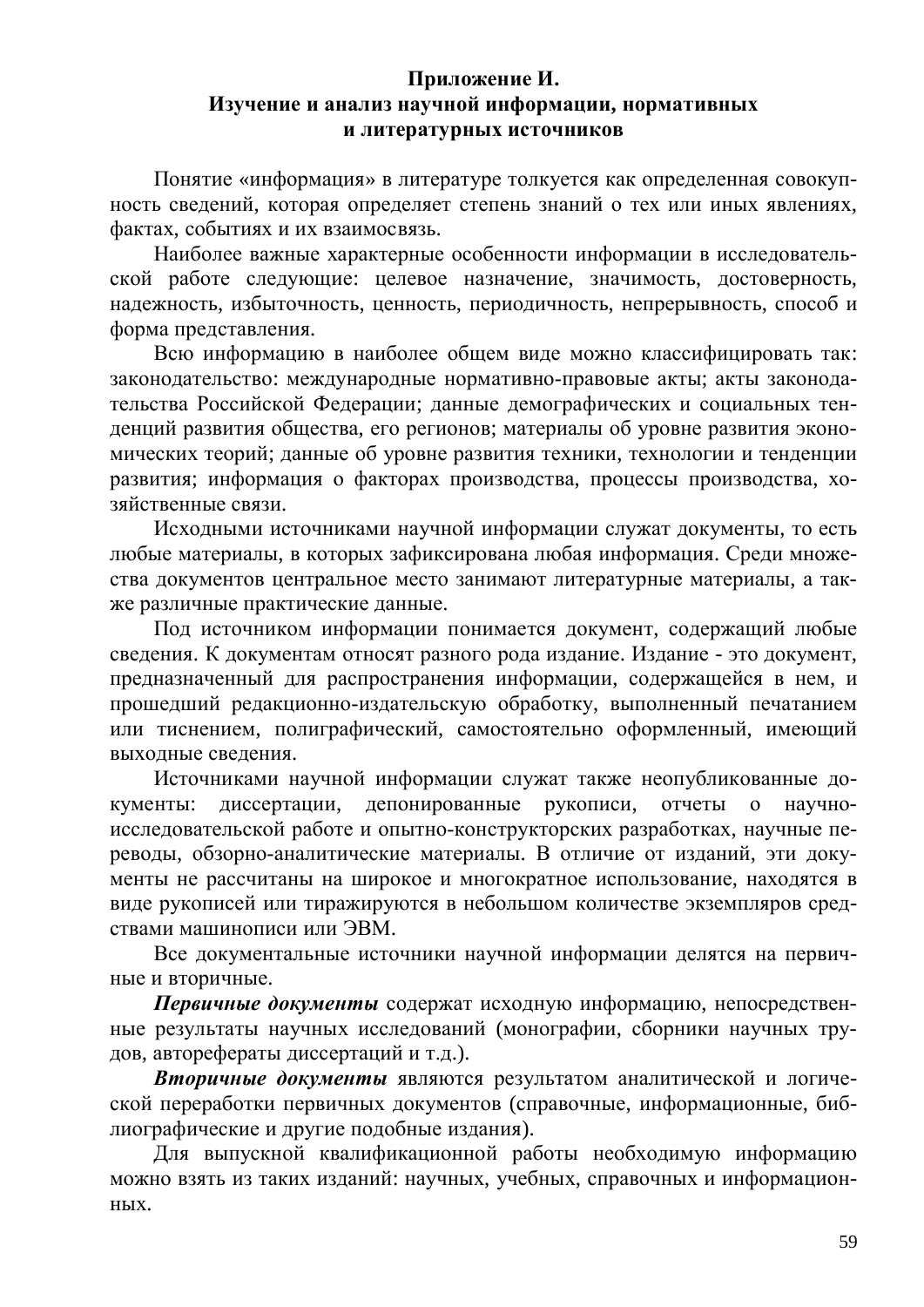## Приложение И. Изучение и анализ научной информации, нормативных и литературных источников

Понятие «информация» в литературе толкуется как определенная совокупность сведений, которая определяет степень знаний о тех или иных явлениях, фактах, событиях и их взаимосвязь.

Наиболее важные характерные особенности информации в исследовательской работе следующие: целевое назначение, значимость, достоверность, надежность, избыточность, ценность, периодичность, непрерывность, способ и форма представления.

Всю информацию в наиболее общем виде можно классифицировать так: законодательство: международные нормативно-правовые акты; акты законодательства Российской Федерации; данные демографических и социальных тенденций развития общества, его регионов; материалы об уровне развития экономических теорий; данные об уровне развития техники, технологии и тенденции развития; информация о факторах производства, процессы производства, хозяйственные связи.

Исходными источниками научной информации служат документы, то есть любые материалы, в которых зафиксирована любая информация. Среди множества документов центральное место занимают литературные материалы, а также различные практические данные.

Под источником информации понимается документ, содержащий любые сведения. К документам относят разного рода издание. Издание - это документ, предназначенный для распространения информации, содержащейся в нем, и прошедший редакционно-издательскую обработку, выполненный печатанием или тиснением, полиграфический, самостоятельно оформленный, имеющий выходные сведения.

Источниками научной информации служат также неопубликованные документы: диссертации, депонированные рукописи, отчеты о научно-исследовательской работе и опытно-конструкторских разработках, научные переводы, обзорно-аналитические материалы. В отличие от изданий, эти документы не рассчитаны на широкое и многократное использование, находятся в виде рукописей или тиражируются в небольшом количестве экземпляров средствами машинописи или ЭВМ.

Все документальные источники научной информации делятся на первичные и вторичные.

***Первичные документы*** содержат исходную информацию, непосредственные результаты научных исследований (монографии, сборники научных трудов, авторефераты диссертаций и т.д.).

***Вторичные документы*** являются результатом аналитической и логической переработки первичных документов (справочные, информационные, библиографические и другие подобные издания).

Для выпускной квалификационной работы необходимую информацию можно взять из таких изданий: научных, учебных, справочных и информационных.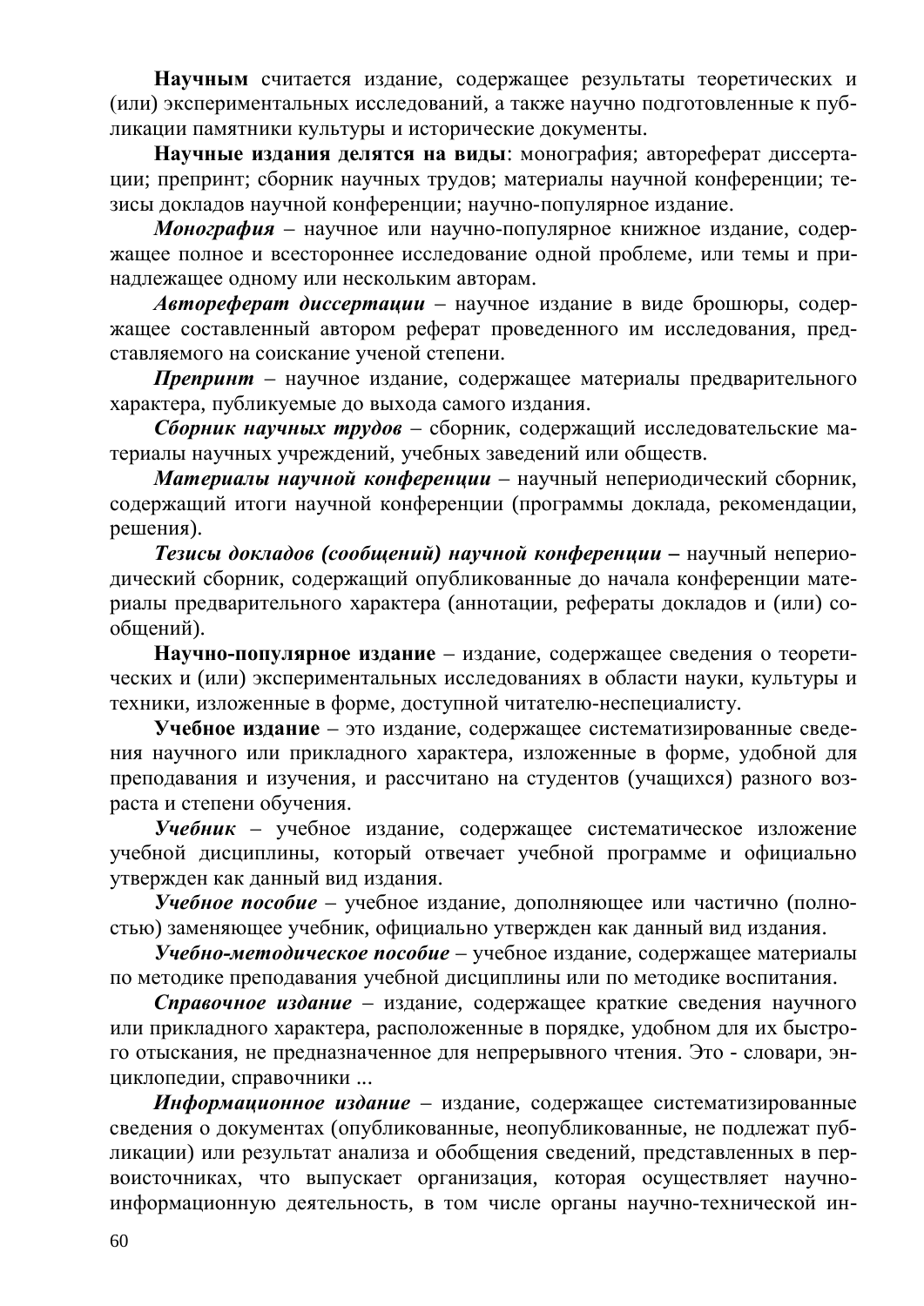**Научным** считается издание, содержащее результаты теоретических и (или) экспериментальных исследований, а также научно подготовленные к публикации памятники культуры и исторические документы.

**Научные издания делятся на виды**: монография; автореферат диссертации; препринт; сборник научных трудов; материалы научной конференции; тезисы докладов научной конференции; научно-популярное издание.

***Монография*** – научное или научно-популярное книжное издание, содержащее полное и всестороннее исследование одной проблеме, или темы и принадлежащее одному или нескольким авторам.

***Автореферат диссертации*** – научное издание в виде брошюры, содержащее составленный автором реферат проведенного им исследования, представляемого на соискание ученой степени.

***Препринт*** – научное издание, содержащее материалы предварительного характера, публикуемые до выхода самого издания.

***Сборник научных трудов*** – сборник, содержащий исследовательские материалы научных учреждений, учебных заведений или обществ.

***Материалы научной конференции*** – научный непериодический сборник, содержащий итоги научной конференции (программы доклада, рекомендации, решения).

***Тезисы докладов (сообщений) научной конференции*** **–** научный непериодический сборник, содержащий опубликованные до начала конференции материалы предварительного характера (аннотации, рефераты докладов и (или) сообщений).

**Научно-популярное издание** – издание, содержащее сведения о теоретических и (или) экспериментальных исследованиях в области науки, культуры и техники, изложенные в форме, доступной читателю-неспециалисту.

**Учебное издание** – это издание, содержащее систематизированные сведения научного или прикладного характера, изложенные в форме, удобной для преподавания и изучения, и рассчитано на студентов (учащихся) разного возраста и степени обучения.

***Учебник*** – учебное издание, содержащее систематическое изложение учебной дисциплины, который отвечает учебной программе и официально утвержден как данный вид издания.

***Учебное пособие*** – учебное издание, дополняющее или частично (полностью) заменяющее учебник, официально утвержден как данный вид издания.

***Учебно-методическое пособие*** – учебное издание, содержащее материалы по методике преподавания учебной дисциплины или по методике воспитания.

***Справочное издание*** – издание, содержащее краткие сведения научного или прикладного характера, расположенные в порядке, удобном для их быстрого отыскания, не предназначенное для непрерывного чтения. Это - словари, энциклопедии, справочники ...

***Информационное издание*** – издание, содержащее систематизированные сведения о документах (опубликованные, неопубликованные, не подлежат публикации) или результат анализа и обобщения сведений, представленных в первоисточниках, что выпускает организация, которая осуществляет научно-информационную деятельность, в том числе органы научно-технической ин-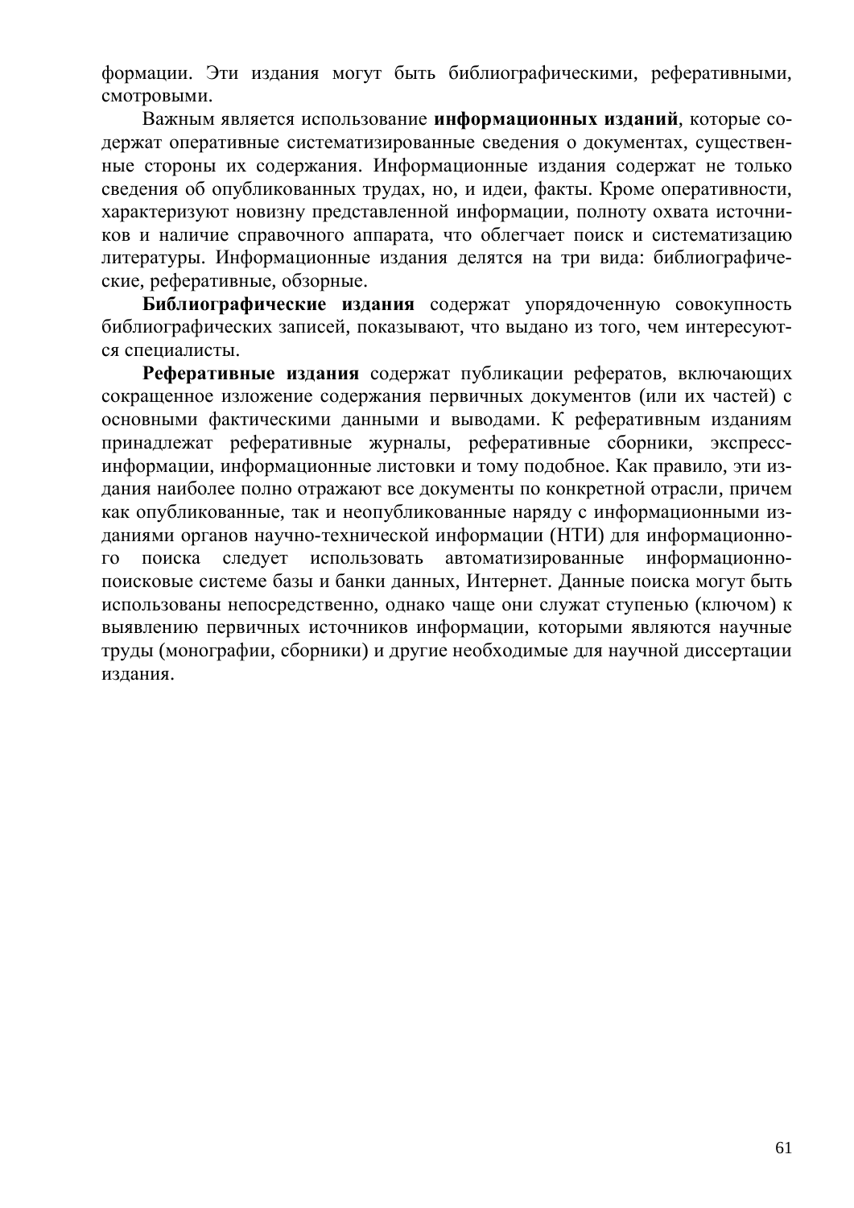формации. Эти издания могут быть библиографическими, реферативными, смотровыми.

Важным является использование **информационных изданий**, которые содержат оперативные систематизированные сведения о документах, существенные стороны их содержания. Информационные издания содержат не только сведения об опубликованных трудах, но, и идеи, факты. Кроме оперативности, характеризуют новизну представленной информации, полноту охвата источников и наличие справочного аппарата, что облегчает поиск и систематизацию литературы. Информационные издания делятся на три вида: библиографические, реферативные, обзорные.

**Библиографические издания** содержат упорядоченную совокупность библиографических записей, показывают, что выдано из того, чем интересуются специалисты.

**Реферативные издания** содержат публикации рефератов, включающих сокращенное изложение содержания первичных документов (или их частей) с основными фактическими данными и выводами. К реферативным изданиям принадлежат реферативные журналы, реферативные сборники, экспресс-информации, информационные листовки и тому подобное. Как правило, эти издания наиболее полно отражают все документы по конкретной отрасли, причем как опубликованные, так и неопубликованные наряду с информационными изданиями органов научно-технической информации (НТИ) для информационного поиска следует использовать автоматизированные информационно-поисковые системе базы и банки данных, Интернет. Данные поиска могут быть использованы непосредственно, однако чаще они служат ступенью (ключом) к выявлению первичных источников информации, которыми являются научные труды (монографии, сборники) и другие необходимые для научной диссертации издания.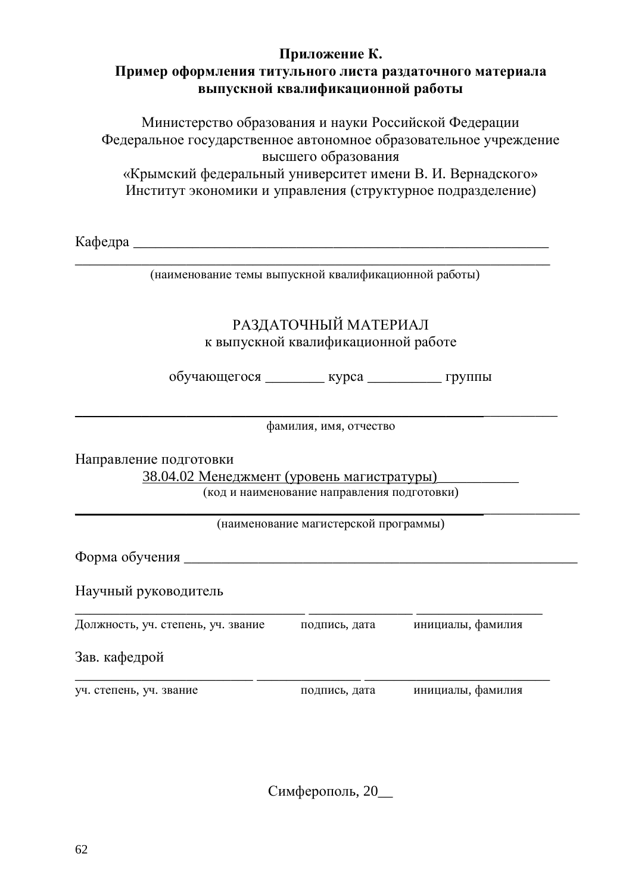**Приложение К.**
**Пример оформления титульного листа раздаточного материала выпускной квалификационной работы**

Министерство образования и науки Российской Федерации
Федеральное государственное автономное образовательное учреждение высшего образования
«Крымский федеральный университет имени В. И. Вернадского»
Институт экономики и управления (структурное подразделение)

Кафедра ___________________________________________________________
_____________________________________________________________________
(наименование темы выпускной квалификационной работы)

РАЗДАТОЧНЫЙ МАТЕРИАЛ
к выпускной квалификационной работе

обучающегося ________ курса __________ группы

_____________________________________________________________________
фамилия, имя, отчество

Направление подготовки
38.04.02 Менеджмент (уровень магистратуры)___________
(код и наименование направления подготовки)
_____________________________________________________________________
(наименование магистерской программы)

Форма обучения _______________________________________________________

Научный руководитель
_________________________________ _______________ __________________
Должность, уч. степень, уч. звание подпись, дата инициалы, фамилия

Зав. кафедрой
_________________________ _______________ _________________________
уч. степень, уч. звание подпись, дата инициалы, фамилия

Симферополь, 20__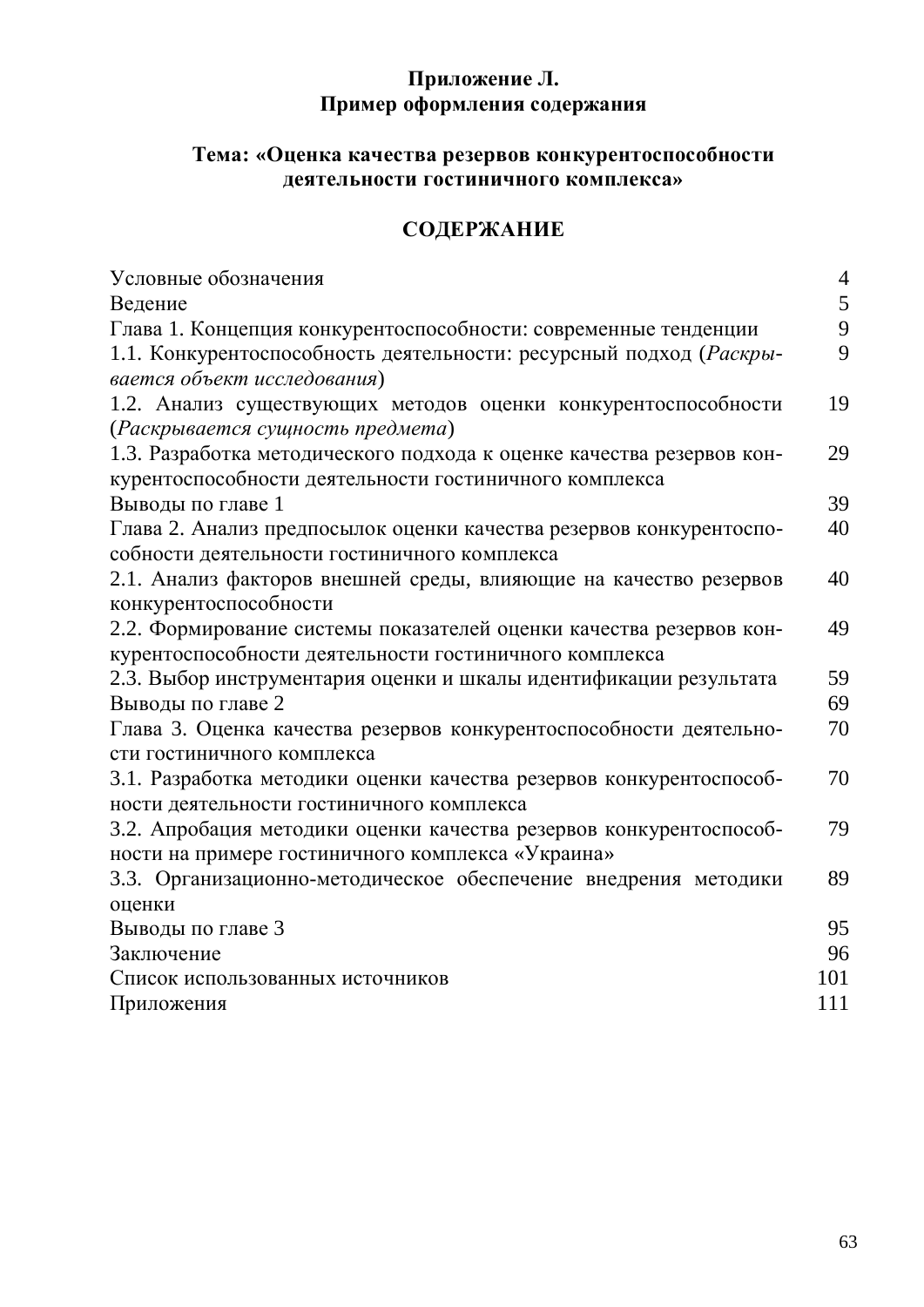**Приложение Л.**
**Пример оформления содержания**

**Тема: «Оценка качества резервов конкурентоспособности деятельности гостиничного комплекса»**

## СОДЕРЖАНИЕ

| | |
|---|---|
| Условные обозначения | 4 |
| Ведение | 5 |
| Глава 1. Концепция конкурентоспособности: современные тенденции | 9 |
| 1.1. Конкурентоспособность деятельности: ресурсный подход (*Раскрывается объект исследования*) | 9 |
| 1.2. Анализ существующих методов оценки конкурентоспособности (*Раскрывается сущность предмета*) | 19 |
| 1.3. Разработка методического подхода к оценке качества резервов конкурентоспособности деятельности гостиничного комплекса | 29 |
| Выводы по главе 1 | 39 |
| Глава 2. Анализ предпосылок оценки качества резервов конкурентоспособности деятельности гостиничного комплекса | 40 |
| 2.1. Анализ факторов внешней среды, влияющие на качество резервов конкурентоспособности | 40 |
| 2.2. Формирование системы показателей оценки качества резервов конкурентоспособности деятельности гостиничного комплекса | 49 |
| 2.3. Выбор инструментария оценки и шкалы идентификации результата | 59 |
| Выводы по главе 2 | 69 |
| Глава 3. Оценка качества резервов конкурентоспособности деятельности гостиничного комплекса | 70 |
| 3.1. Разработка методики оценки качества резервов конкурентоспособности деятельности гостиничного комплекса | 70 |
| 3.2. Апробация методики оценки качества резервов конкурентоспособности на примере гостиничного комплекса «Украина» | 79 |
| 3.3. Организационно-методическое обеспечение внедрения методики оценки | 89 |
| Выводы по главе 3 | 95 |
| Заключение | 96 |
| Список использованных источников | 101 |
| Приложения | 111 |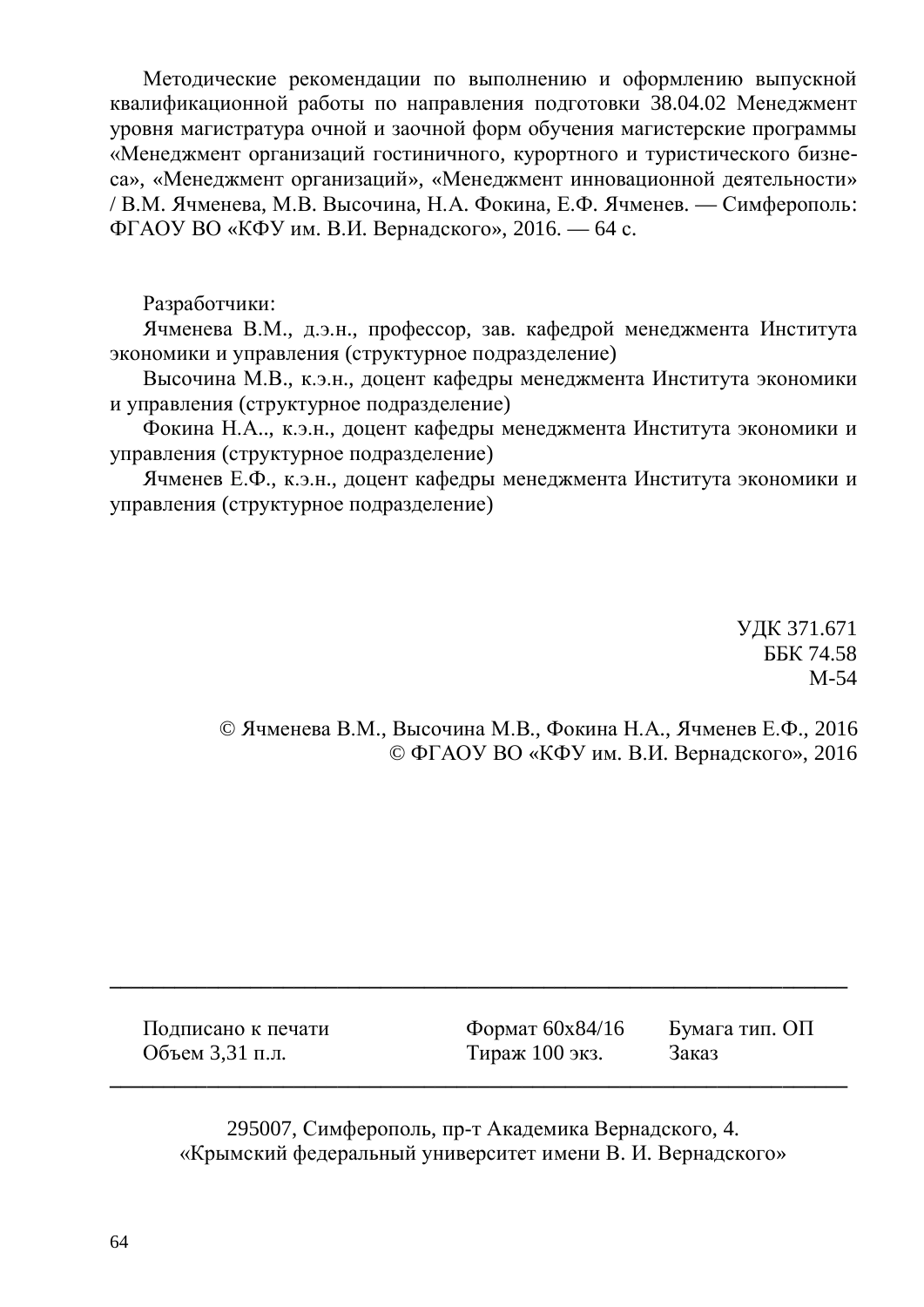Методические рекомендации по выполнению и оформлению выпускной квалификационной работы по направления подготовки 38.04.02 Менеджмент уровня магистратура очной и заочной форм обучения магистерские программы «Менеджмент организаций гостиничного, курортного и туристического бизнеса», «Менеджмент организаций», «Менеджмент инновационной деятельности» / В.М. Ячменева, М.В. Высочина, Н.А. Фокина, Е.Ф. Ячменев. — Симферополь: ФГАОУ ВО «КФУ им. В.И. Вернадского», 2016. — 64 с.

Разработчики:

Ячменева В.М., д.э.н., профессор, зав. кафедрой менеджмента Института экономики и управления (структурное подразделение)

Высочина М.В., к.э.н., доцент кафедры менеджмента Института экономики и управления (структурное подразделение)

Фокина Н.А.., к.э.н., доцент кафедры менеджмента Института экономики и управления (структурное подразделение)

Ячменев Е.Ф., к.э.н., доцент кафедры менеджмента Института экономики и управления (структурное подразделение)

УДК 371.671
ББК 74.58
М-54

© Ячменева В.М., Высочина М.В., Фокина Н.А., Ячменев Е.Ф., 2016
© ФГАОУ ВО «КФУ им. В.И. Вернадского», 2016

---

| | | |
|---|---|---|
| Подписано к печати | Формат 60x84/16 | Бумага тип. ОП |
| Объем 3,31 п.л. | Тираж 100 экз. | Заказ |

---

295007, Симферополь, пр-т Академика Вернадского, 4.
«Крымский федеральный университет имени В. И. Вернадского»